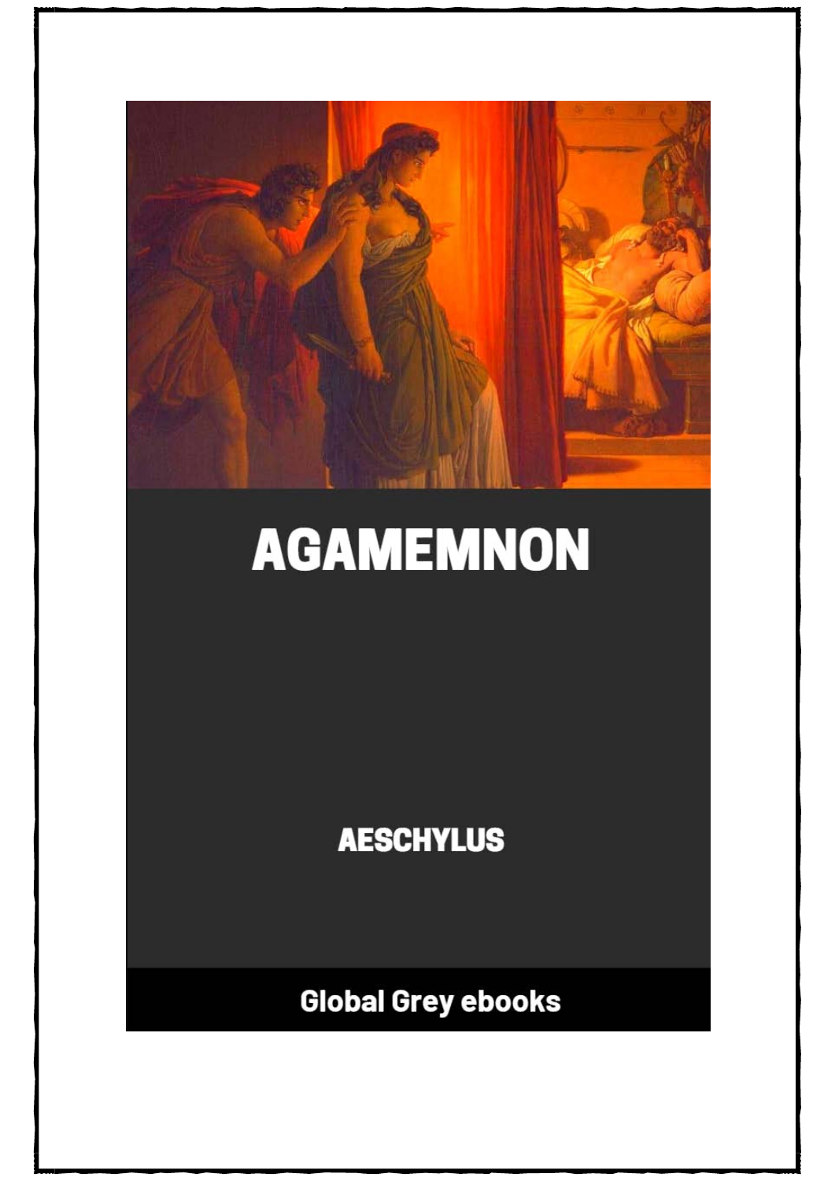# AGAMEMNON

AESCHYLUS

Global Grey ebooks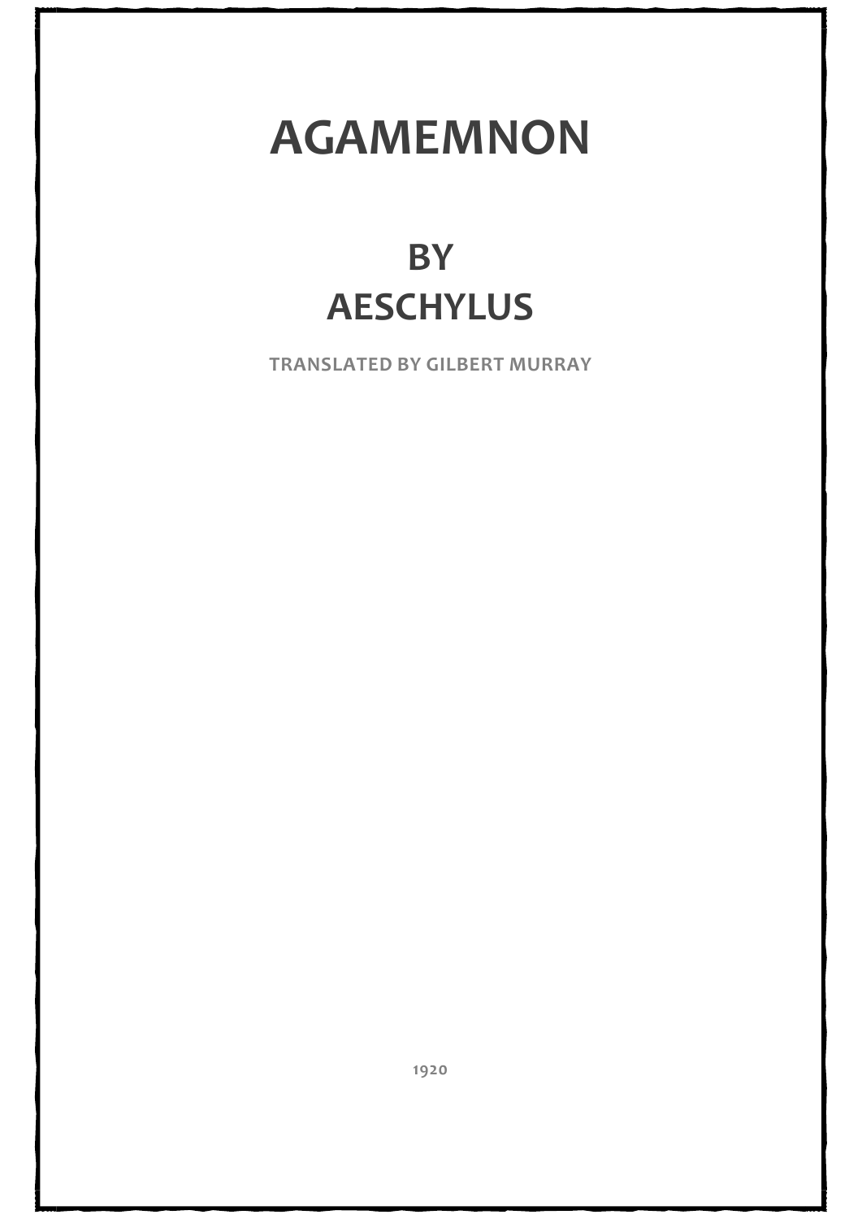# AGAMEMNON

## BY
## AESCHYLUS

**TRANSLATED BY GILBERT MURRAY**

1920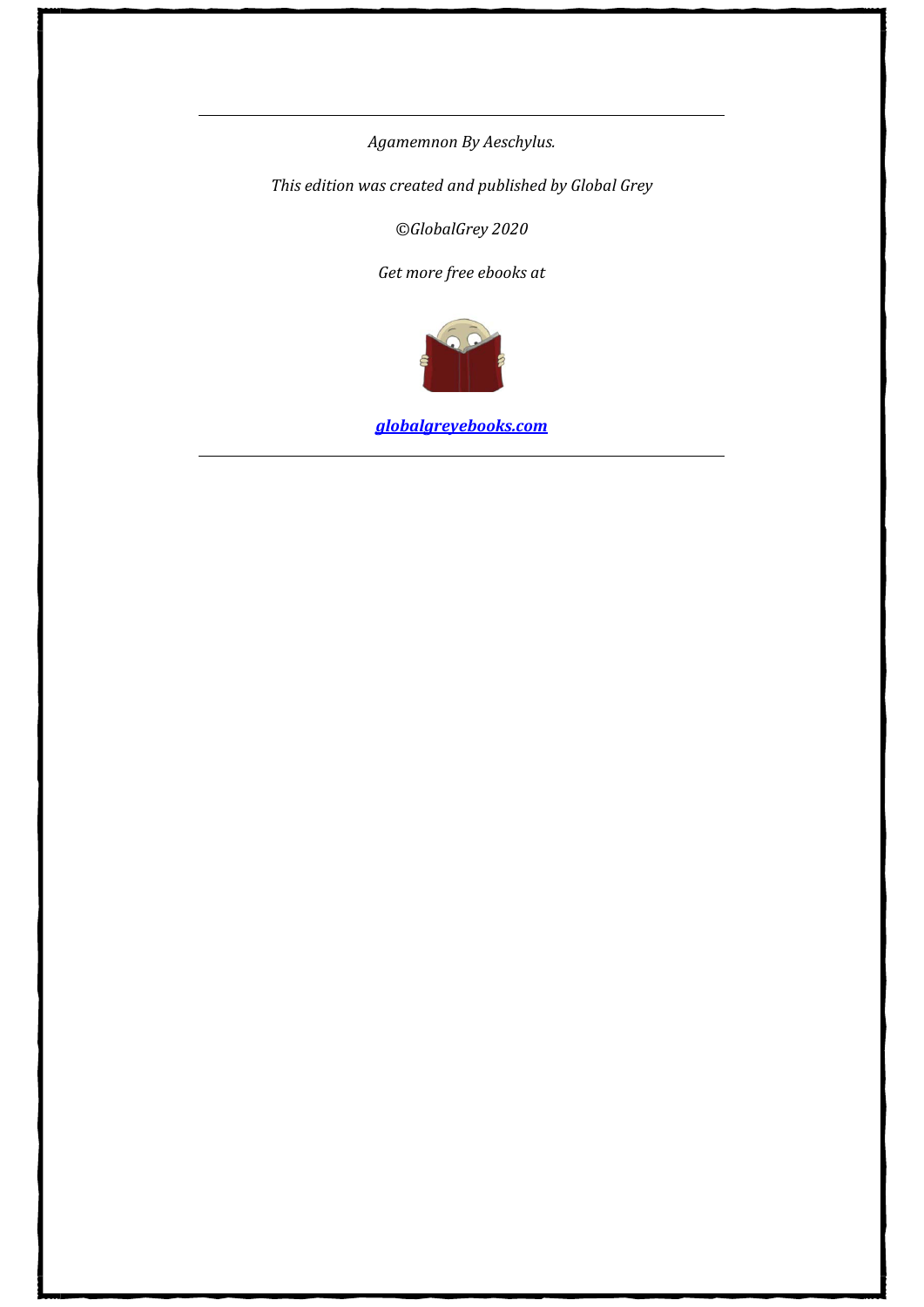---

*Agamemnon By Aeschylus.*

*This edition was created and published by Global Grey*

*©GlobalGrey 2020*

*Get more free ebooks at*

***[globalgreyebooks.com](https://www.globalgreyebooks.com)***

---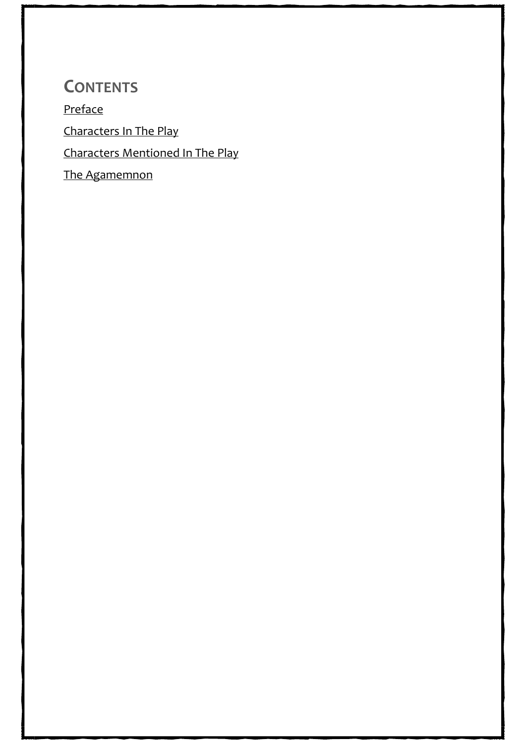## Contents

Preface

Characters In The Play

Characters Mentioned In The Play

The Agamemnon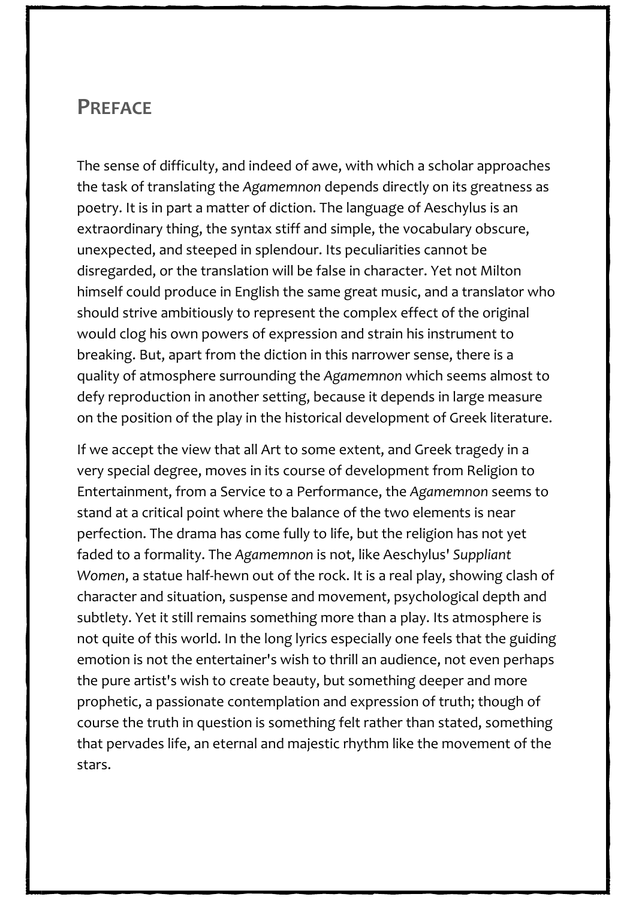## PREFACE

The sense of difficulty, and indeed of awe, with which a scholar approaches the task of translating the *Agamemnon* depends directly on its greatness as poetry. It is in part a matter of diction. The language of Aeschylus is an extraordinary thing, the syntax stiff and simple, the vocabulary obscure, unexpected, and steeped in splendour. Its peculiarities cannot be disregarded, or the translation will be false in character. Yet not Milton himself could produce in English the same great music, and a translator who should strive ambitiously to represent the complex effect of the original would clog his own powers of expression and strain his instrument to breaking. But, apart from the diction in this narrower sense, there is a quality of atmosphere surrounding the *Agamemnon* which seems almost to defy reproduction in another setting, because it depends in large measure on the position of the play in the historical development of Greek literature.

If we accept the view that all Art to some extent, and Greek tragedy in a very special degree, moves in its course of development from Religion to Entertainment, from a Service to a Performance, the *Agamemnon* seems to stand at a critical point where the balance of the two elements is near perfection. The drama has come fully to life, but the religion has not yet faded to a formality. The *Agamemnon* is not, like Aeschylus' *Suppliant Women*, a statue half-hewn out of the rock. It is a real play, showing clash of character and situation, suspense and movement, psychological depth and subtlety. Yet it still remains something more than a play. Its atmosphere is not quite of this world. In the long lyrics especially one feels that the guiding emotion is not the entertainer's wish to thrill an audience, not even perhaps the pure artist's wish to create beauty, but something deeper and more prophetic, a passionate contemplation and expression of truth; though of course the truth in question is something felt rather than stated, something that pervades life, an eternal and majestic rhythm like the movement of the stars.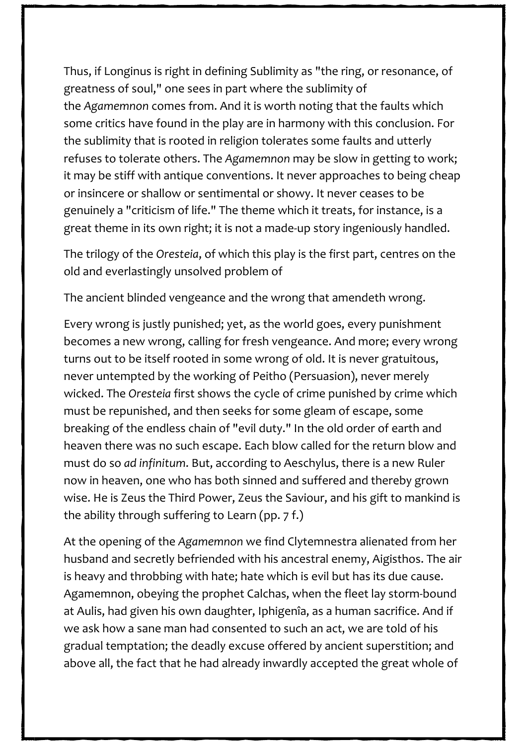Thus, if Longinus is right in defining Sublimity as "the ring, or resonance, of greatness of soul," one sees in part where the sublimity of the *Agamemnon* comes from. And it is worth noting that the faults which some critics have found in the play are in harmony with this conclusion. For the sublimity that is rooted in religion tolerates some faults and utterly refuses to tolerate others. The *Agamemnon* may be slow in getting to work; it may be stiff with antique conventions. It never approaches to being cheap or insincere or shallow or sentimental or showy. It never ceases to be genuinely a "criticism of life." The theme which it treats, for instance, is a great theme in its own right; it is not a made-up story ingeniously handled.

The trilogy of the *Oresteia*, of which this play is the first part, centres on the old and everlastingly unsolved problem of

The ancient blinded vengeance and the wrong that amendeth wrong.

Every wrong is justly punished; yet, as the world goes, every punishment becomes a new wrong, calling for fresh vengeance. And more; every wrong turns out to be itself rooted in some wrong of old. It is never gratuitous, never untempted by the working of Peitho (Persuasion), never merely wicked. The *Oresteia* first shows the cycle of crime punished by crime which must be repunished, and then seeks for some gleam of escape, some breaking of the endless chain of "evil duty." In the old order of earth and heaven there was no such escape. Each blow called for the return blow and must do so *ad infinitum*. But, according to Aeschylus, there is a new Ruler now in heaven, one who has both sinned and suffered and thereby grown wise. He is Zeus the Third Power, Zeus the Saviour, and his gift to mankind is the ability through suffering to Learn (pp. 7 f.)

At the opening of the *Agamemnon* we find Clytemnestra alienated from her husband and secretly befriended with his ancestral enemy, Aigisthos. The air is heavy and throbbing with hate; hate which is evil but has its due cause. Agamemnon, obeying the prophet Calchas, when the fleet lay storm-bound at Aulis, had given his own daughter, Iphigenîa, as a human sacrifice. And if we ask how a sane man had consented to such an act, we are told of his gradual temptation; the deadly excuse offered by ancient superstition; and above all, the fact that he had already inwardly accepted the great whole of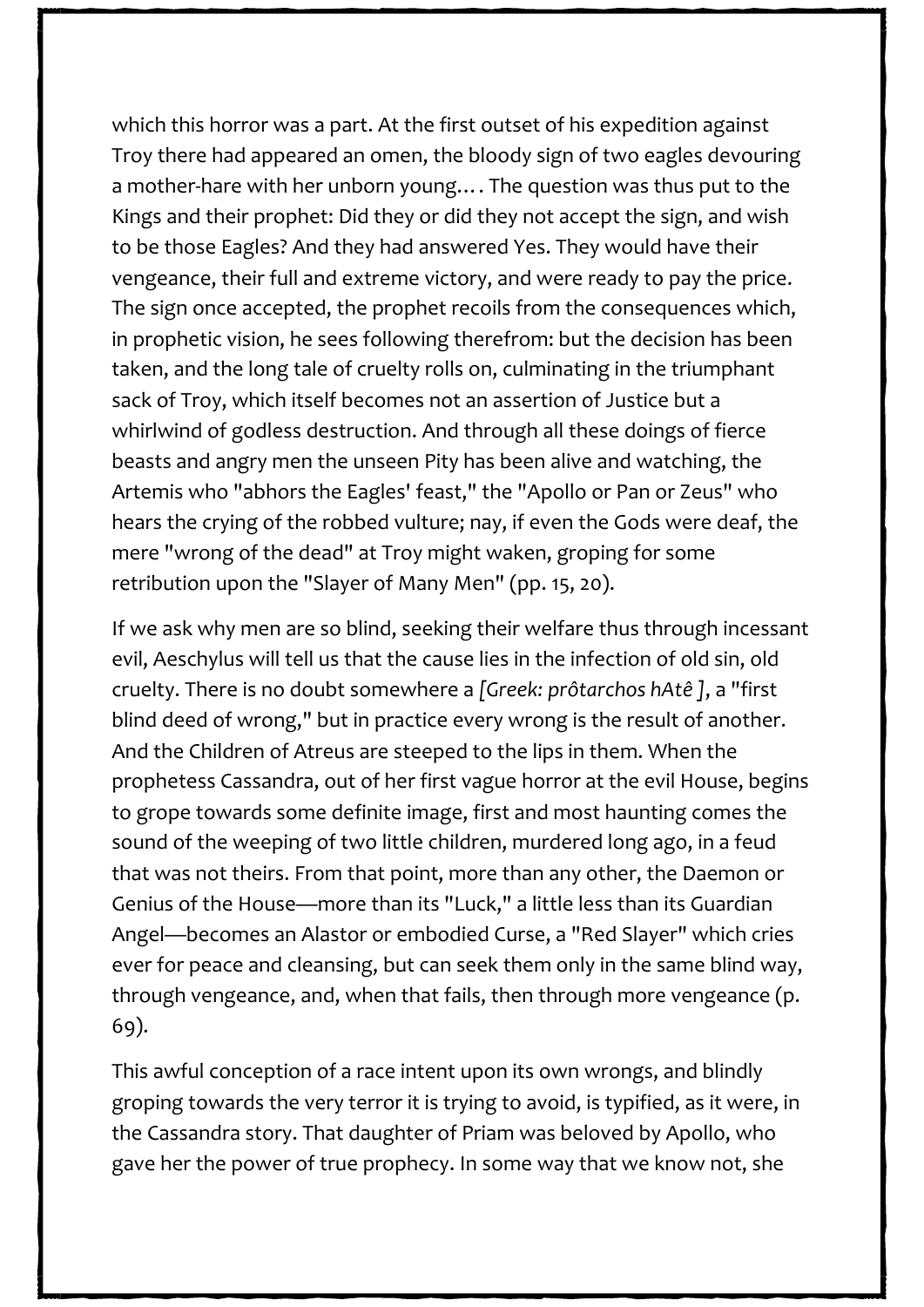which this horror was a part. At the first outset of his expedition against Troy there had appeared an omen, the bloody sign of two eagles devouring a mother-hare with her unborn young.... The question was thus put to the Kings and their prophet: Did they or did they not accept the sign, and wish to be those Eagles? And they had answered Yes. They would have their vengeance, their full and extreme victory, and were ready to pay the price. The sign once accepted, the prophet recoils from the consequences which, in prophetic vision, he sees following therefrom: but the decision has been taken, and the long tale of cruelty rolls on, culminating in the triumphant sack of Troy, which itself becomes not an assertion of Justice but a whirlwind of godless destruction. And through all these doings of fierce beasts and angry men the unseen Pity has been alive and watching, the Artemis who "abhors the Eagles' feast," the "Apollo or Pan or Zeus" who hears the crying of the robbed vulture; nay, if even the Gods were deaf, the mere "wrong of the dead" at Troy might waken, groping for some retribution upon the "Slayer of Many Men" (pp. 15, 20).

If we ask why men are so blind, seeking their welfare thus through incessant evil, Aeschylus will tell us that the cause lies in the infection of old sin, old cruelty. There is no doubt somewhere a *[Greek: prôtarchos hAtê ]*, a "first blind deed of wrong," but in practice every wrong is the result of another. And the Children of Atreus are steeped to the lips in them. When the prophetess Cassandra, out of her first vague horror at the evil House, begins to grope towards some definite image, first and most haunting comes the sound of the weeping of two little children, murdered long ago, in a feud that was not theirs. From that point, more than any other, the Daemon or Genius of the House—more than its "Luck," a little less than its Guardian Angel—becomes an Alastor or embodied Curse, a "Red Slayer" which cries ever for peace and cleansing, but can seek them only in the same blind way, through vengeance, and, when that fails, then through more vengeance (p. 69).

This awful conception of a race intent upon its own wrongs, and blindly groping towards the very terror it is trying to avoid, is typified, as it were, in the Cassandra story. That daughter of Priam was beloved by Apollo, who gave her the power of true prophecy. In some way that we know not, she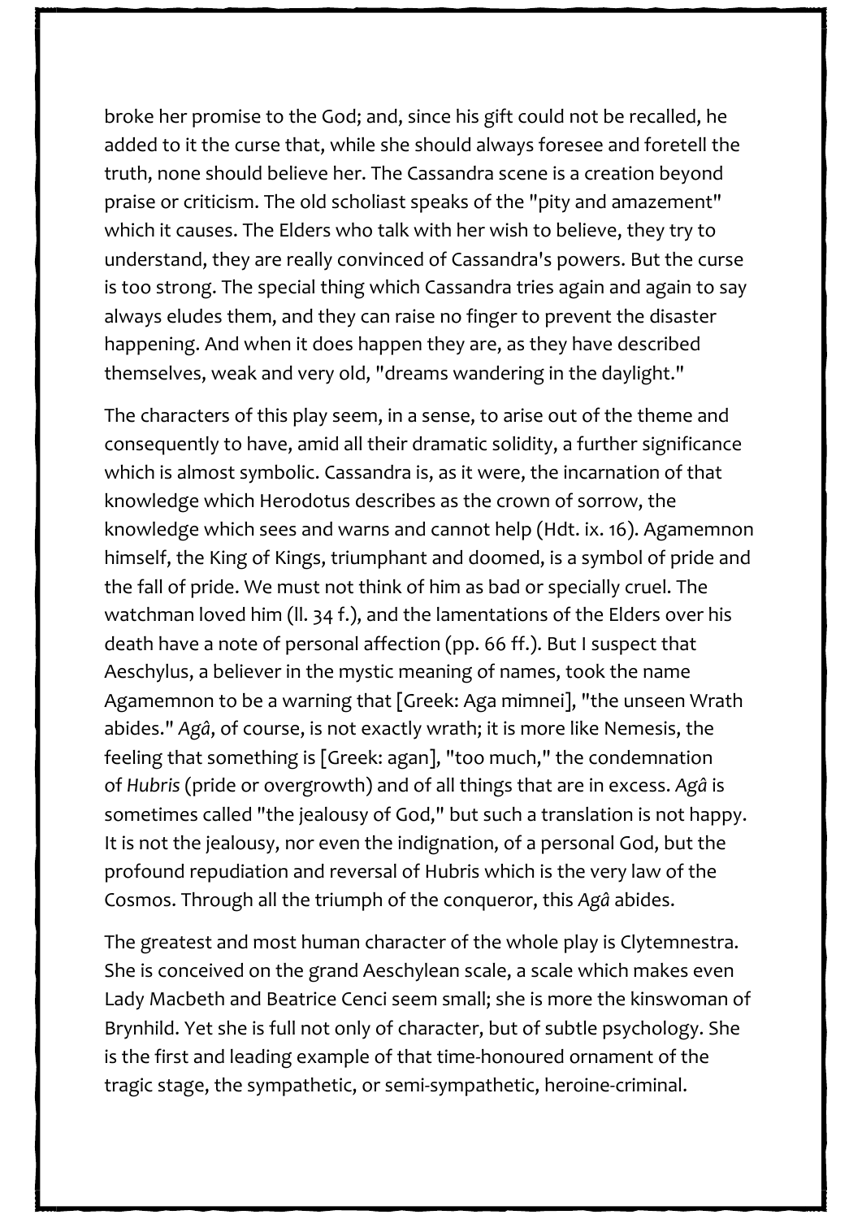broke her promise to the God; and, since his gift could not be recalled, he added to it the curse that, while she should always foresee and foretell the truth, none should believe her. The Cassandra scene is a creation beyond praise or criticism. The old scholiast speaks of the "pity and amazement" which it causes. The Elders who talk with her wish to believe, they try to understand, they are really convinced of Cassandra's powers. But the curse is too strong. The special thing which Cassandra tries again and again to say always eludes them, and they can raise no finger to prevent the disaster happening. And when it does happen they are, as they have described themselves, weak and very old, "dreams wandering in the daylight."

The characters of this play seem, in a sense, to arise out of the theme and consequently to have, amid all their dramatic solidity, a further significance which is almost symbolic. Cassandra is, as it were, the incarnation of that knowledge which Herodotus describes as the crown of sorrow, the knowledge which sees and warns and cannot help (Hdt. ix. 16). Agamemnon himself, the King of Kings, triumphant and doomed, is a symbol of pride and the fall of pride. We must not think of him as bad or specially cruel. The watchman loved him (ll. 34 f.), and the lamentations of the Elders over his death have a note of personal affection (pp. 66 ff.). But I suspect that Aeschylus, a believer in the mystic meaning of names, took the name Agamemnon to be a warning that [Greek: Aga mimnei], "the unseen Wrath abides." *Agâ*, of course, is not exactly wrath; it is more like Nemesis, the feeling that something is [Greek: agan], "too much," the condemnation of *Hubris* (pride or overgrowth) and of all things that are in excess. *Agâ* is sometimes called "the jealousy of God," but such a translation is not happy. It is not the jealousy, nor even the indignation, of a personal God, but the profound repudiation and reversal of Hubris which is the very law of the Cosmos. Through all the triumph of the conqueror, this *Agâ* abides.

The greatest and most human character of the whole play is Clytemnestra. She is conceived on the grand Aeschylean scale, a scale which makes even Lady Macbeth and Beatrice Cenci seem small; she is more the kinswoman of Brynhild. Yet she is full not only of character, but of subtle psychology. She is the first and leading example of that time-honoured ornament of the tragic stage, the sympathetic, or semi-sympathetic, heroine-criminal.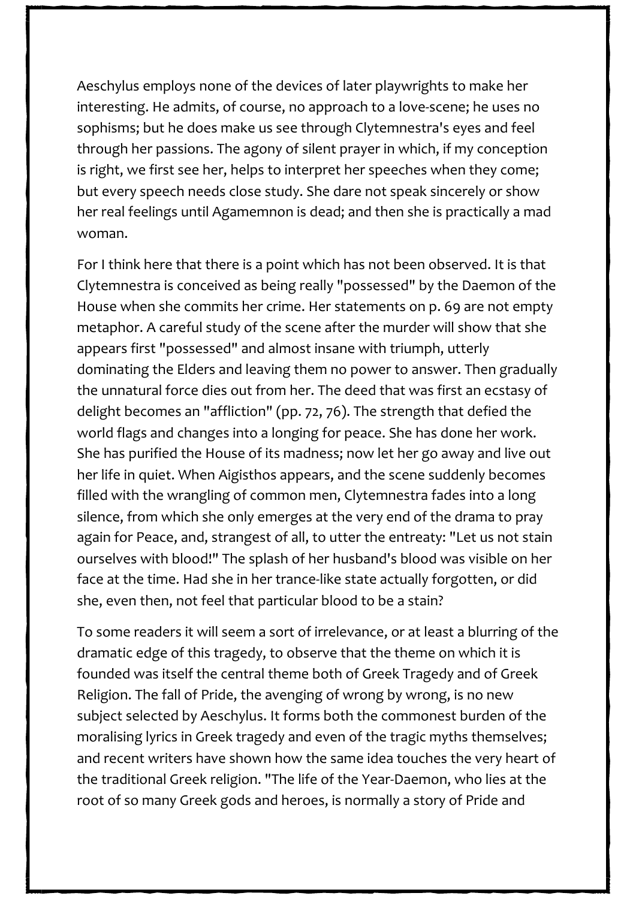Aeschylus employs none of the devices of later playwrights to make her interesting. He admits, of course, no approach to a love-scene; he uses no sophisms; but he does make us see through Clytemnestra's eyes and feel through her passions. The agony of silent prayer in which, if my conception is right, we first see her, helps to interpret her speeches when they come; but every speech needs close study. She dare not speak sincerely or show her real feelings until Agamemnon is dead; and then she is practically a mad woman.

For I think here that there is a point which has not been observed. It is that Clytemnestra is conceived as being really "possessed" by the Daemon of the House when she commits her crime. Her statements on p. 69 are not empty metaphor. A careful study of the scene after the murder will show that she appears first "possessed" and almost insane with triumph, utterly dominating the Elders and leaving them no power to answer. Then gradually the unnatural force dies out from her. The deed that was first an ecstasy of delight becomes an "affliction" (pp. 72, 76). The strength that defied the world flags and changes into a longing for peace. She has done her work. She has purified the House of its madness; now let her go away and live out her life in quiet. When Aigisthos appears, and the scene suddenly becomes filled with the wrangling of common men, Clytemnestra fades into a long silence, from which she only emerges at the very end of the drama to pray again for Peace, and, strangest of all, to utter the entreaty: "Let us not stain ourselves with blood!" The splash of her husband's blood was visible on her face at the time. Had she in her trance-like state actually forgotten, or did she, even then, not feel that particular blood to be a stain?

To some readers it will seem a sort of irrelevance, or at least a blurring of the dramatic edge of this tragedy, to observe that the theme on which it is founded was itself the central theme both of Greek Tragedy and of Greek Religion. The fall of Pride, the avenging of wrong by wrong, is no new subject selected by Aeschylus. It forms both the commonest burden of the moralising lyrics in Greek tragedy and even of the tragic myths themselves; and recent writers have shown how the same idea touches the very heart of the traditional Greek religion. "The life of the Year-Daemon, who lies at the root of so many Greek gods and heroes, is normally a story of Pride and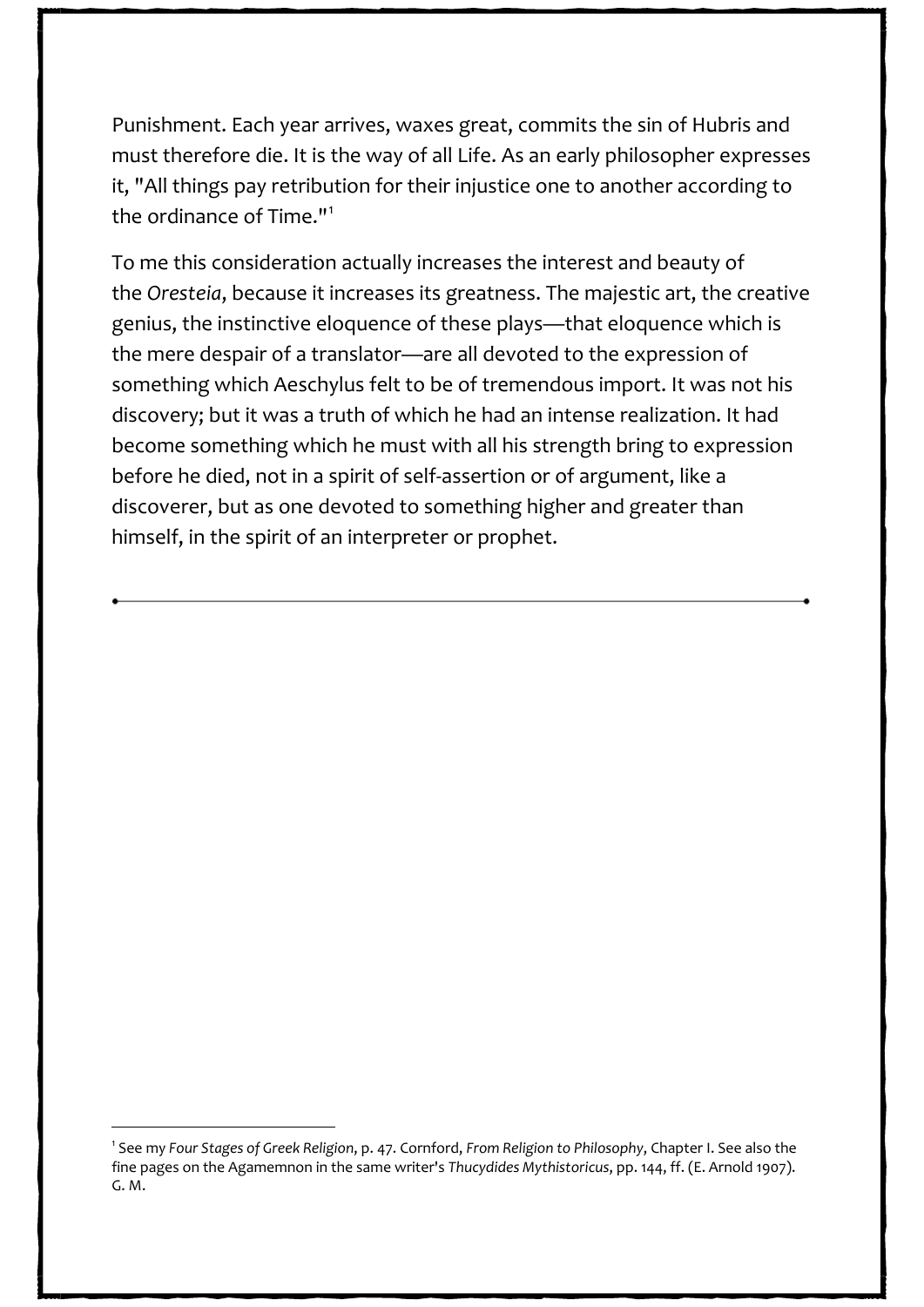Punishment. Each year arrives, waxes great, commits the sin of Hubris and must therefore die. It is the way of all Life. As an early philosopher expresses it, "All things pay retribution for their injustice one to another according to the ordinance of Time."[1]

To me this consideration actually increases the interest and beauty of the *Oresteia*, because it increases its greatness. The majestic art, the creative genius, the instinctive eloquence of these plays—that eloquence which is the mere despair of a translator—are all devoted to the expression of something which Aeschylus felt to be of tremendous import. It was not his discovery; but it was a truth of which he had an intense realization. It had become something which he must with all his strength bring to expression before he died, not in a spirit of self-assertion or of argument, like a discoverer, but as one devoted to something higher and greater than himself, in the spirit of an interpreter or prophet.

---

[1] See my *Four Stages of Greek Religion*, p. 47. Cornford, *From Religion to Philosophy*, Chapter I. See also the fine pages on the Agamemnon in the same writer's *Thucydides Mythistoricus*, pp. 144, ff. (E. Arnold 1907). G. M.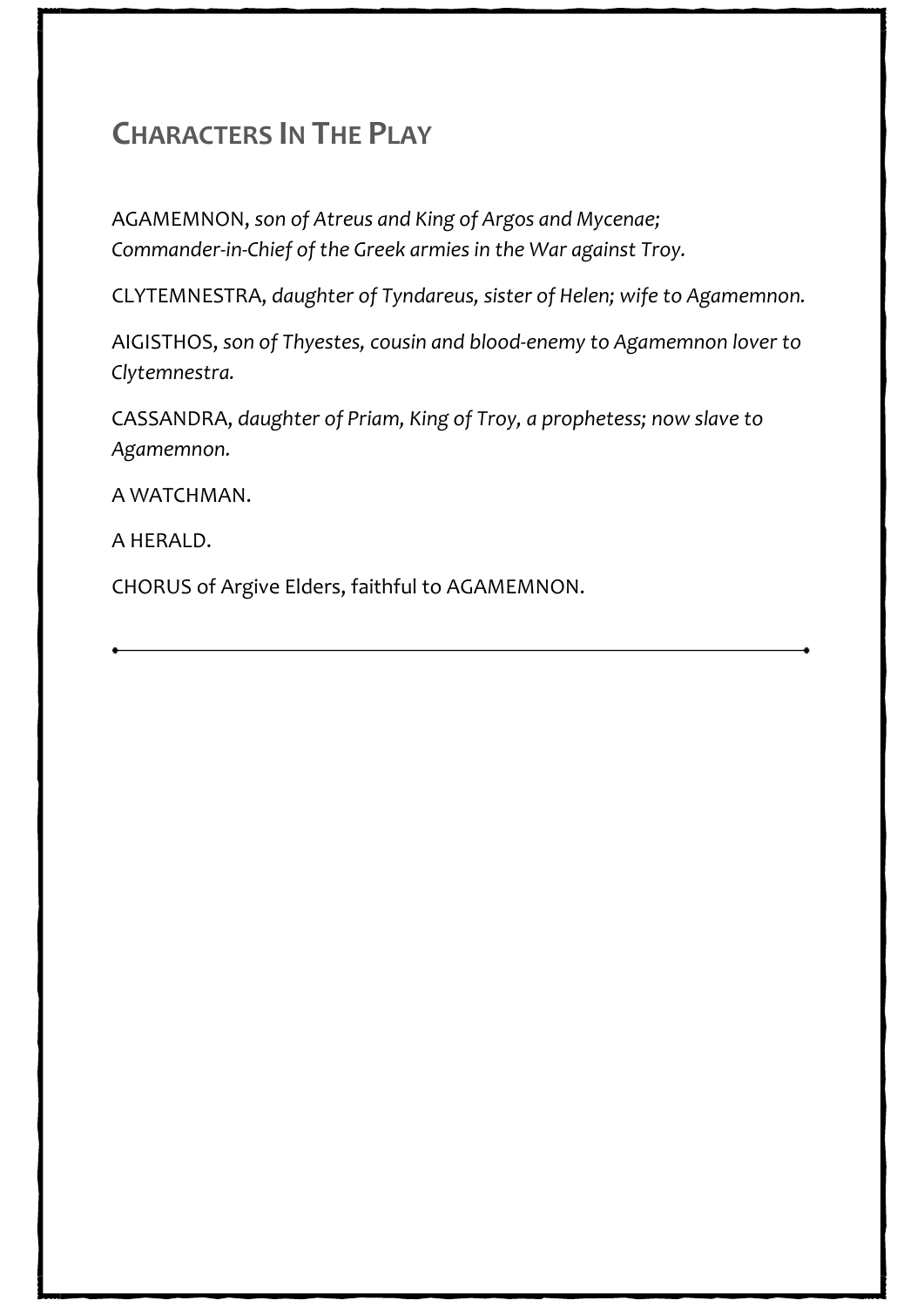## Characters In The Play

AGAMEMNON, *son of Atreus and King of Argos and Mycenae; Commander-in-Chief of the Greek armies in the War against Troy.*

CLYTEMNESTRA, *daughter of Tyndareus, sister of Helen; wife to Agamemnon.*

AIGISTHOS, *son of Thyestes, cousin and blood-enemy to Agamemnon lover to Clytemnestra.*

CASSANDRA, *daughter of Priam, King of Troy, a prophetess; now slave to Agamemnon.*

A WATCHMAN.

A HERALD.

CHORUS of Argive Elders, faithful to AGAMEMNON.

---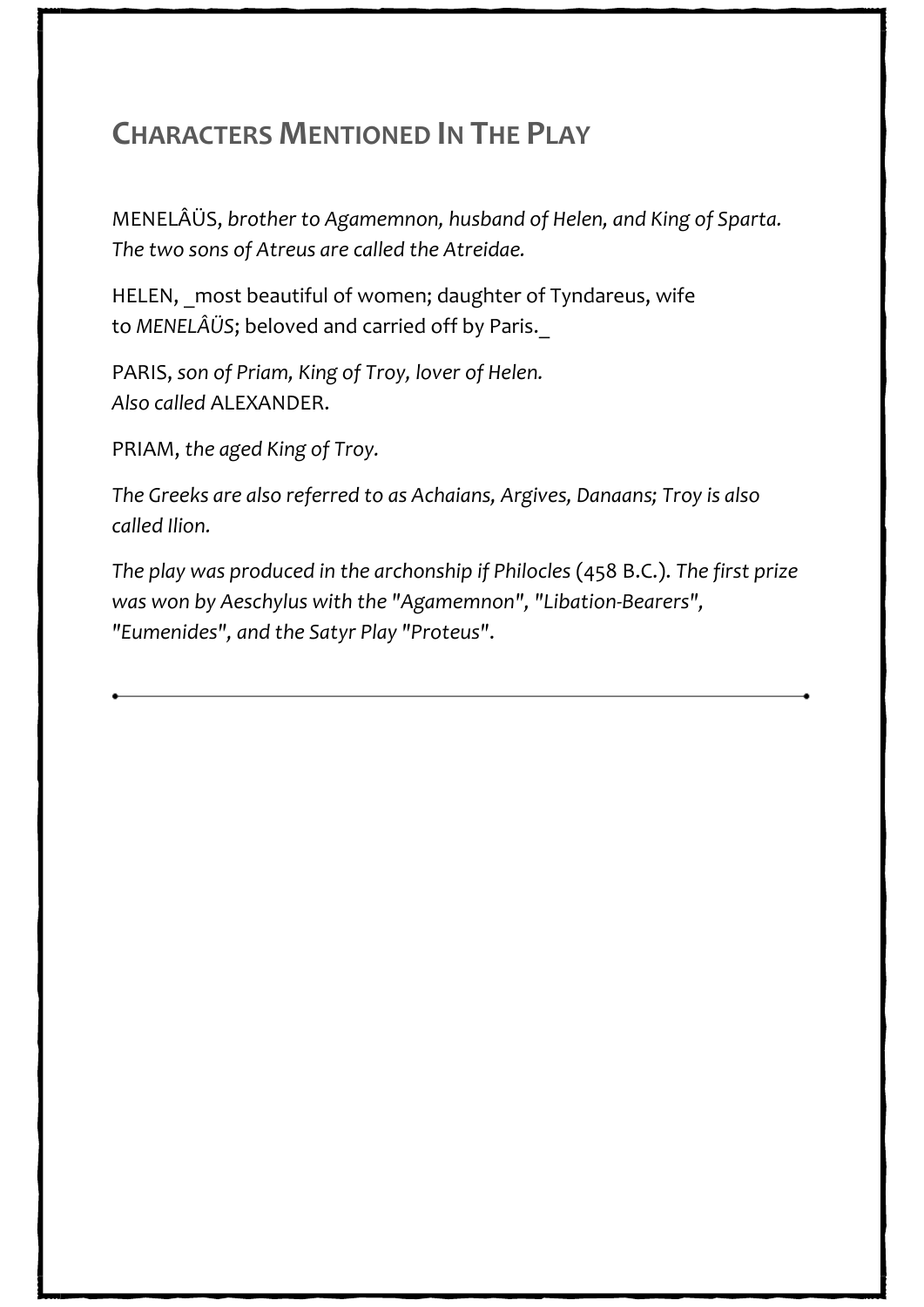## Characters Mentioned In The Play

MENELÂÜS, *brother to Agamemnon, husband of Helen, and King of Sparta. The two sons of Atreus are called the Atreidae.*

HELEN, _most beautiful of women; daughter of Tyndareus, wife to *MENELÂÜS*; beloved and carried off by Paris._

PARIS, *son of Priam, King of Troy, lover of Helen. Also called* ALEXANDER.

PRIAM, *the aged King of Troy.*

*The Greeks are also referred to as Achaians, Argives, Danaans; Troy is also called Ilion.*

*The play was produced in the archonship if Philocles* (458 B.C.). *The first prize was won by Aeschylus with the "Agamemnon", "Libation-Bearers", "Eumenides", and the Satyr Play "Proteus".*

---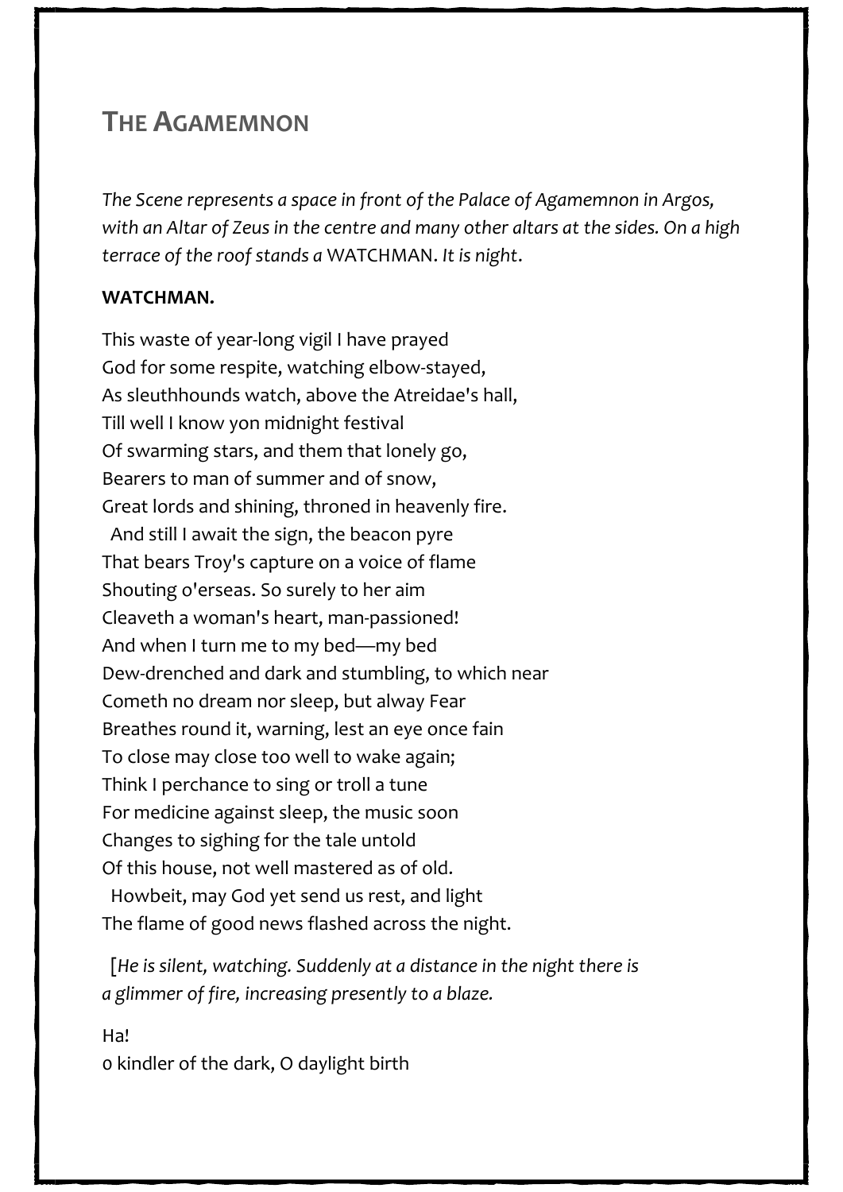## The Agamemnon

*The Scene represents a space in front of the Palace of Agamemnon in Argos, with an Altar of Zeus in the centre and many other altars at the sides. On a high terrace of the roof stands a* WATCHMAN. *It is night*.

**WATCHMAN.**

This waste of year-long vigil I have prayed  
God for some respite, watching elbow-stayed,  
As sleuthhounds watch, above the Atreidae's hall,  
Till well I know yon midnight festival  
Of swarming stars, and them that lonely go,  
Bearers to man of summer and of snow,  
Great lords and shining, throned in heavenly fire.  
  And still I await the sign, the beacon pyre  
That bears Troy's capture on a voice of flame  
Shouting o'erseas. So surely to her aim  
Cleaveth a woman's heart, man-passioned!  
And when I turn me to my bed—my bed  
Dew-drenched and dark and stumbling, to which near  
Cometh no dream nor sleep, but alway Fear  
Breathes round it, warning, lest an eye once fain  
To close may close too well to wake again;  
Think I perchance to sing or troll a tune  
For medicine against sleep, the music soon  
Changes to sighing for the tale untold  
Of this house, not well mastered as of old.  
  Howbeit, may God yet send us rest, and light  
The flame of good news flashed across the night.

  [*He is silent, watching. Suddenly at a distance in the night there is a glimmer of fire, increasing presently to a blaze.*

Ha!  
0 kindler of the dark, O daylight birth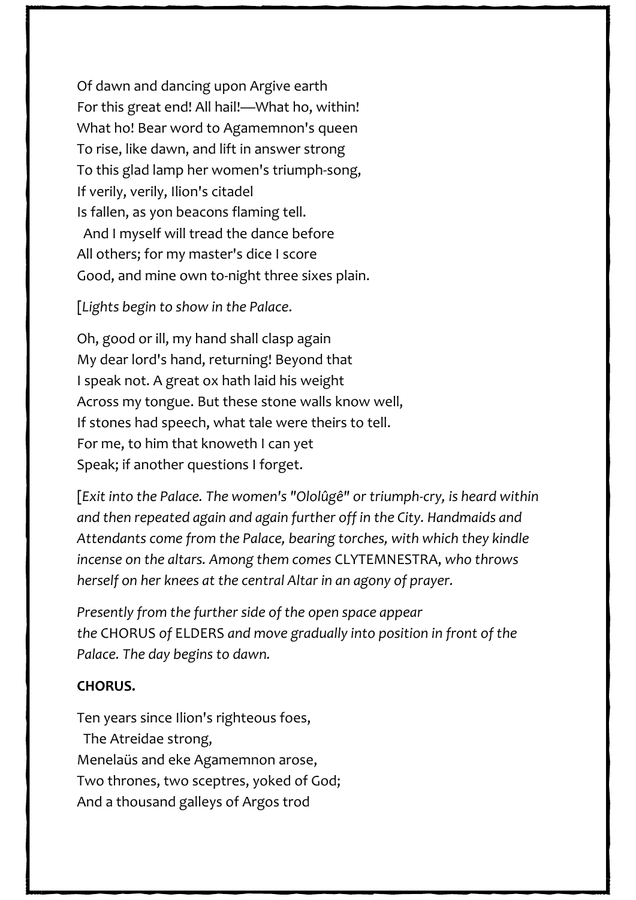Of dawn and dancing upon Argive earth
For this great end! All hail!—What ho, within!
What ho! Bear word to Agamemnon's queen
To rise, like dawn, and lift in answer strong
To this glad lamp her women's triumph-song,
If verily, verily, Ilion's citadel
Is fallen, as yon beacons flaming tell.
  And I myself will tread the dance before
All others; for my master's dice I score
Good, and mine own to-night three sixes plain.

[*Lights begin to show in the Palace.*

Oh, good or ill, my hand shall clasp again
My dear lord's hand, returning! Beyond that
I speak not. A great ox hath laid his weight
Across my tongue. But these stone walls know well,
If stones had speech, what tale were theirs to tell.
For me, to him that knoweth I can yet
Speak; if another questions I forget.

[*Exit into the Palace. The women's "Ololûgê" or triumph-cry, is heard within and then repeated again and again further off in the City. Handmaids and Attendants come from the Palace, bearing torches, with which they kindle incense on the altars. Among them comes* CLYTEMNESTRA, *who throws herself on her knees at the central Altar in an agony of prayer.*

*Presently from the further side of the open space appear the* CHORUS *of* ELDERS *and move gradually into position in front of the Palace. The day begins to dawn.*

**CHORUS.**

Ten years since Ilion's righteous foes,
  The Atreidae strong,
Menelaüs and eke Agamemnon arose,
Two thrones, two sceptres, yoked of God;
And a thousand galleys of Argos trod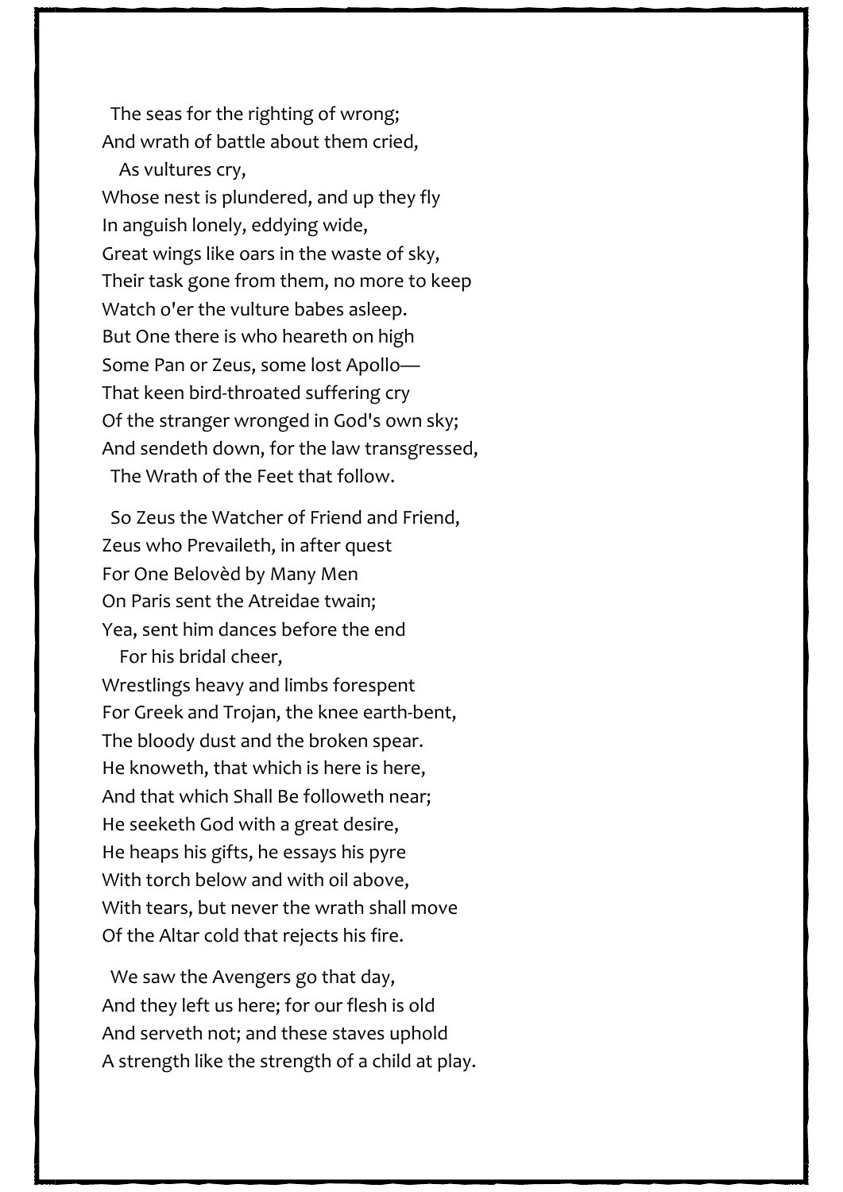The seas for the righting of wrong;  
And wrath of battle about them cried,  
As vultures cry,  
Whose nest is plundered, and up they fly  
In anguish lonely, eddying wide,  
Great wings like oars in the waste of sky,  
Their task gone from them, no more to keep  
Watch o'er the vulture babes asleep.  
But One there is who heareth on high  
Some Pan or Zeus, some lost Apollo—  
That keen bird-throated suffering cry  
Of the stranger wronged in God's own sky;  
And sendeth down, for the law transgressed,  
The Wrath of the Feet that follow.

So Zeus the Watcher of Friend and Friend,  
Zeus who Prevaileth, in after quest  
For One Belovèd by Many Men  
On Paris sent the Atreidae twain;  
Yea, sent him dances before the end  
For his bridal cheer,  
Wrestlings heavy and limbs forespent  
For Greek and Trojan, the knee earth-bent,  
The bloody dust and the broken spear.  
He knoweth, that which is here is here,  
And that which Shall Be followeth near;  
He seeketh God with a great desire,  
He heaps his gifts, he essays his pyre  
With torch below and with oil above,  
With tears, but never the wrath shall move  
Of the Altar cold that rejects his fire.

We saw the Avengers go that day,  
And they left us here; for our flesh is old  
And serveth not; and these staves uphold  
A strength like the strength of a child at play.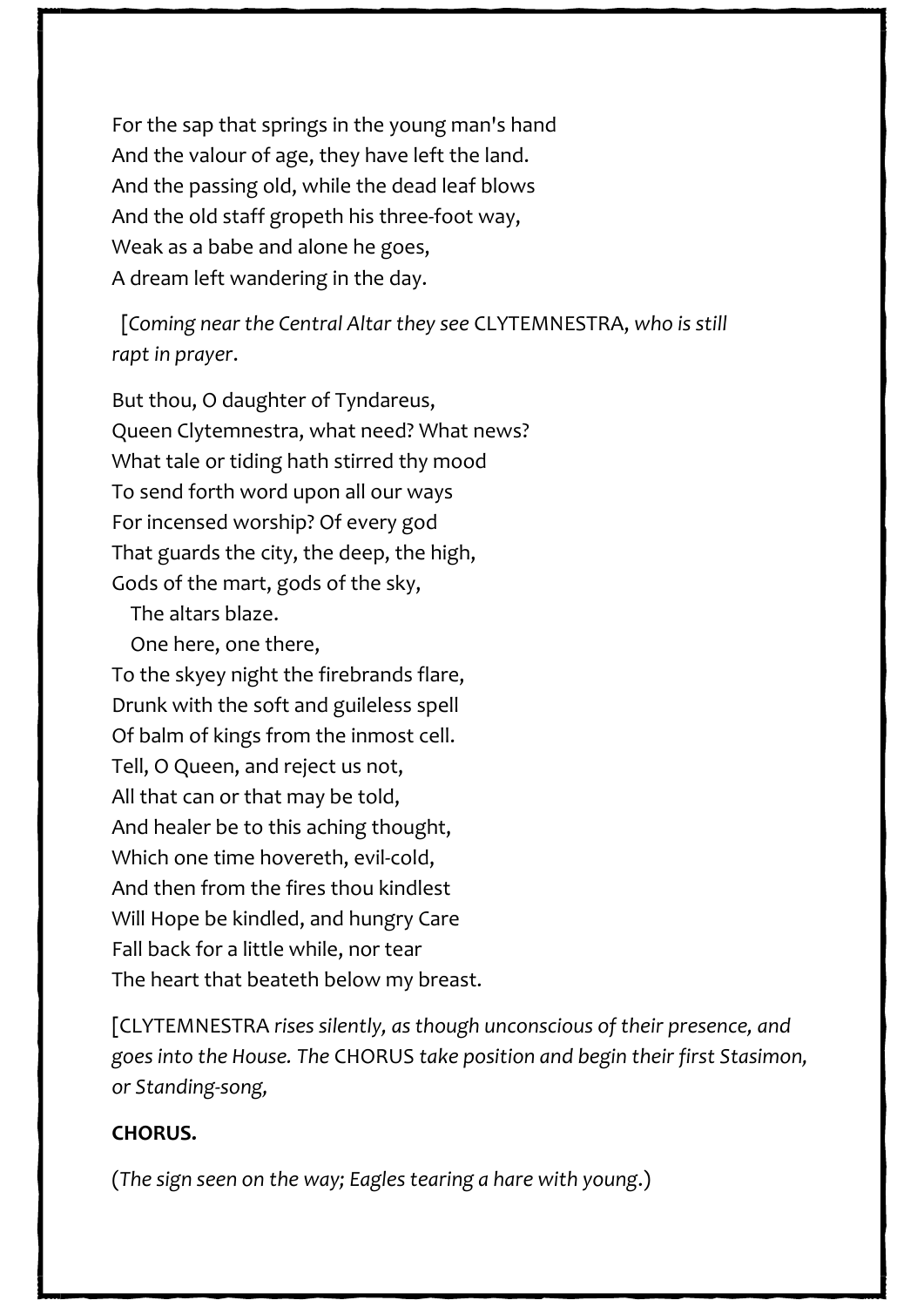For the sap that springs in the young man's hand
And the valour of age, they have left the land.
And the passing old, while the dead leaf blows
And the old staff gropeth his three-foot way,
Weak as a babe and alone he goes,
A dream left wandering in the day.

[*Coming near the Central Altar they see* CLYTEMNESTRA, *who is still rapt in prayer*.

But thou, O daughter of Tyndareus,
Queen Clytemnestra, what need? What news?
What tale or tiding hath stirred thy mood
To send forth word upon all our ways
For incensed worship? Of every god
That guards the city, the deep, the high,
Gods of the mart, gods of the sky,
  The altars blaze.
  One here, one there,
To the skyey night the firebrands flare,
Drunk with the soft and guileless spell
Of balm of kings from the inmost cell.
Tell, O Queen, and reject us not,
All that can or that may be told,
And healer be to this aching thought,
Which one time hovereth, evil-cold,
And then from the fires thou kindlest
Will Hope be kindled, and hungry Care
Fall back for a little while, nor tear
The heart that beateth below my breast.

[CLYTEMNESTRA *rises silently, as though unconscious of their presence, and goes into the House. The* CHORUS *take position and begin their first Stasimon, or Standing-song,*

**CHORUS.**

(*The sign seen on the way; Eagles tearing a hare with young*.)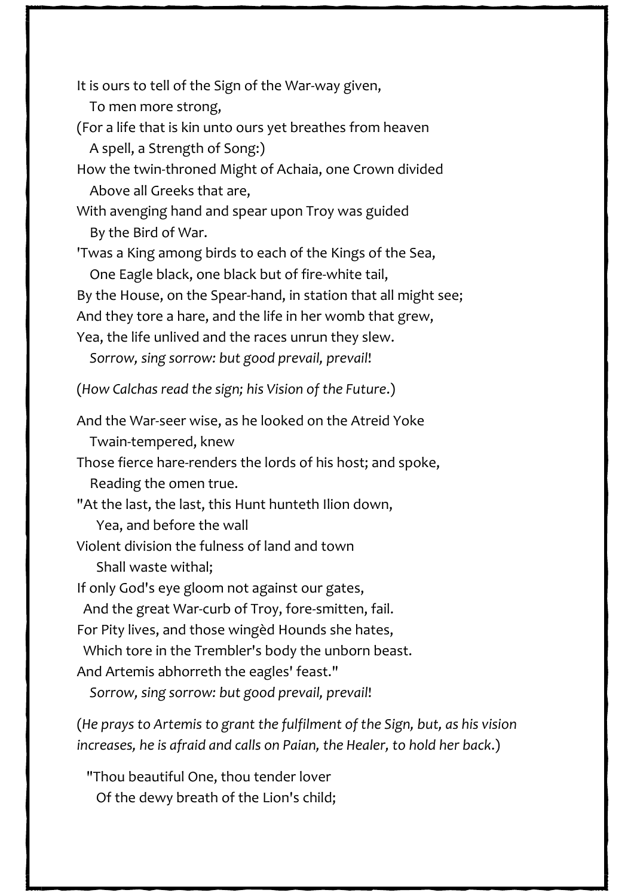It is ours to tell of the Sign of the War-way given,
   To men more strong,
(For a life that is kin unto ours yet breathes from heaven
   A spell, a Strength of Song:)
How the twin-throned Might of Achaia, one Crown divided
   Above all Greeks that are,
With avenging hand and spear upon Troy was guided
   By the Bird of War.
'Twas a King among birds to each of the Kings of the Sea,
   One Eagle black, one black but of fire-white tail,
By the House, on the Spear-hand, in station that all might see;
And they tore a hare, and the life in her womb that grew,
Yea, the life unlived and the races unrun they slew.
   *Sorrow, sing sorrow: but good prevail, prevail!*

(*How Calchas read the sign; his Vision of the Future*.)

And the War-seer wise, as he looked on the Atreid Yoke
   Twain-tempered, knew
Those fierce hare-renders the lords of his host; and spoke,
   Reading the omen true.
"At the last, the last, this Hunt hunteth Ilion down,
   Yea, and before the wall
Violent division the fulness of land and town
   Shall waste withal;
If only God's eye gloom not against our gates,
   And the great War-curb of Troy, fore-smitten, fail.
For Pity lives, and those wingèd Hounds she hates,
   Which tore in the Trembler's body the unborn beast.
And Artemis abhorreth the eagles' feast."
   *Sorrow, sing sorrow: but good prevail, prevail!*

(*He prays to Artemis to grant the fulfilment of the Sign, but, as his vision increases, he is afraid and calls on Paian, the Healer, to hold her back*.)

"Thou beautiful One, thou tender lover
   Of the dewy breath of the Lion's child;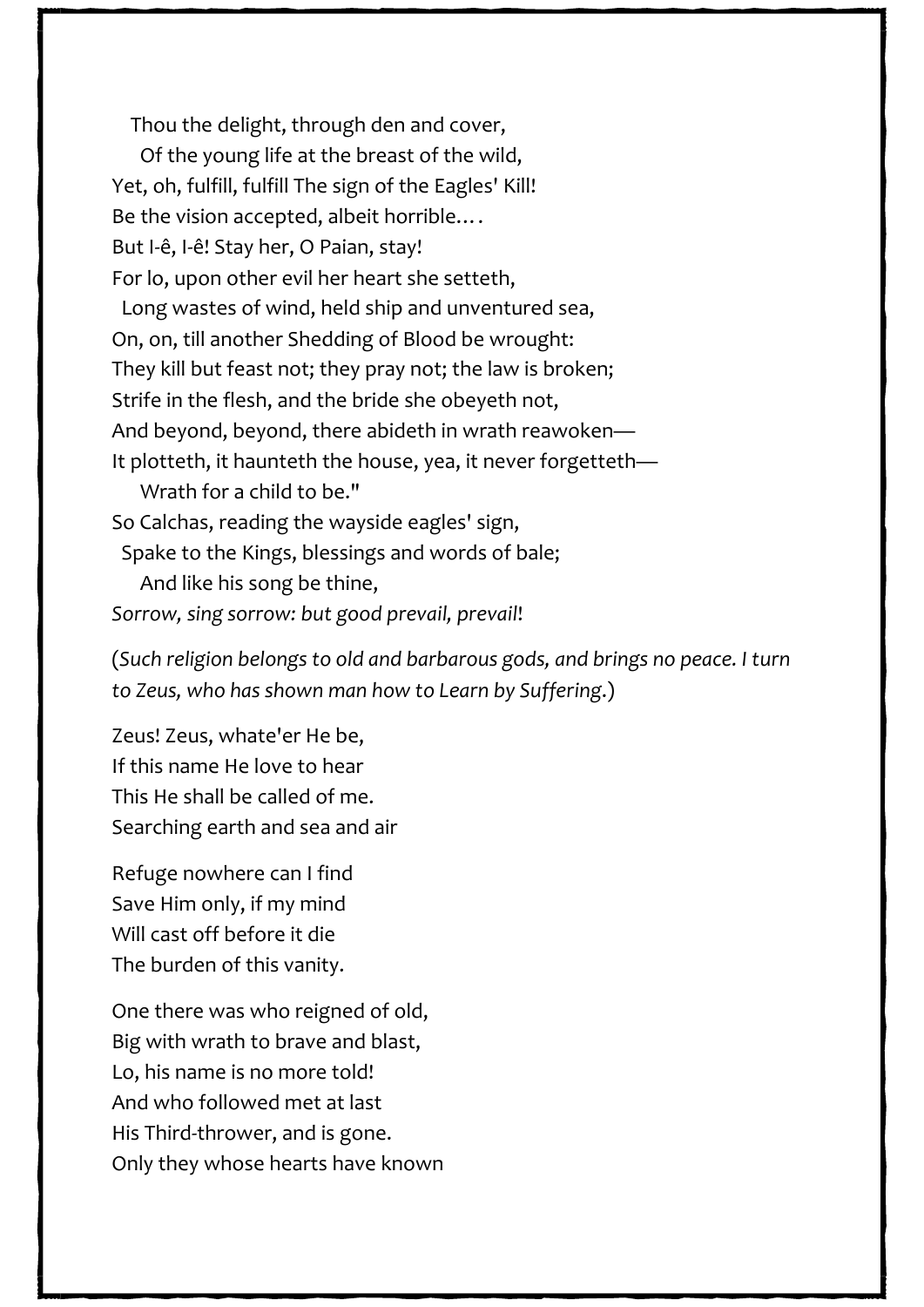Thou the delight, through den and cover,  
Of the young life at the breast of the wild,  
Yet, oh, fulfill, fulfill The sign of the Eagles' Kill!  
Be the vision accepted, albeit horrible….  
But I-ê, I-ê! Stay her, O Paian, stay!  
For lo, upon other evil her heart she setteth,  
Long wastes of wind, held ship and unventured sea,  
On, on, till another Shedding of Blood be wrought:  
They kill but feast not; they pray not; the law is broken;  
Strife in the flesh, and the bride she obeyeth not,  
And beyond, beyond, there abideth in wrath reawoken—  
It plotteth, it haunteth the house, yea, it never forgetteth—  
Wrath for a child to be."  
So Calchas, reading the wayside eagles' sign,  
Spake to the Kings, blessings and words of bale;  
And like his song be thine,  
*Sorrow, sing sorrow: but good prevail, prevail*!

(*Such religion belongs to old and barbarous gods, and brings no peace. I turn to Zeus, who has shown man how to Learn by Suffering*.)

Zeus! Zeus, whate'er He be,  
If this name He love to hear  
This He shall be called of me.  
Searching earth and sea and air

Refuge nowhere can I find  
Save Him only, if my mind  
Will cast off before it die  
The burden of this vanity.

One there was who reigned of old,  
Big with wrath to brave and blast,  
Lo, his name is no more told!  
And who followed met at last  
His Third-thrower, and is gone.  
Only they whose hearts have known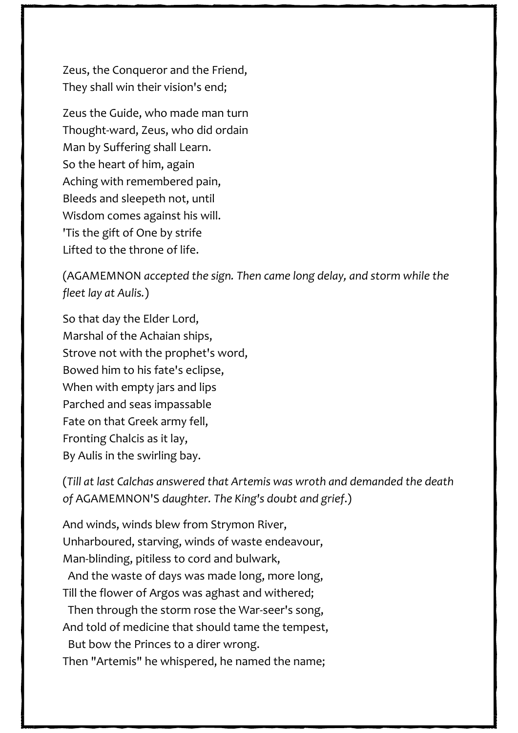Zeus, the Conqueror and the Friend,
They shall win their vision's end;

Zeus the Guide, who made man turn
Thought-ward, Zeus, who did ordain
Man by Suffering shall Learn.
So the heart of him, again
Aching with remembered pain,
Bleeds and sleepeth not, until
Wisdom comes against his will.
'Tis the gift of One by strife
Lifted to the throne of life.

(AGAMEMNON *accepted the sign. Then came long delay, and storm while the fleet lay at Aulis.*)

So that day the Elder Lord,
Marshal of the Achaian ships,
Strove not with the prophet's word,
Bowed him to his fate's eclipse,
When with empty jars and lips
Parched and seas impassable
Fate on that Greek army fell,
Fronting Chalcis as it lay,
By Aulis in the swirling bay.

(*Till at last Calchas answered that Artemis was wroth and demanded the death of* AGAMEMNON'S *daughter. The King's doubt and grief.*)

And winds, winds blew from Strymon River,
Unharboured, starving, winds of waste endeavour,
Man-blinding, pitiless to cord and bulwark,
  And the waste of days was made long, more long,
Till the flower of Argos was aghast and withered;
  Then through the storm rose the War-seer's song,
And told of medicine that should tame the tempest,
  But bow the Princes to a direr wrong.
Then "Artemis" he whispered, he named the name;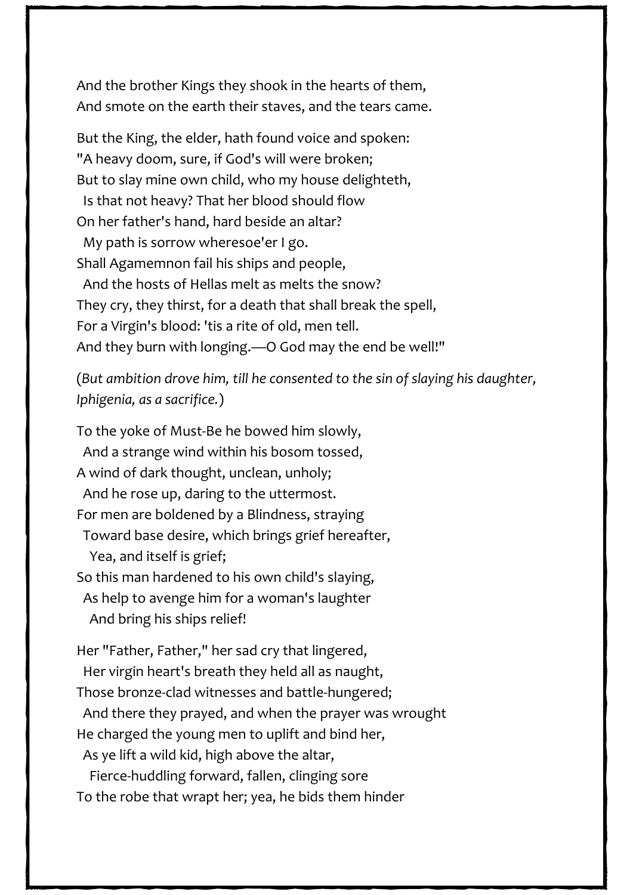And the brother Kings they shook in the hearts of them,  
And smote on the earth their staves, and the tears came.

But the King, the elder, hath found voice and spoken:  
"A heavy doom, sure, if God's will were broken;  
But to slay mine own child, who my house delighteth,  
  Is that not heavy? That her blood should flow  
On her father's hand, hard beside an altar?  
  My path is sorrow wheresoe'er I go.  
Shall Agamemnon fail his ships and people,  
  And the hosts of Hellas melt as melts the snow?  
They cry, they thirst, for a death that shall break the spell,  
For a Virgin's blood: 'tis a rite of old, men tell.  
And they burn with longing.—O God may the end be well!"

(*But ambition drove him, till he consented to the sin of slaying his daughter, Iphigenia, as a sacrifice.*)

To the yoke of Must-Be he bowed him slowly,  
  And a strange wind within his bosom tossed,  
A wind of dark thought, unclean, unholy;  
  And he rose up, daring to the uttermost.  
For men are boldened by a Blindness, straying  
  Toward base desire, which brings grief hereafter,  
    Yea, and itself is grief;  
So this man hardened to his own child's slaying,  
  As help to avenge him for a woman's laughter  
    And bring his ships relief!

Her "Father, Father," her sad cry that lingered,  
  Her virgin heart's breath they held all as naught,  
Those bronze-clad witnesses and battle-hungered;  
  And there they prayed, and when the prayer was wrought  
He charged the young men to uplift and bind her,  
  As ye lift a wild kid, high above the altar,  
    Fierce-huddling forward, fallen, clinging sore  
To the robe that wrapt her; yea, he bids them hinder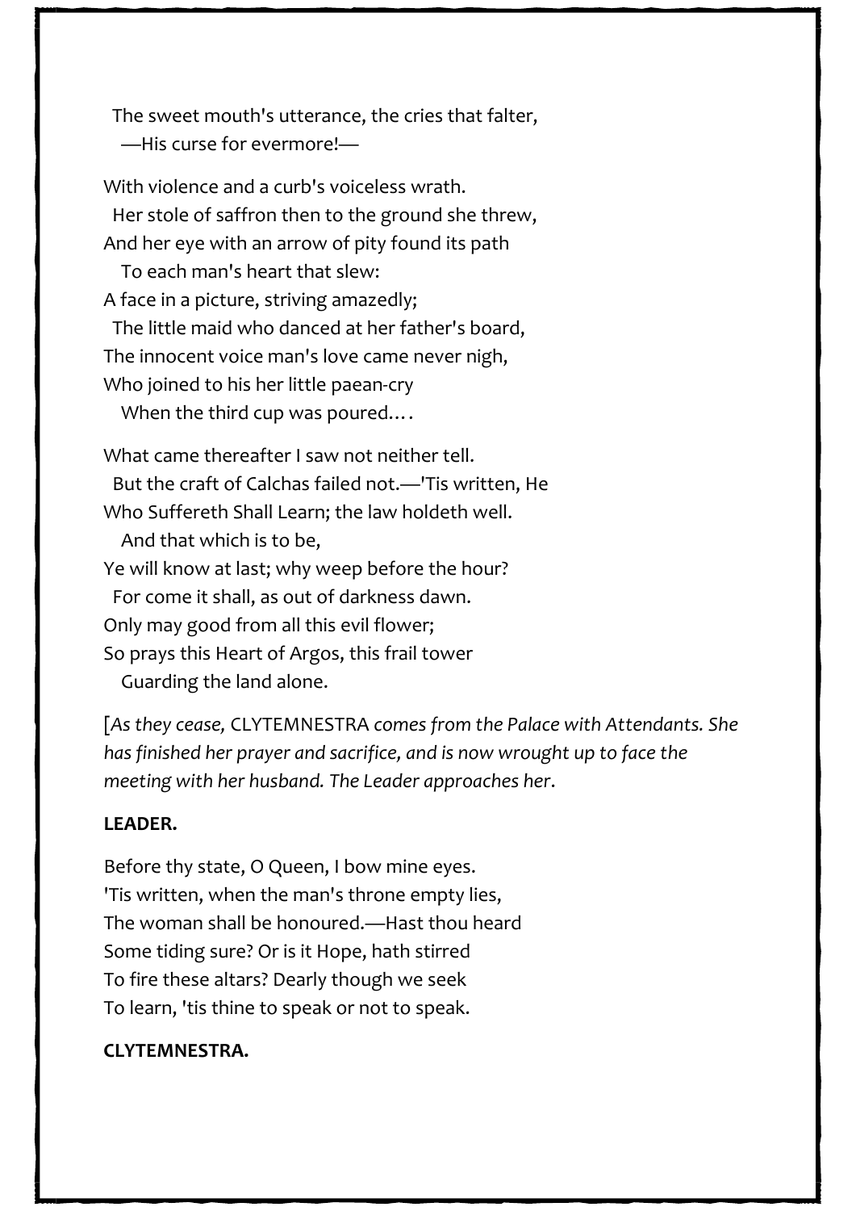The sweet mouth's utterance, the cries that falter,
—His curse for evermore!—

With violence and a curb's voiceless wrath.
Her stole of saffron then to the ground she threw,
And her eye with an arrow of pity found its path
To each man's heart that slew:
A face in a picture, striving amazedly;
The little maid who danced at her father's board,
The innocent voice man's love came never nigh,
Who joined to his her little paean-cry
When the third cup was poured....

What came thereafter I saw not neither tell.
But the craft of Calchas failed not.—'Tis written, He
Who Suffereth Shall Learn; the law holdeth well.
And that which is to be,
Ye will know at last; why weep before the hour?
For come it shall, as out of darkness dawn.
Only may good from all this evil flower;
So prays this Heart of Argos, this frail tower
Guarding the land alone.

[*As they cease,* CLYTEMNESTRA *comes from the Palace with Attendants. She has finished her prayer and sacrifice, and is now wrought up to face the meeting with her husband. The Leader approaches her*.

**LEADER.**

Before thy state, O Queen, I bow mine eyes.
'Tis written, when the man's throne empty lies,
The woman shall be honoured.—Hast thou heard
Some tiding sure? Or is it Hope, hath stirred
To fire these altars? Dearly though we seek
To learn, 'tis thine to speak or not to speak.

**CLYTEMNESTRA.**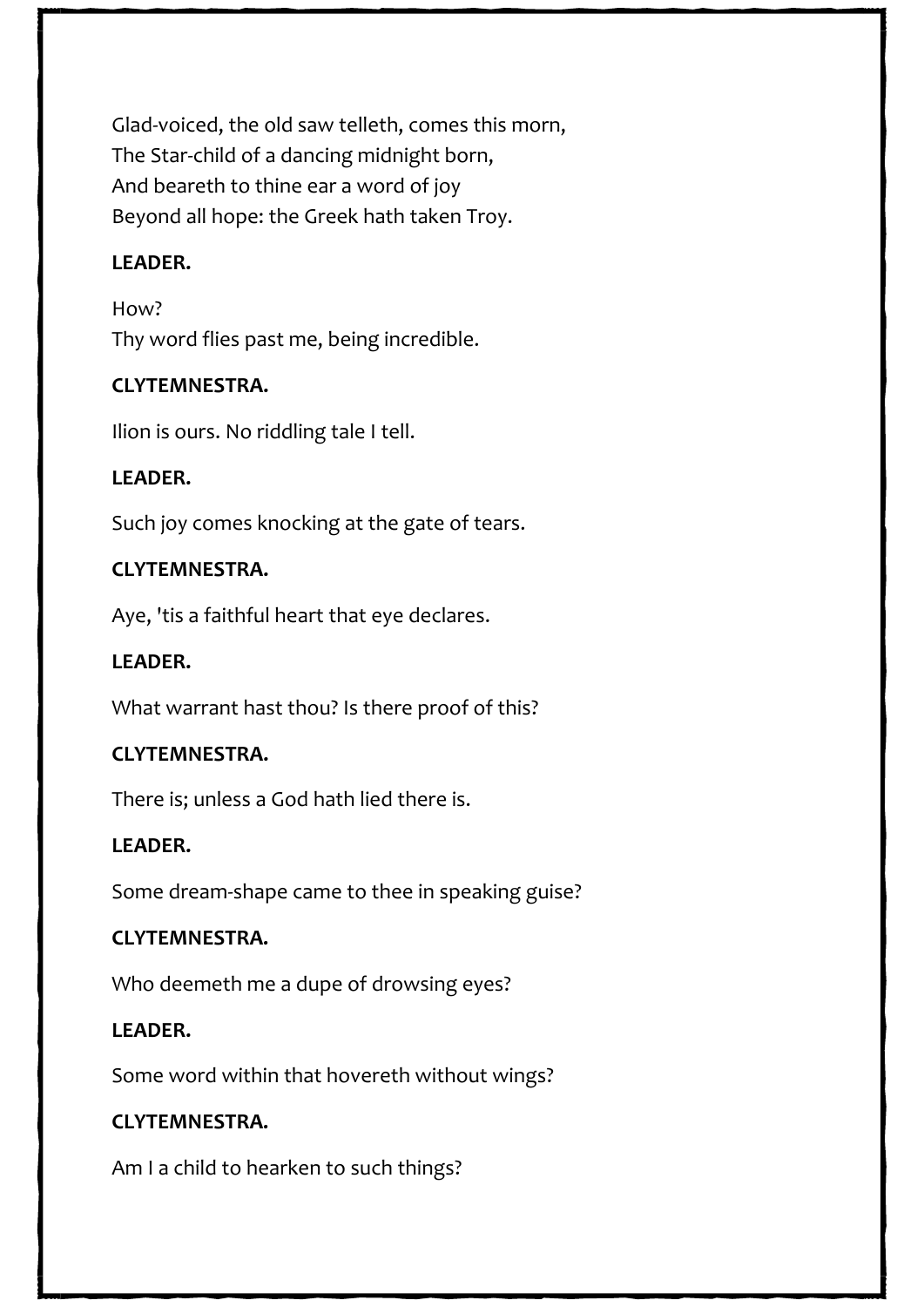Glad-voiced, the old saw telleth, comes this morn,
The Star-child of a dancing midnight born,
And beareth to thine ear a word of joy
Beyond all hope: the Greek hath taken Troy.

**LEADER.**

How?
Thy word flies past me, being incredible.

**CLYTEMNESTRA.**

Ilion is ours. No riddling tale I tell.

**LEADER.**

Such joy comes knocking at the gate of tears.

**CLYTEMNESTRA.**

Aye, 'tis a faithful heart that eye declares.

**LEADER.**

What warrant hast thou? Is there proof of this?

**CLYTEMNESTRA.**

There is; unless a God hath lied there is.

**LEADER.**

Some dream-shape came to thee in speaking guise?

**CLYTEMNESTRA.**

Who deemeth me a dupe of drowsing eyes?

**LEADER.**

Some word within that hovereth without wings?

**CLYTEMNESTRA.**

Am I a child to hearken to such things?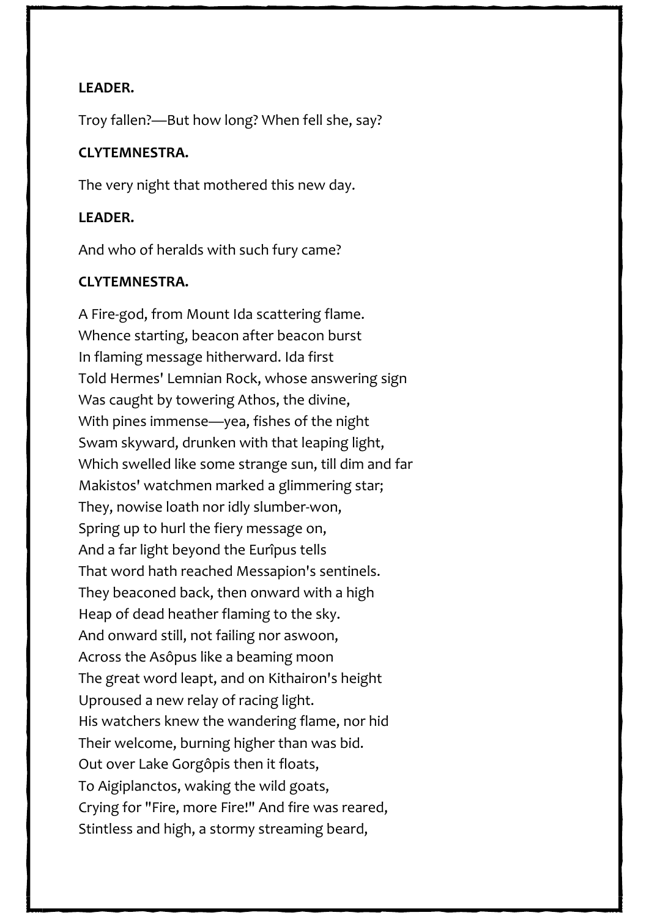**LEADER.**

Troy fallen?—But how long? When fell she, say?

**CLYTEMNESTRA.**

The very night that mothered this new day.

**LEADER.**

And who of heralds with such fury came?

**CLYTEMNESTRA.**

A Fire-god, from Mount Ida scattering flame.  
Whence starting, beacon after beacon burst  
In flaming message hitherward. Ida first  
Told Hermes' Lemnian Rock, whose answering sign  
Was caught by towering Athos, the divine,  
With pines immense—yea, fishes of the night  
Swam skyward, drunken with that leaping light,  
Which swelled like some strange sun, till dim and far  
Makistos' watchmen marked a glimmering star;  
They, nowise loath nor idly slumber-won,  
Spring up to hurl the fiery message on,  
And a far light beyond the Eurîpus tells  
That word hath reached Messapion's sentinels.  
They beaconed back, then onward with a high  
Heap of dead heather flaming to the sky.  
And onward still, not failing nor aswoon,  
Across the Asôpus like a beaming moon  
The great word leapt, and on Kithairon's height  
Uproused a new relay of racing light.  
His watchers knew the wandering flame, nor hid  
Their welcome, burning higher than was bid.  
Out over Lake Gorgôpis then it floats,  
To Aigiplanctos, waking the wild goats,  
Crying for "Fire, more Fire!" And fire was reared,  
Stintless and high, a stormy streaming beard,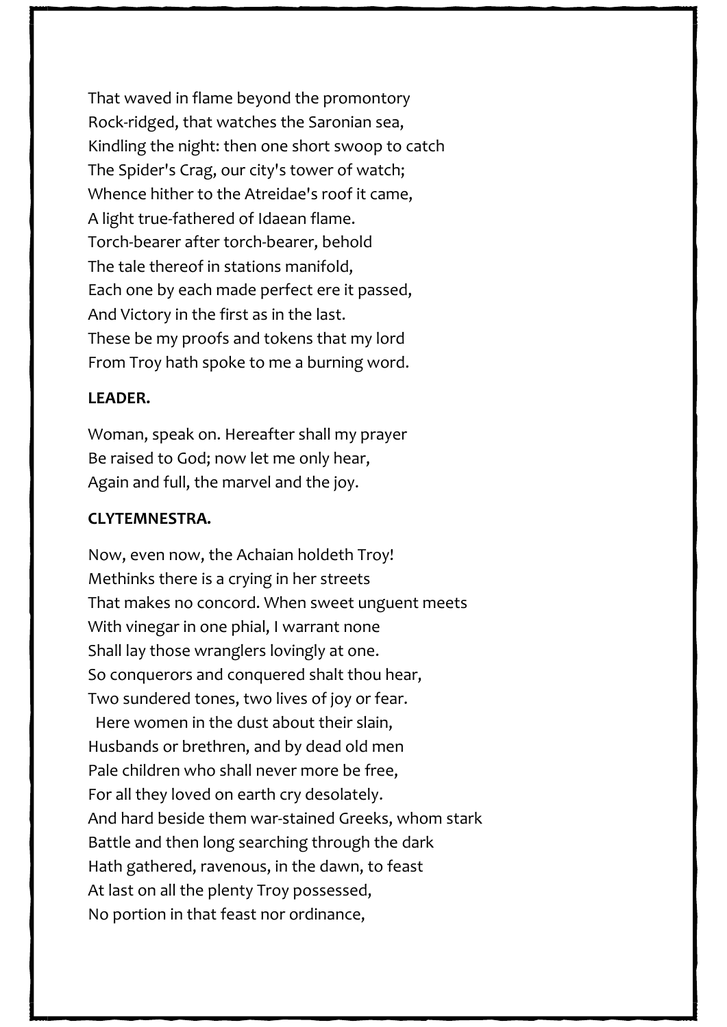That waved in flame beyond the promontory
Rock-ridged, that watches the Saronian sea,
Kindling the night: then one short swoop to catch
The Spider's Crag, our city's tower of watch;
Whence hither to the Atreidae's roof it came,
A light true-fathered of Idaean flame.
Torch-bearer after torch-bearer, behold
The tale thereof in stations manifold,
Each one by each made perfect ere it passed,
And Victory in the first as in the last.
These be my proofs and tokens that my lord
From Troy hath spoke to me a burning word.

**LEADER.**

Woman, speak on. Hereafter shall my prayer
Be raised to God; now let me only hear,
Again and full, the marvel and the joy.

**CLYTEMNESTRA.**

Now, even now, the Achaian holdeth Troy!
Methinks there is a crying in her streets
That makes no concord. When sweet unguent meets
With vinegar in one phial, I warrant none
Shall lay those wranglers lovingly at one.
So conquerors and conquered shalt thou hear,
Two sundered tones, two lives of joy or fear.
  Here women in the dust about their slain,
Husbands or brethren, and by dead old men
Pale children who shall never more be free,
For all they loved on earth cry desolately.
And hard beside them war-stained Greeks, whom stark
Battle and then long searching through the dark
Hath gathered, ravenous, in the dawn, to feast
At last on all the plenty Troy possessed,
No portion in that feast nor ordinance,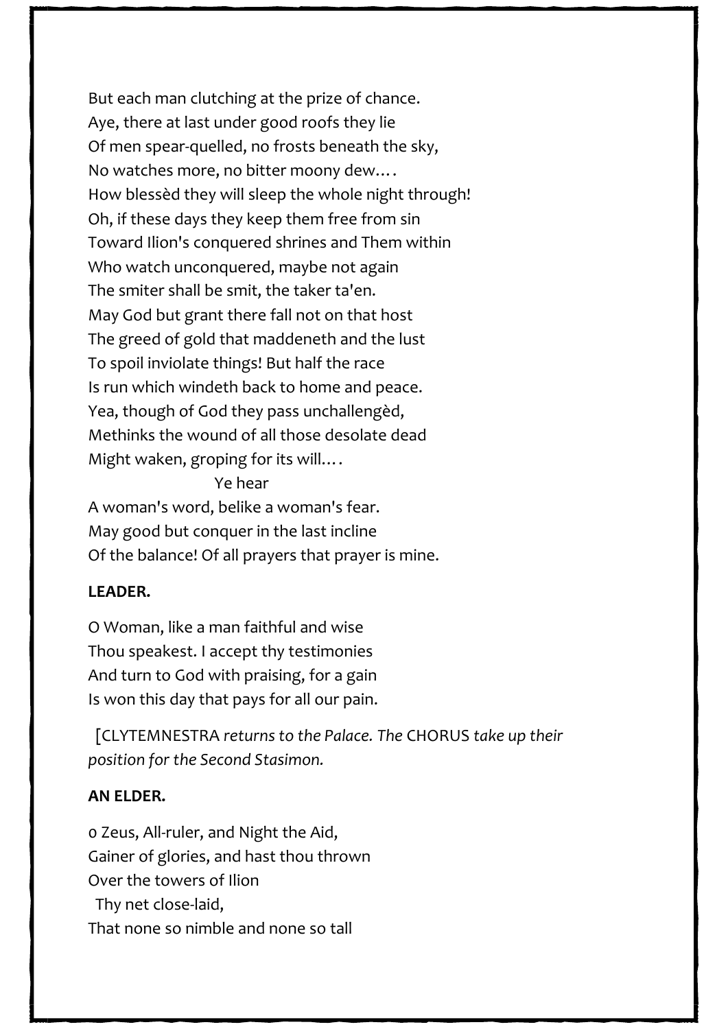But each man clutching at the prize of chance.
Aye, there at last under good roofs they lie
Of men spear-quelled, no frosts beneath the sky,
No watches more, no bitter moony dew....
How blessèd they will sleep the whole night through!
Oh, if these days they keep them free from sin
Toward Ilion's conquered shrines and Them within
Who watch unconquered, maybe not again
The smiter shall be smit, the taker ta'en.
May God but grant there fall not on that host
The greed of gold that maddeneth and the lust
To spoil inviolate things! But half the race
Is run which windeth back to home and peace.
Yea, though of God they pass unchallengèd,
Methinks the wound of all those desolate dead
Might waken, groping for its will....

Ye hear

A woman's word, belike a woman's fear.
May good but conquer in the last incline
Of the balance! Of all prayers that prayer is mine.

**LEADER.**

O Woman, like a man faithful and wise
Thou speakest. I accept thy testimonies
And turn to God with praising, for a gain
Is won this day that pays for all our pain.

[CLYTEMNESTRA *returns to the Palace. The* CHORUS *take up their position for the Second Stasimon.*

**AN ELDER.**

O Zeus, All-ruler, and Night the Aid,
Gainer of glories, and hast thou thrown
Over the towers of Ilion
Thy net close-laid,
That none so nimble and none so tall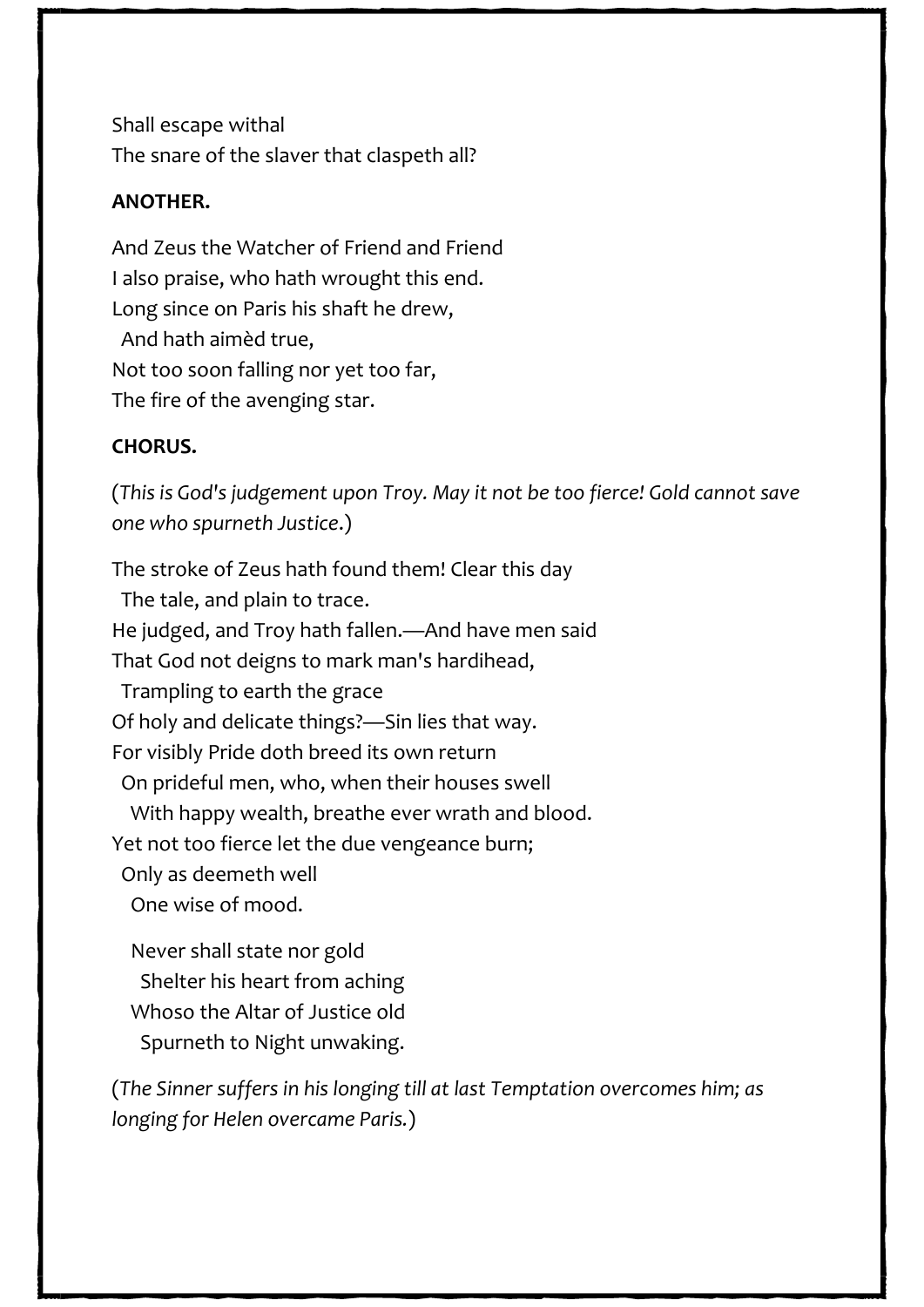Shall escape withal
The snare of the slaver that claspeth all?

**ANOTHER.**

And Zeus the Watcher of Friend and Friend
I also praise, who hath wrought this end.
Long since on Paris his shaft he drew,
  And hath aimèd true,
Not too soon falling nor yet too far,
The fire of the avenging star.

**CHORUS.**

(*This is God's judgement upon Troy. May it not be too fierce! Gold cannot save one who spurneth Justice*.)

The stroke of Zeus hath found them! Clear this day
  The tale, and plain to trace.
He judged, and Troy hath fallen.—And have men said
That God not deigns to mark man's hardihead,
  Trampling to earth the grace
Of holy and delicate things?—Sin lies that way.
For visibly Pride doth breed its own return
  On prideful men, who, when their houses swell
    With happy wealth, breathe ever wrath and blood.
Yet not too fierce let the due vengeance burn;
  Only as deemeth well
    One wise of mood.

    Never shall state nor gold
      Shelter his heart from aching
    Whoso the Altar of Justice old
      Spurneth to Night unwaking.

(*The Sinner suffers in his longing till at last Temptation overcomes him; as longing for Helen overcame Paris.*)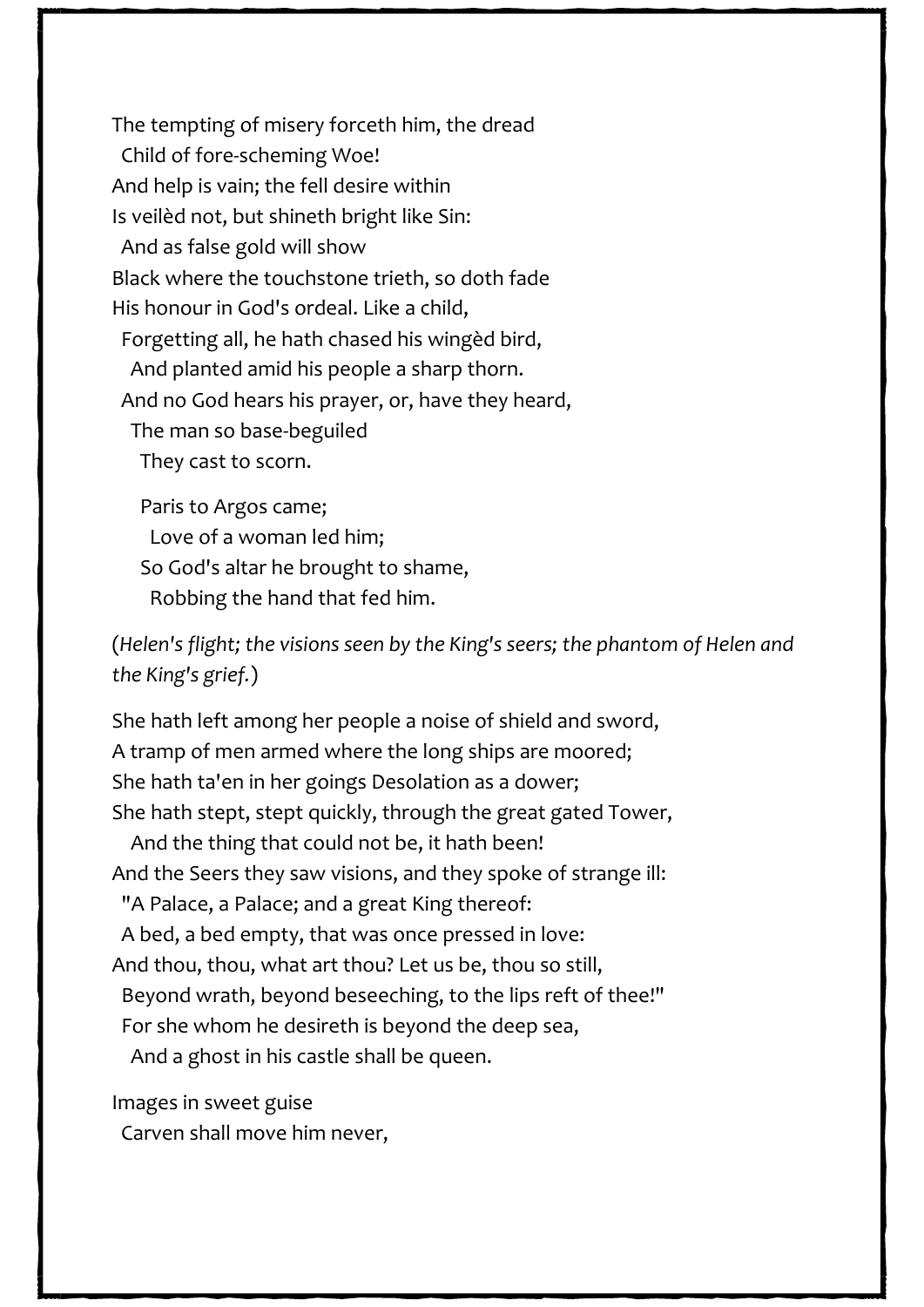The tempting of misery forceth him, the dread
  Child of fore-scheming Woe!
And help is vain; the fell desire within
Is veilèd not, but shineth bright like Sin:
  And as false gold will show
Black where the touchstone trieth, so doth fade
His honour in God's ordeal. Like a child,
  Forgetting all, he hath chased his wingèd bird,
    And planted amid his people a sharp thorn.
  And no God hears his prayer, or, have they heard,
    The man so base-beguiled
      They cast to scorn.

      Paris to Argos came;
        Love of a woman led him;
      So God's altar he brought to shame,
        Robbing the hand that fed him.

(*Helen's flight; the visions seen by the King's seers; the phantom of Helen and the King's grief.*)

She hath left among her people a noise of shield and sword,
A tramp of men armed where the long ships are moored;
She hath ta'en in her goings Desolation as a dower;
She hath stept, stept quickly, through the great gated Tower,
    And the thing that could not be, it hath been!
And the Seers they saw visions, and they spoke of strange ill:
  "A Palace, a Palace; and a great King thereof:
  A bed, a bed empty, that was once pressed in love:
And thou, thou, what art thou? Let us be, thou so still,
  Beyond wrath, beyond beseeching, to the lips reft of thee!"
  For she whom he desireth is beyond the deep sea,
    And a ghost in his castle shall be queen.

Images in sweet guise
  Carven shall move him never,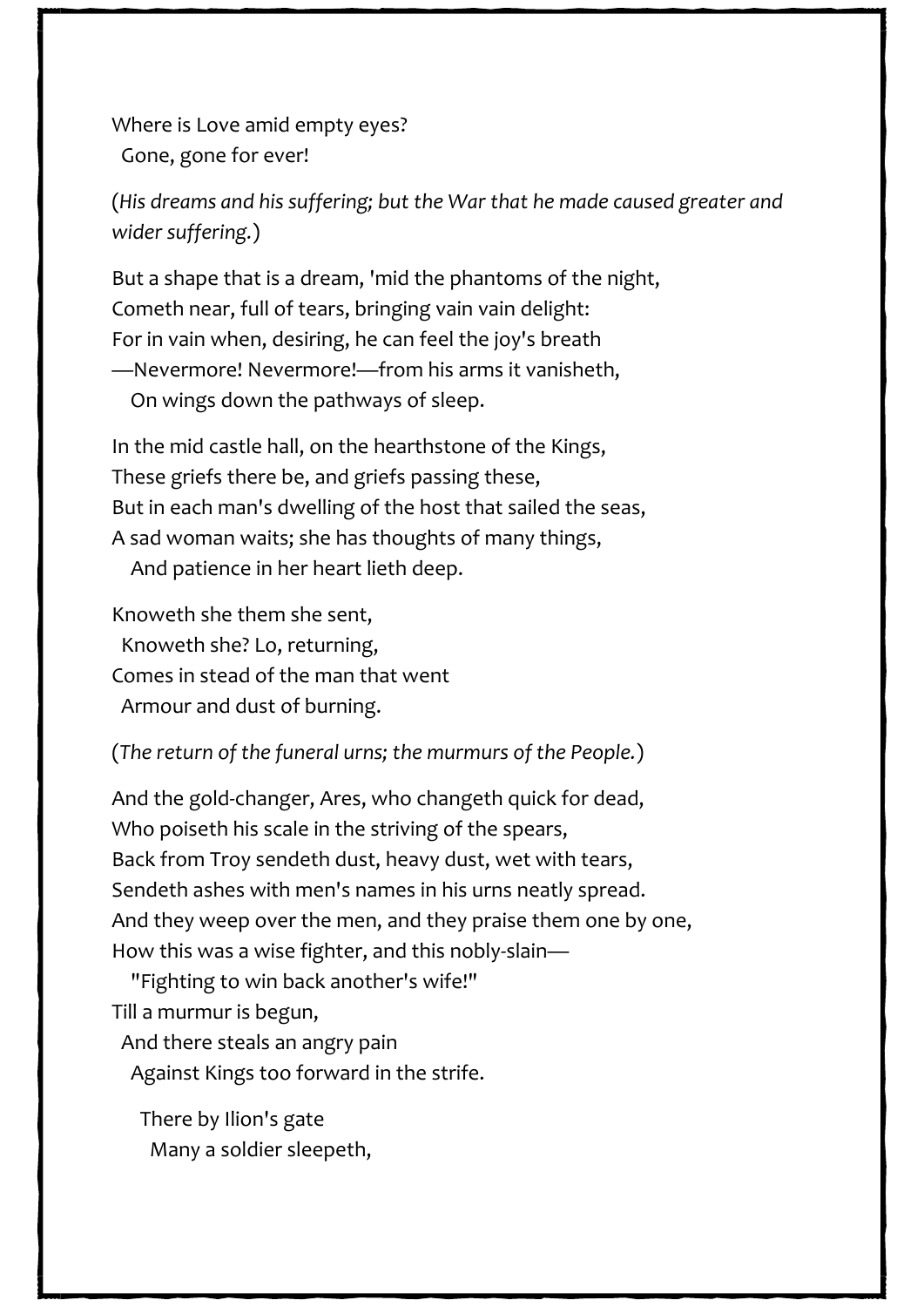Where is Love amid empty eyes?  
  Gone, gone for ever!

(*His dreams and his suffering; but the War that he made caused greater and wider suffering.*)

But a shape that is a dream, 'mid the phantoms of the night,  
Cometh near, full of tears, bringing vain vain delight:  
For in vain when, desiring, he can feel the joy's breath  
—Nevermore! Nevermore!—from his arms it vanisheth,  
  On wings down the pathways of sleep.

In the mid castle hall, on the hearthstone of the Kings,  
These griefs there be, and griefs passing these,  
But in each man's dwelling of the host that sailed the seas,  
A sad woman waits; she has thoughts of many things,  
  And patience in her heart lieth deep.

Knoweth she them she sent,  
  Knoweth she? Lo, returning,  
Comes in stead of the man that went  
  Armour and dust of burning.

(*The return of the funeral urns; the murmurs of the People.*)

And the gold-changer, Ares, who changeth quick for dead,  
Who poiseth his scale in the striving of the spears,  
Back from Troy sendeth dust, heavy dust, wet with tears,  
Sendeth ashes with men's names in his urns neatly spread.  
And they weep over the men, and they praise them one by one,  
How this was a wise fighter, and this nobly-slain—  
  "Fighting to win back another's wife!"  
Till a murmur is begun,  
  And there steals an angry pain  
  Against Kings too forward in the strife.

  There by Ilion's gate  
    Many a soldier sleepeth,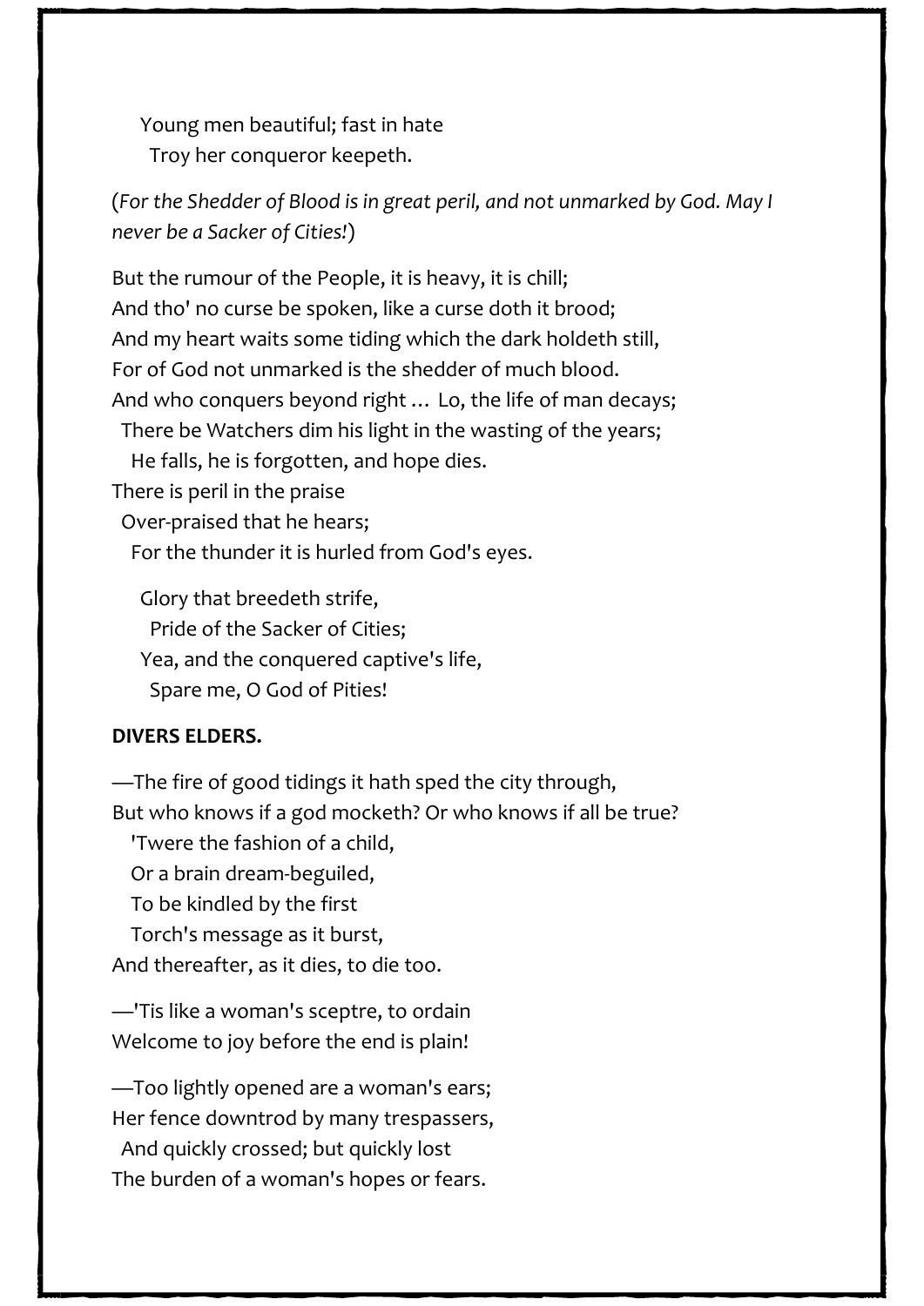Young men beautiful; fast in hate  
Troy her conqueror keepeth.

(*For the Shedder of Blood is in great peril, and not unmarked by God. May I never be a Sacker of Cities!*)

But the rumour of the People, it is heavy, it is chill;  
And tho' no curse be spoken, like a curse doth it brood;  
And my heart waits some tiding which the dark holdeth still,  
For of God not unmarked is the shedder of much blood.  
And who conquers beyond right ... Lo, the life of man decays;  
There be Watchers dim his light in the wasting of the years;  
He falls, he is forgotten, and hope dies.  
There is peril in the praise  
Over-praised that he hears;  
For the thunder it is hurled from God's eyes.

Glory that breedeth strife,  
Pride of the Sacker of Cities;  
Yea, and the conquered captive's life,  
Spare me, O God of Pities!

**DIVERS ELDERS.**

—The fire of good tidings it hath sped the city through,  
But who knows if a god mocketh? Or who knows if all be true?  
'Twere the fashion of a child,  
Or a brain dream-beguiled,  
To be kindled by the first  
Torch's message as it burst,  
And thereafter, as it dies, to die too.

—'Tis like a woman's sceptre, to ordain  
Welcome to joy before the end is plain!

—Too lightly opened are a woman's ears;  
Her fence downtrod by many trespassers,  
And quickly crossed; but quickly lost  
The burden of a woman's hopes or fears.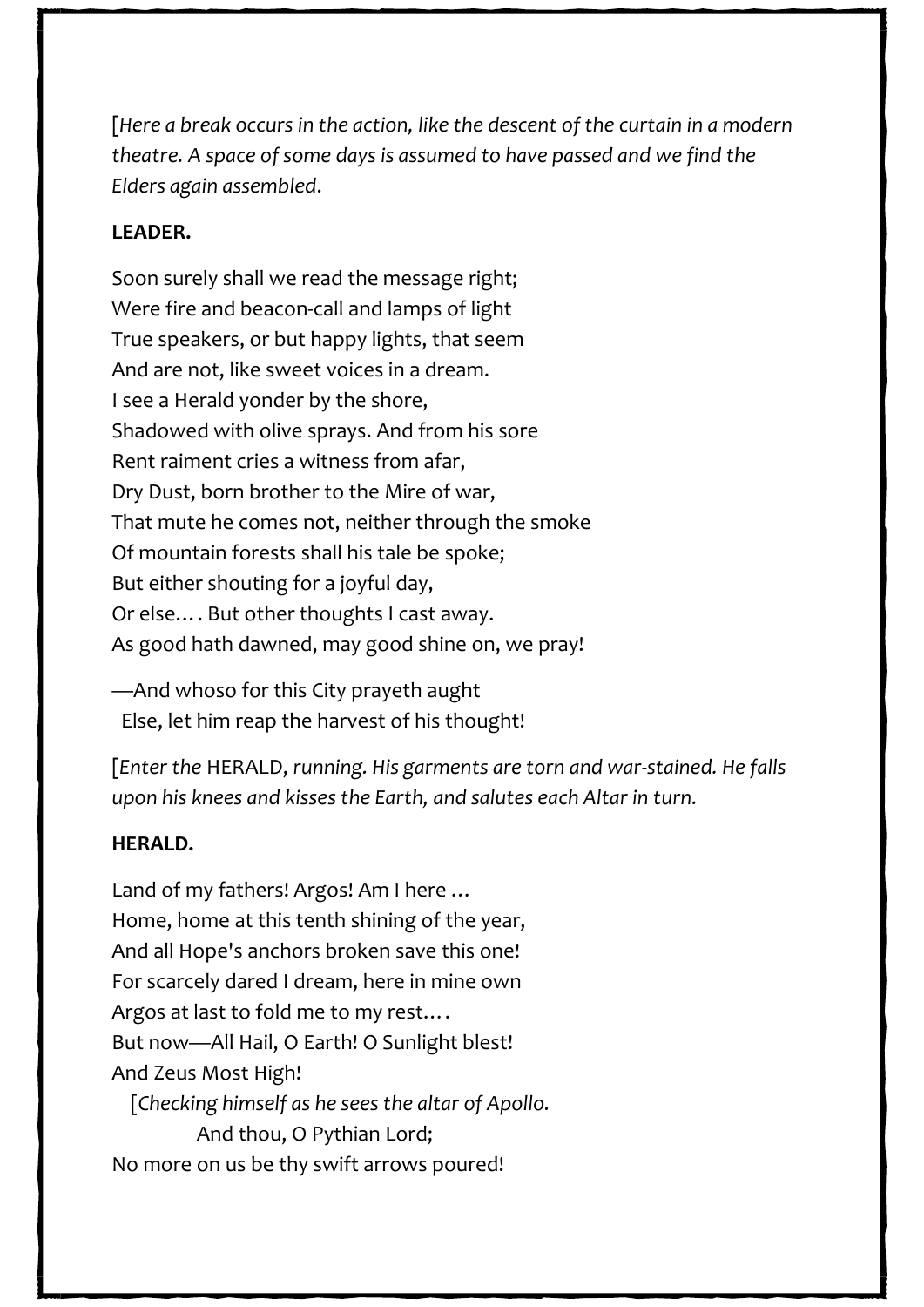[*Here a break occurs in the action, like the descent of the curtain in a modern theatre. A space of some days is assumed to have passed and we find the Elders again assembled*.

**LEADER.**

Soon surely shall we read the message right;
Were fire and beacon-call and lamps of light
True speakers, or but happy lights, that seem
And are not, like sweet voices in a dream.
I see a Herald yonder by the shore,
Shadowed with olive sprays. And from his sore
Rent raiment cries a witness from afar,
Dry Dust, born brother to the Mire of war,
That mute he comes not, neither through the smoke
Of mountain forests shall his tale be spoke;
But either shouting for a joyful day,
Or else.… But other thoughts I cast away.
As good hath dawned, may good shine on, we pray!

—And whoso for this City prayeth aught
  Else, let him reap the harvest of his thought!

[*Enter the* HERALD, *running. His garments are torn and war-stained. He falls upon his knees and kisses the Earth, and salutes each Altar in turn.*

**HERALD.**

Land of my fathers! Argos! Am I here …
Home, home at this tenth shining of the year,
And all Hope's anchors broken save this one!
For scarcely dared I dream, here in mine own
Argos at last to fold me to my rest.…
But now—All Hail, O Earth! O Sunlight blest!
And Zeus Most High!
  [*Checking himself as he sees the altar of Apollo.*
            And thou, O Pythian Lord;
No more on us be thy swift arrows poured!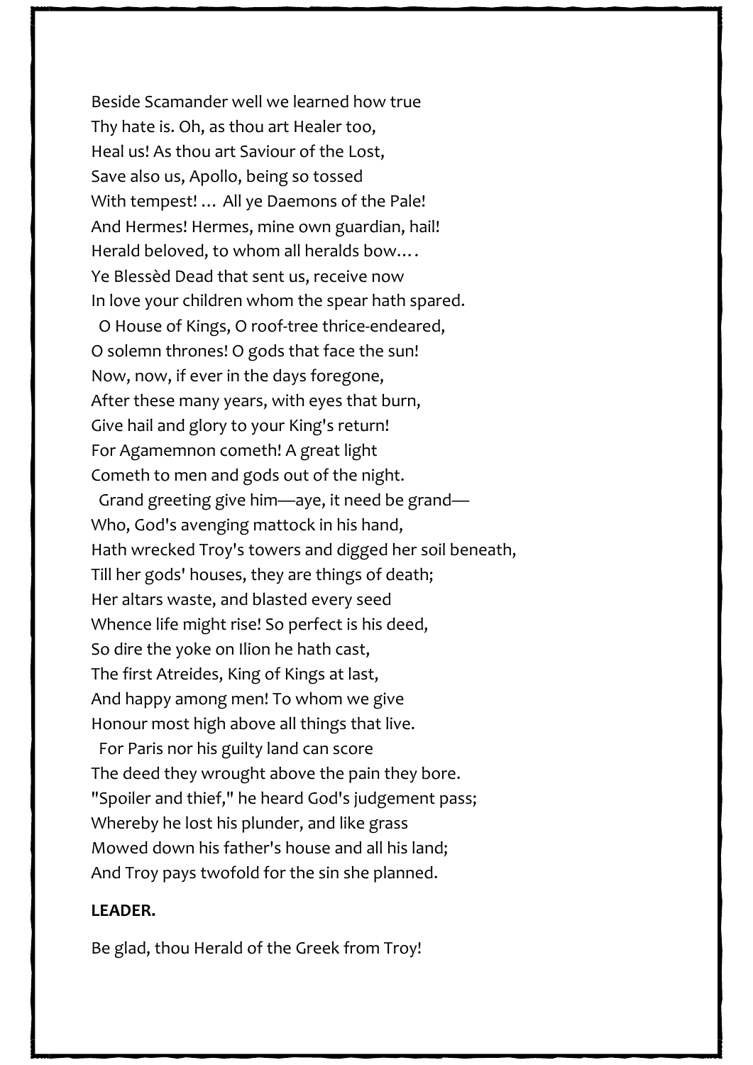Beside Scamander well we learned how true
Thy hate is. Oh, as thou art Healer too,
Heal us! As thou art Saviour of the Lost,
Save also us, Apollo, being so tossed
With tempest! … All ye Daemons of the Pale!
And Hermes! Hermes, mine own guardian, hail!
Herald beloved, to whom all heralds bow… .
Ye Blessèd Dead that sent us, receive now
In love your children whom the spear hath spared.
  O House of Kings, O roof-tree thrice-endeared,
O solemn thrones! O gods that face the sun!
Now, now, if ever in the days foregone,
After these many years, with eyes that burn,
Give hail and glory to your King's return!
For Agamemnon cometh! A great light
Cometh to men and gods out of the night.
  Grand greeting give him—aye, it need be grand—
Who, God's avenging mattock in his hand,
Hath wrecked Troy's towers and digged her soil beneath,
Till her gods' houses, they are things of death;
Her altars waste, and blasted every seed
Whence life might rise! So perfect is his deed,
So dire the yoke on Ilion he hath cast,
The first Atreides, King of Kings at last,
And happy among men! To whom we give
Honour most high above all things that live.
  For Paris nor his guilty land can score
The deed they wrought above the pain they bore.
"Spoiler and thief," he heard God's judgement pass;
Whereby he lost his plunder, and like grass
Mowed down his father's house and all his land;
And Troy pays twofold for the sin she planned.

**LEADER.**

Be glad, thou Herald of the Greek from Troy!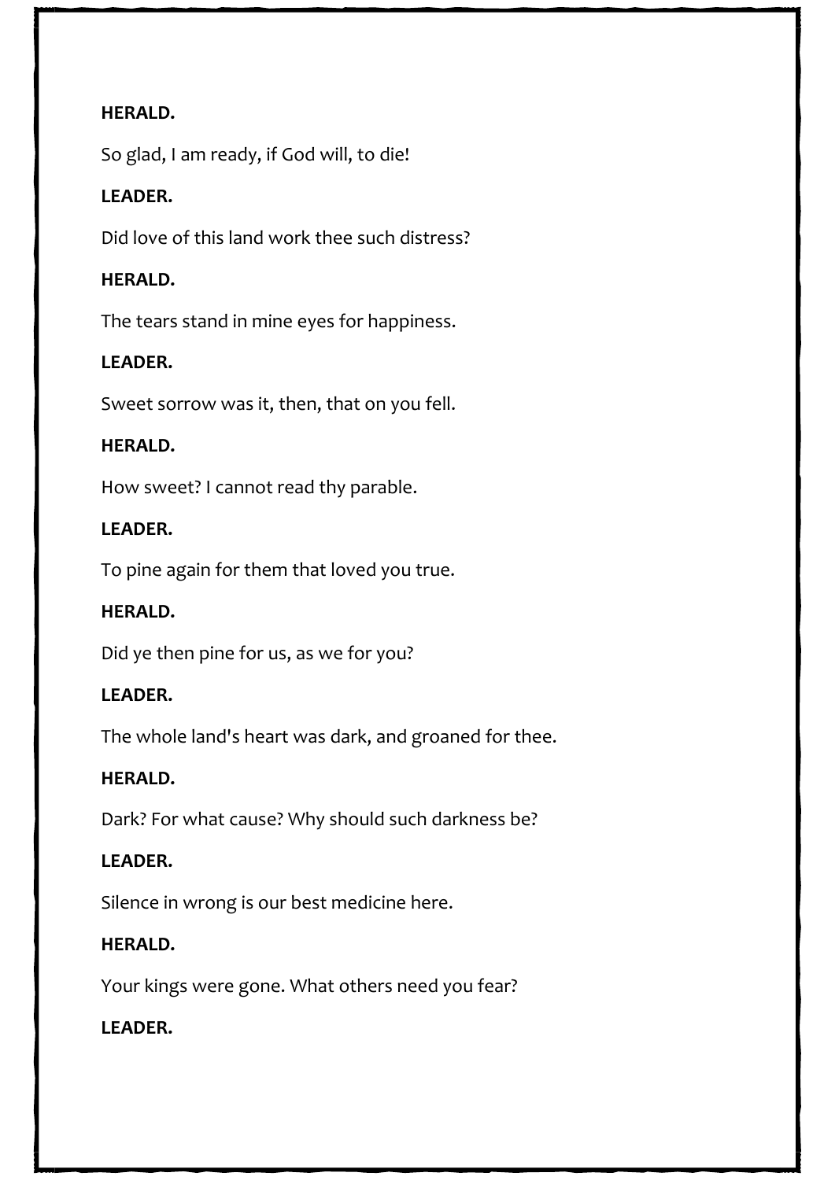**HERALD.**

So glad, I am ready, if God will, to die!

**LEADER.**

Did love of this land work thee such distress?

**HERALD.**

The tears stand in mine eyes for happiness.

**LEADER.**

Sweet sorrow was it, then, that on you fell.

**HERALD.**

How sweet? I cannot read thy parable.

**LEADER.**

To pine again for them that loved you true.

**HERALD.**

Did ye then pine for us, as we for you?

**LEADER.**

The whole land's heart was dark, and groaned for thee.

**HERALD.**

Dark? For what cause? Why should such darkness be?

**LEADER.**

Silence in wrong is our best medicine here.

**HERALD.**

Your kings were gone. What others need you fear?

**LEADER.**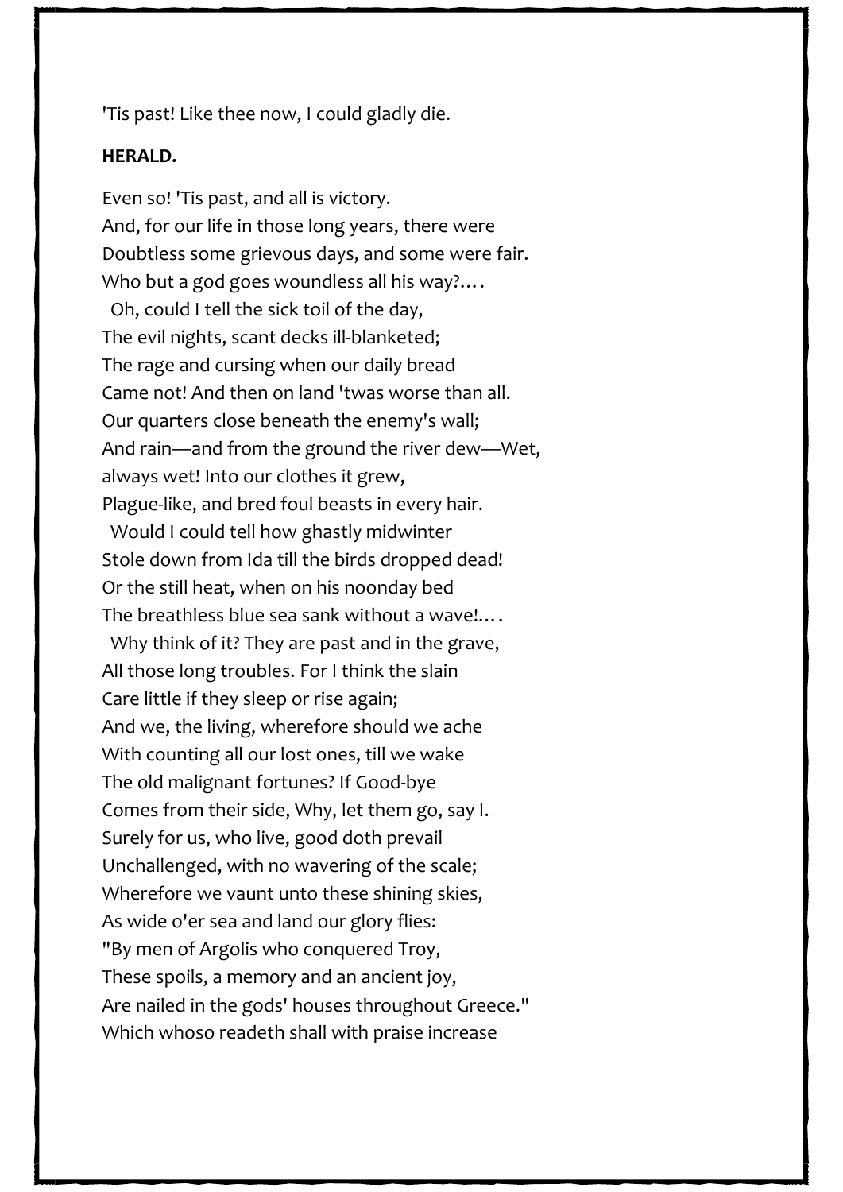'Tis past! Like thee now, I could gladly die.

**HERALD.**

Even so! 'Tis past, and all is victory.
And, for our life in those long years, there were
Doubtless some grievous days, and some were fair.
Who but a god goes woundless all his way?....
  Oh, could I tell the sick toil of the day,
The evil nights, scant decks ill-blanketed;
The rage and cursing when our daily bread
Came not! And then on land 'twas worse than all.
Our quarters close beneath the enemy's wall;
And rain—and from the ground the river dew—Wet,
always wet! Into our clothes it grew,
Plague-like, and bred foul beasts in every hair.
  Would I could tell how ghastly midwinter
Stole down from Ida till the birds dropped dead!
Or the still heat, when on his noonday bed
The breathless blue sea sank without a wave!....
  Why think of it? They are past and in the grave,
All those long troubles. For I think the slain
Care little if they sleep or rise again;
And we, the living, wherefore should we ache
With counting all our lost ones, till we wake
The old malignant fortunes? If Good-bye
Comes from their side, Why, let them go, say I.
Surely for us, who live, good doth prevail
Unchallenged, with no wavering of the scale;
Wherefore we vaunt unto these shining skies,
As wide o'er sea and land our glory flies:
"By men of Argolis who conquered Troy,
These spoils, a memory and an ancient joy,
Are nailed in the gods' houses throughout Greece."
Which whoso readeth shall with praise increase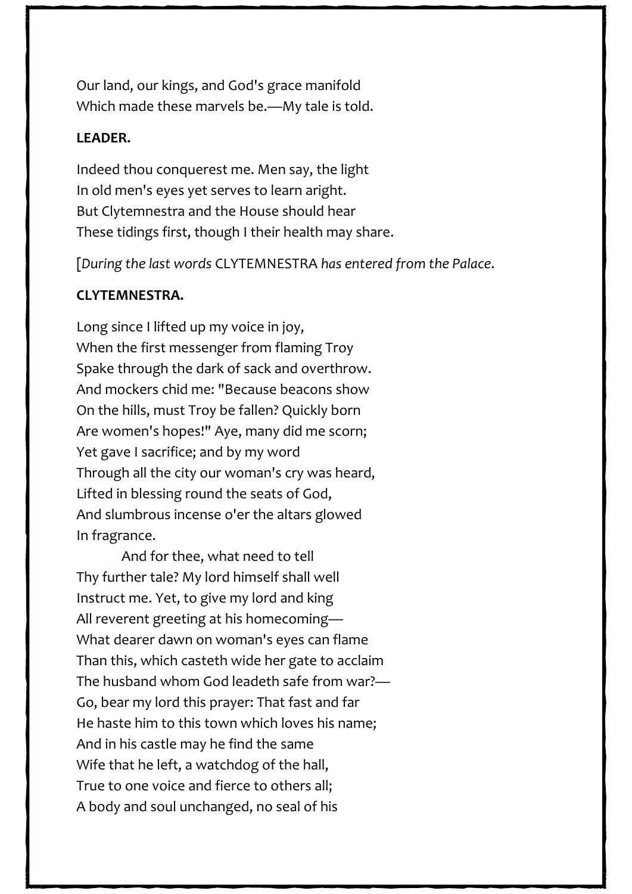Our land, our kings, and God's grace manifold
Which made these marvels be.—My tale is told.

**LEADER.**

Indeed thou conquerest me. Men say, the light
In old men's eyes yet serves to learn aright.
But Clytemnestra and the House should hear
These tidings first, though I their health may share.

[*During the last words* CLYTEMNESTRA *has entered from the Palace.*

**CLYTEMNESTRA.**

Long since I lifted up my voice in joy,
When the first messenger from flaming Troy
Spake through the dark of sack and overthrow.
And mockers chid me: "Because beacons show
On the hills, must Troy be fallen? Quickly born
Are women's hopes!" Aye, many did me scorn;
Yet gave I sacrifice; and by my word
Through all the city our woman's cry was heard,
Lifted in blessing round the seats of God,
And slumbrous incense o'er the altars glowed
In fragrance.
          And for thee, what need to tell
Thy further tale? My lord himself shall well
Instruct me. Yet, to give my lord and king
All reverent greeting at his homecoming—
What dearer dawn on woman's eyes can flame
Than this, which casteth wide her gate to acclaim
The husband whom God leadeth safe from war?—
Go, bear my lord this prayer: That fast and far
He haste him to this town which loves his name;
And in his castle may he find the same
Wife that he left, a watchdog of the hall,
True to one voice and fierce to others all;
A body and soul unchanged, no seal of his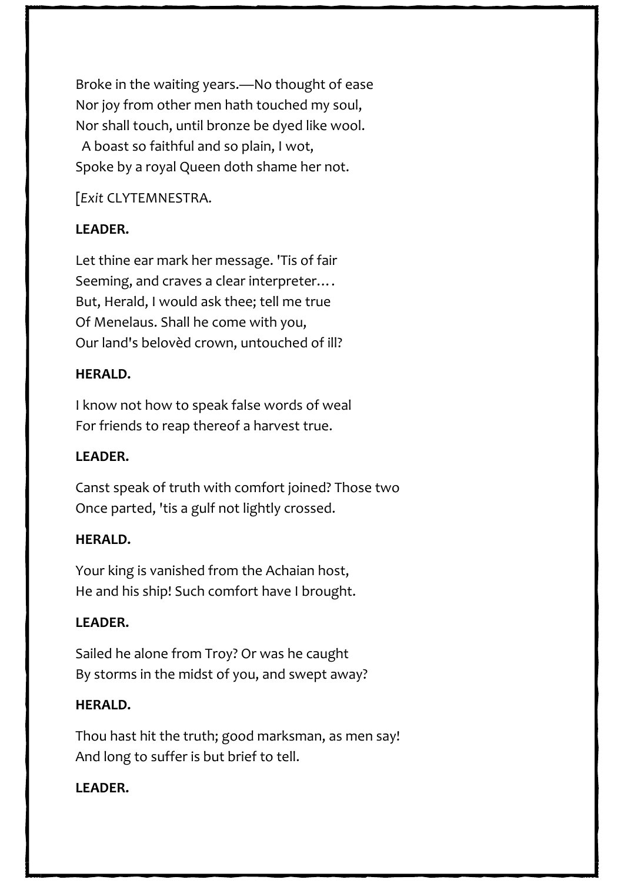Broke in the waiting years.—No thought of ease
Nor joy from other men hath touched my soul,
Nor shall touch, until bronze be dyed like wool.
  A boast so faithful and so plain, I wot,
Spoke by a royal Queen doth shame her not.

[*Exit* CLYTEMNESTRA.

**LEADER.**

Let thine ear mark her message. 'Tis of fair
Seeming, and craves a clear interpreter....
But, Herald, I would ask thee; tell me true
Of Menelaus. Shall he come with you,
Our land's belovèd crown, untouched of ill?

**HERALD.**

I know not how to speak false words of weal
For friends to reap thereof a harvest true.

**LEADER.**

Canst speak of truth with comfort joined? Those two
Once parted, 'tis a gulf not lightly crossed.

**HERALD.**

Your king is vanished from the Achaian host,
He and his ship! Such comfort have I brought.

**LEADER.**

Sailed he alone from Troy? Or was he caught
By storms in the midst of you, and swept away?

**HERALD.**

Thou hast hit the truth; good marksman, as men say!
And long to suffer is but brief to tell.

**LEADER.**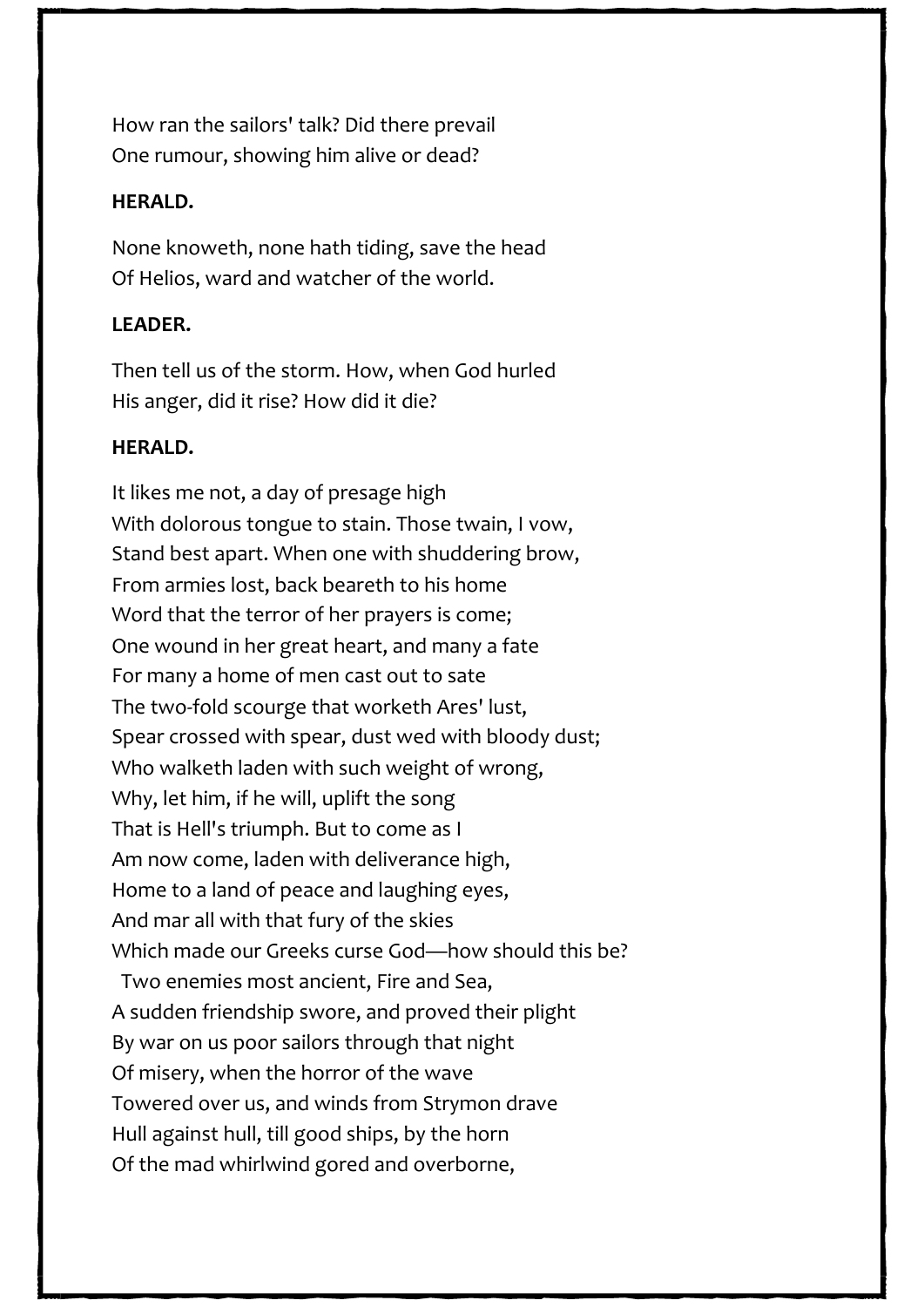How ran the sailors' talk? Did there prevail
One rumour, showing him alive or dead?

**HERALD.**

None knoweth, none hath tiding, save the head
Of Helios, ward and watcher of the world.

**LEADER.**

Then tell us of the storm. How, when God hurled
His anger, did it rise? How did it die?

**HERALD.**

It likes me not, a day of presage high
With dolorous tongue to stain. Those twain, I vow,
Stand best apart. When one with shuddering brow,
From armies lost, back beareth to his home
Word that the terror of her prayers is come;
One wound in her great heart, and many a fate
For many a home of men cast out to sate
The two-fold scourge that worketh Ares' lust,
Spear crossed with spear, dust wed with bloody dust;
Who walketh laden with such weight of wrong,
Why, let him, if he will, uplift the song
That is Hell's triumph. But to come as I
Am now come, laden with deliverance high,
Home to a land of peace and laughing eyes,
And mar all with that fury of the skies
Which made our Greeks curse God—how should this be?
  Two enemies most ancient, Fire and Sea,
A sudden friendship swore, and proved their plight
By war on us poor sailors through that night
Of misery, when the horror of the wave
Towered over us, and winds from Strymon drave
Hull against hull, till good ships, by the horn
Of the mad whirlwind gored and overborne,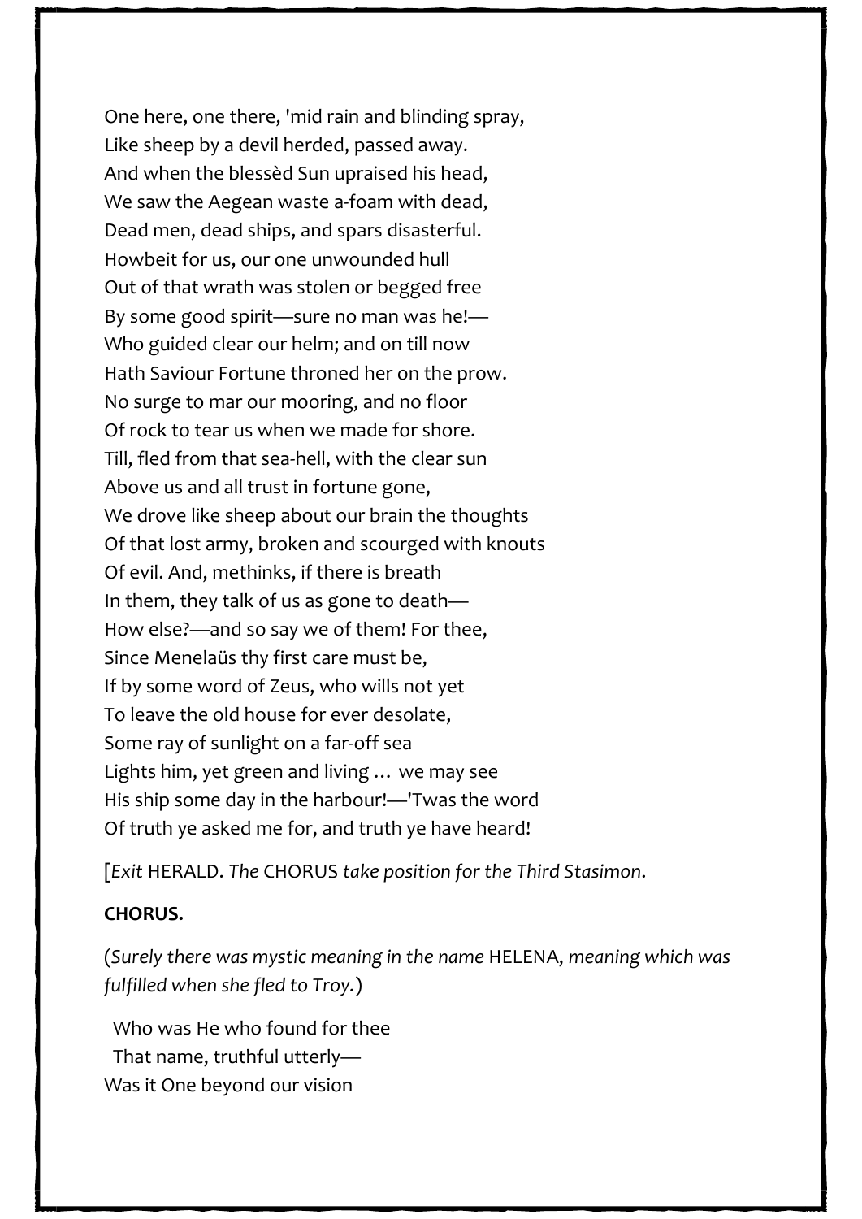One here, one there, 'mid rain and blinding spray,
Like sheep by a devil herded, passed away.
And when the blessèd Sun upraised his head,
We saw the Aegean waste a-foam with dead,
Dead men, dead ships, and spars disasterful.
Howbeit for us, our one unwounded hull
Out of that wrath was stolen or begged free
By some good spirit—sure no man was he!—
Who guided clear our helm; and on till now
Hath Saviour Fortune throned her on the prow.
No surge to mar our mooring, and no floor
Of rock to tear us when we made for shore.
Till, fled from that sea-hell, with the clear sun
Above us and all trust in fortune gone,
We drove like sheep about our brain the thoughts
Of that lost army, broken and scourged with knouts
Of evil. And, methinks, if there is breath
In them, they talk of us as gone to death—
How else?—and so say we of them! For thee,
Since Menelaüs thy first care must be,
If by some word of Zeus, who wills not yet
To leave the old house for ever desolate,
Some ray of sunlight on a far-off sea
Lights him, yet green and living … we may see
His ship some day in the harbour!—'Twas the word
Of truth ye asked me for, and truth ye have heard!

[*Exit* HERALD. *The* CHORUS *take position for the Third Stasimon.*

**CHORUS.**

(*Surely there was mystic meaning in the name* HELENA, *meaning which was fulfilled when she fled to Troy.*)

  Who was He who found for thee
  That name, truthful utterly—
Was it One beyond our vision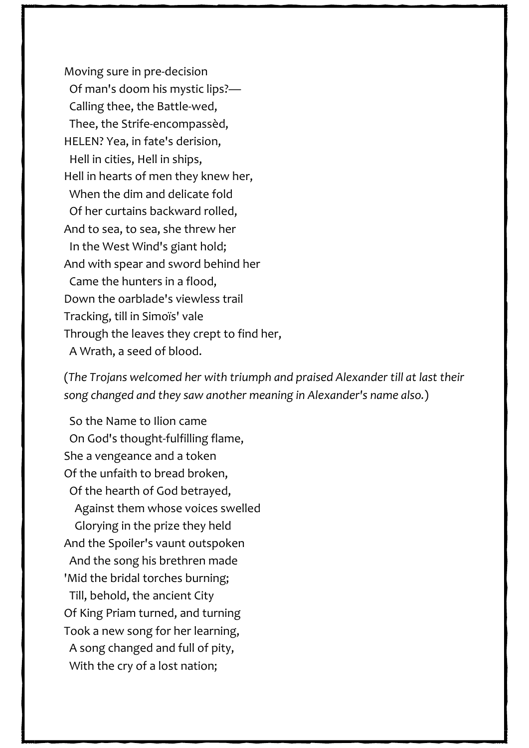Moving sure in pre-decision  
  Of man's doom his mystic lips?—  
  Calling thee, the Battle-wed,  
  Thee, the Strife-encompassèd,  
HELEN? Yea, in fate's derision,  
  Hell in cities, Hell in ships,  
Hell in hearts of men they knew her,  
  When the dim and delicate fold  
  Of her curtains backward rolled,  
And to sea, to sea, she threw her  
  In the West Wind's giant hold;  
And with spear and sword behind her  
  Came the hunters in a flood,  
Down the oarblade's viewless trail  
Tracking, till in Simoïs' vale  
Through the leaves they crept to find her,  
  A Wrath, a seed of blood.

(*The Trojans welcomed her with triumph and praised Alexander till at last their song changed and they saw another meaning in Alexander's name also.*)

  So the Name to Ilion came  
  On God's thought-fulfilling flame,  
She a vengeance and a token  
Of the unfaith to bread broken,  
  Of the hearth of God betrayed,  
    Against them whose voices swelled  
    Glorying in the prize they held  
And the Spoiler's vaunt outspoken  
  And the song his brethren made  
'Mid the bridal torches burning;  
  Till, behold, the ancient City  
Of King Priam turned, and turning  
Took a new song for her learning,  
  A song changed and full of pity,  
  With the cry of a lost nation;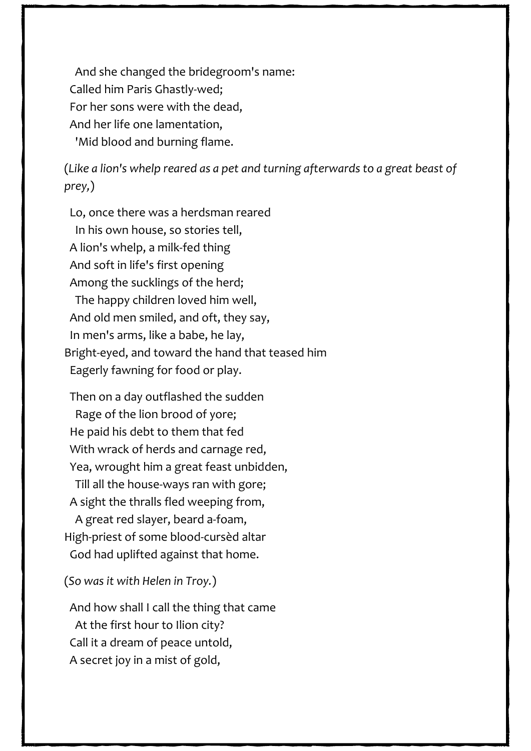And she changed the bridegroom's name:  
Called him Paris Ghastly-wed;  
For her sons were with the dead,  
And her life one lamentation,  
'Mid blood and burning flame.

(*Like a lion's whelp reared as a pet and turning afterwards to a great beast of prey,*)

Lo, once there was a herdsman reared  
In his own house, so stories tell,  
A lion's whelp, a milk-fed thing  
And soft in life's first opening  
Among the sucklings of the herd;  
The happy children loved him well,  
And old men smiled, and oft, they say,  
In men's arms, like a babe, he lay,  
Bright-eyed, and toward the hand that teased him  
Eagerly fawning for food or play.

Then on a day outflashed the sudden  
Rage of the lion brood of yore;  
He paid his debt to them that fed  
With wrack of herds and carnage red,  
Yea, wrought him a great feast unbidden,  
Till all the house-ways ran with gore;  
A sight the thralls fled weeping from,  
A great red slayer, beard a-foam,  
High-priest of some blood-cursèd altar  
God had uplifted against that home.

(*So was it with Helen in Troy.*)

And how shall I call the thing that came  
At the first hour to Ilion city?  
Call it a dream of peace untold,  
A secret joy in a mist of gold,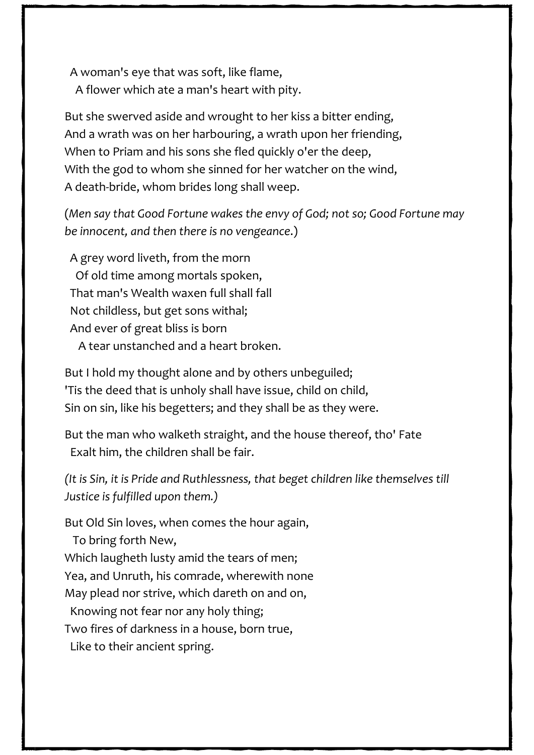A woman's eye that was soft, like flame,
  A flower which ate a man's heart with pity.

But she swerved aside and wrought to her kiss a bitter ending,
And a wrath was on her harbouring, a wrath upon her friending,
When to Priam and his sons she fled quickly o'er the deep,
With the god to whom she sinned for her watcher on the wind,
A death-bride, whom brides long shall weep.

(*Men say that Good Fortune wakes the envy of God; not so; Good Fortune may be innocent, and then there is no vengeance.*)

A grey word liveth, from the morn
  Of old time among mortals spoken,
That man's Wealth waxen full shall fall
Not childless, but get sons withal;
And ever of great bliss is born
  A tear unstanched and a heart broken.

But I hold my thought alone and by others unbeguiled;
'Tis the deed that is unholy shall have issue, child on child,
Sin on sin, like his begetters; and they shall be as they were.

But the man who walketh straight, and the house thereof, tho' Fate
  Exalt him, the children shall be fair.

*(It is Sin, it is Pride and Ruthlessness, that beget children like themselves till Justice is fulfilled upon them.)*

But Old Sin loves, when comes the hour again,
  To bring forth New,
Which laugheth lusty amid the tears of men;
Yea, and Unruth, his comrade, wherewith none
May plead nor strive, which dareth on and on,
  Knowing not fear nor any holy thing;
Two fires of darkness in a house, born true,
  Like to their ancient spring.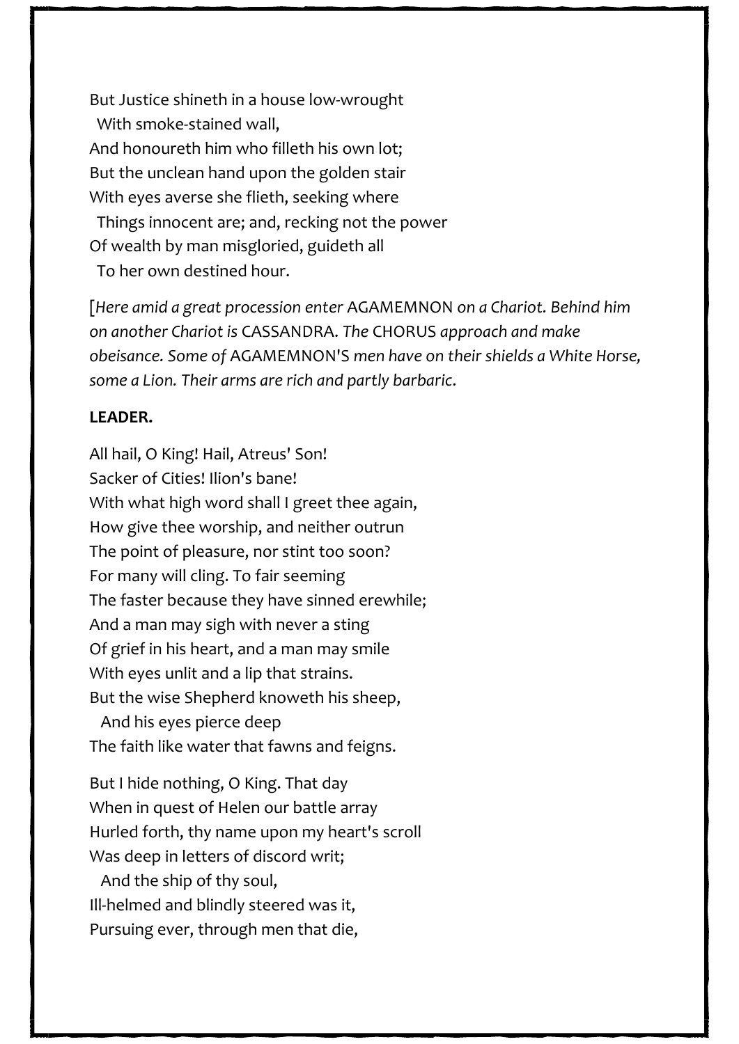But Justice shineth in a house low-wrought
  With smoke-stained wall,
And honoureth him who filleth his own lot;
But the unclean hand upon the golden stair
With eyes averse she flieth, seeking where
  Things innocent are; and, recking not the power
Of wealth by man misgloried, guideth all
  To her own destined hour.

[*Here amid a great procession enter* AGAMEMNON *on a Chariot. Behind him on another Chariot is* CASSANDRA. *The* CHORUS *approach and make obeisance. Some of* AGAMEMNON'S *men have on their shields a White Horse, some a Lion. Their arms are rich and partly barbaric.*

**LEADER.**

All hail, O King! Hail, Atreus' Son!
Sacker of Cities! Ilion's bane!
With what high word shall I greet thee again,
How give thee worship, and neither outrun
The point of pleasure, nor stint too soon?
For many will cling. To fair seeming
The faster because they have sinned erewhile;
And a man may sigh with never a sting
Of grief in his heart, and a man may smile
With eyes unlit and a lip that strains.
But the wise Shepherd knoweth his sheep,
  And his eyes pierce deep
The faith like water that fawns and feigns.

But I hide nothing, O King. That day
When in quest of Helen our battle array
Hurled forth, thy name upon my heart's scroll
Was deep in letters of discord writ;
  And the ship of thy soul,
Ill-helmed and blindly steered was it,
Pursuing ever, through men that die,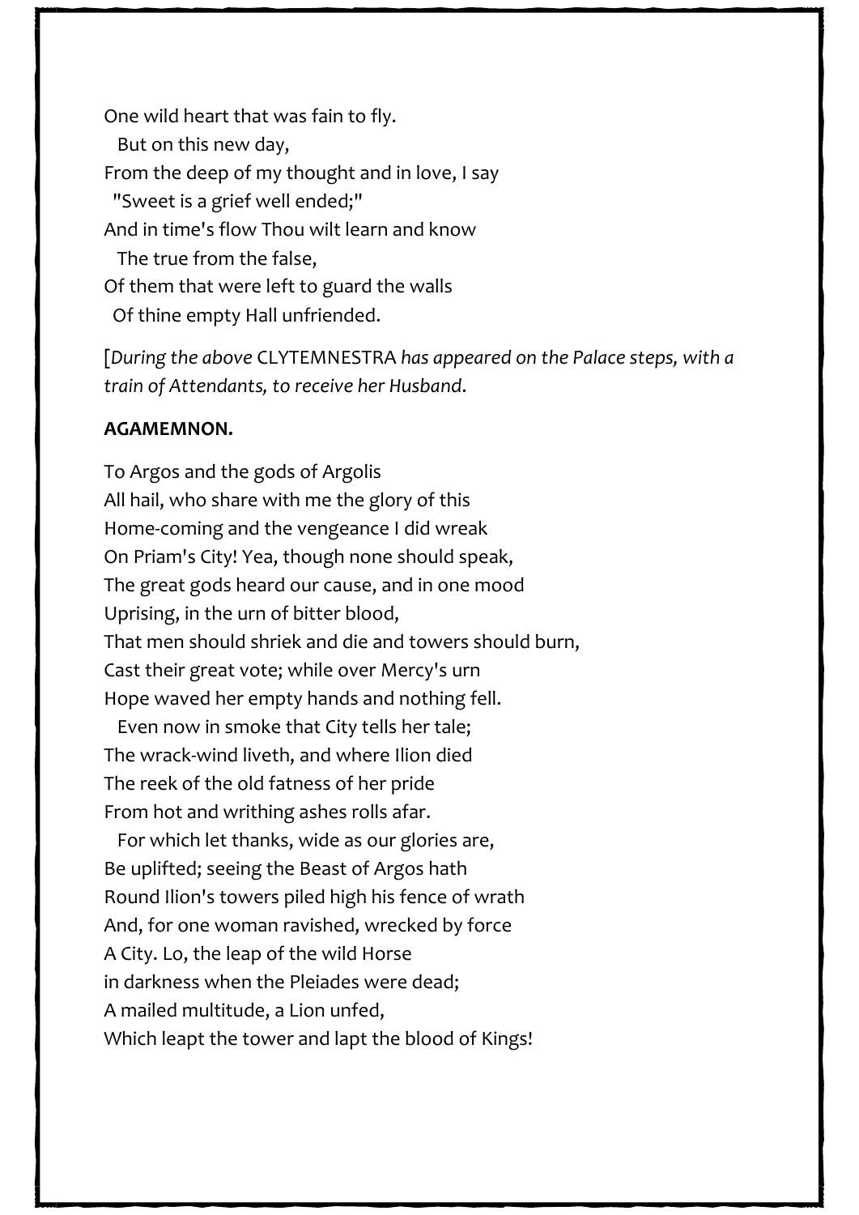One wild heart that was fain to fly.
  But on this new day,
From the deep of my thought and in love, I say
  "Sweet is a grief well ended;"
And in time's flow Thou wilt learn and know
  The true from the false,
Of them that were left to guard the walls
  Of thine empty Hall unfriended.

[*During the above* CLYTEMNESTRA *has appeared on the Palace steps, with a train of Attendants, to receive her Husband.*

**AGAMEMNON.**

To Argos and the gods of Argolis
All hail, who share with me the glory of this
Home-coming and the vengeance I did wreak
On Priam's City! Yea, though none should speak,
The great gods heard our cause, and in one mood
Uprising, in the urn of bitter blood,
That men should shriek and die and towers should burn,
Cast their great vote; while over Mercy's urn
Hope waved her empty hands and nothing fell.
  Even now in smoke that City tells her tale;
The wrack-wind liveth, and where Ilion died
The reek of the old fatness of her pride
From hot and writhing ashes rolls afar.
  For which let thanks, wide as our glories are,
Be uplifted; seeing the Beast of Argos hath
Round Ilion's towers piled high his fence of wrath
And, for one woman ravished, wrecked by force
A City. Lo, the leap of the wild Horse
in darkness when the Pleiades were dead;
A mailed multitude, a Lion unfed,
Which leapt the tower and lapt the blood of Kings!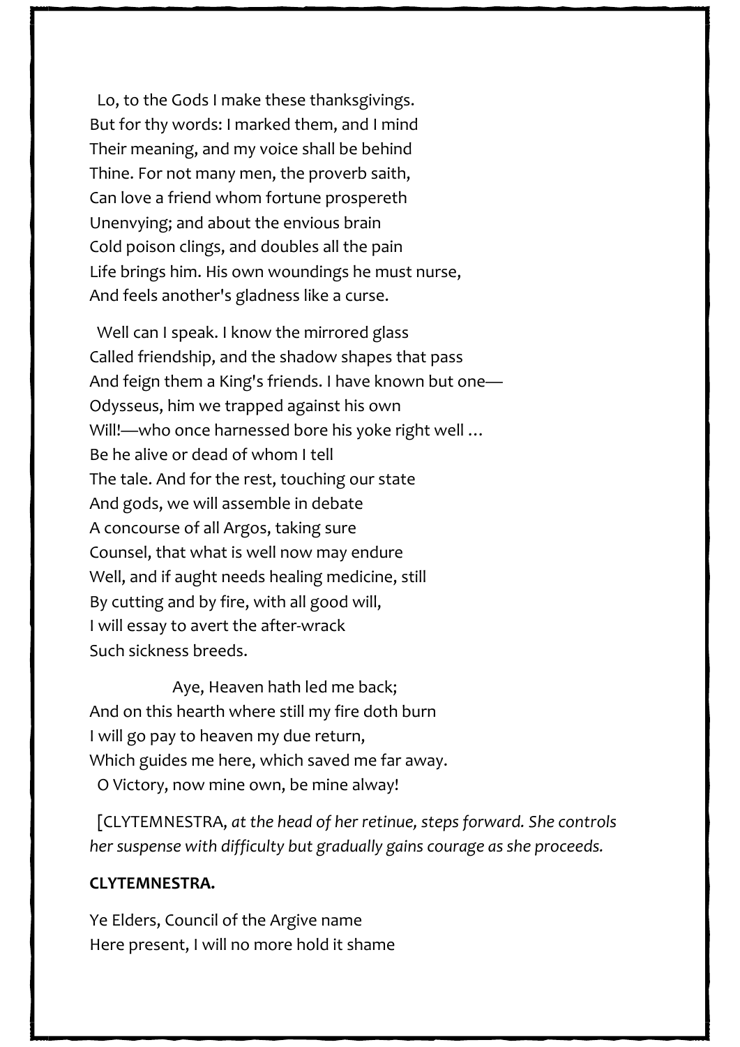Lo, to the Gods I make these thanksgivings.
But for thy words: I marked them, and I mind
Their meaning, and my voice shall be behind
Thine. For not many men, the proverb saith,
Can love a friend whom fortune prospereth
Unenvying; and about the envious brain
Cold poison clings, and doubles all the pain
Life brings him. His own woundings he must nurse,
And feels another's gladness like a curse.

Well can I speak. I know the mirrored glass
Called friendship, and the shadow shapes that pass
And feign them a King's friends. I have known but one—
Odysseus, him we trapped against his own
Will!—who once harnessed bore his yoke right well …
Be he alive or dead of whom I tell
The tale. And for the rest, touching our state
And gods, we will assemble in debate
A concourse of all Argos, taking sure
Counsel, that what is well now may endure
Well, and if aught needs healing medicine, still
By cutting and by fire, with all good will,
I will essay to avert the after-wrack
Such sickness breeds.

Aye, Heaven hath led me back;
And on this hearth where still my fire doth burn
I will go pay to heaven my due return,
Which guides me here, which saved me far away.
O Victory, now mine own, be mine alway!

[CLYTEMNESTRA, *at the head of her retinue, steps forward. She controls her suspense with difficulty but gradually gains courage as she proceeds.*

**CLYTEMNESTRA.**

Ye Elders, Council of the Argive name
Here present, I will no more hold it shame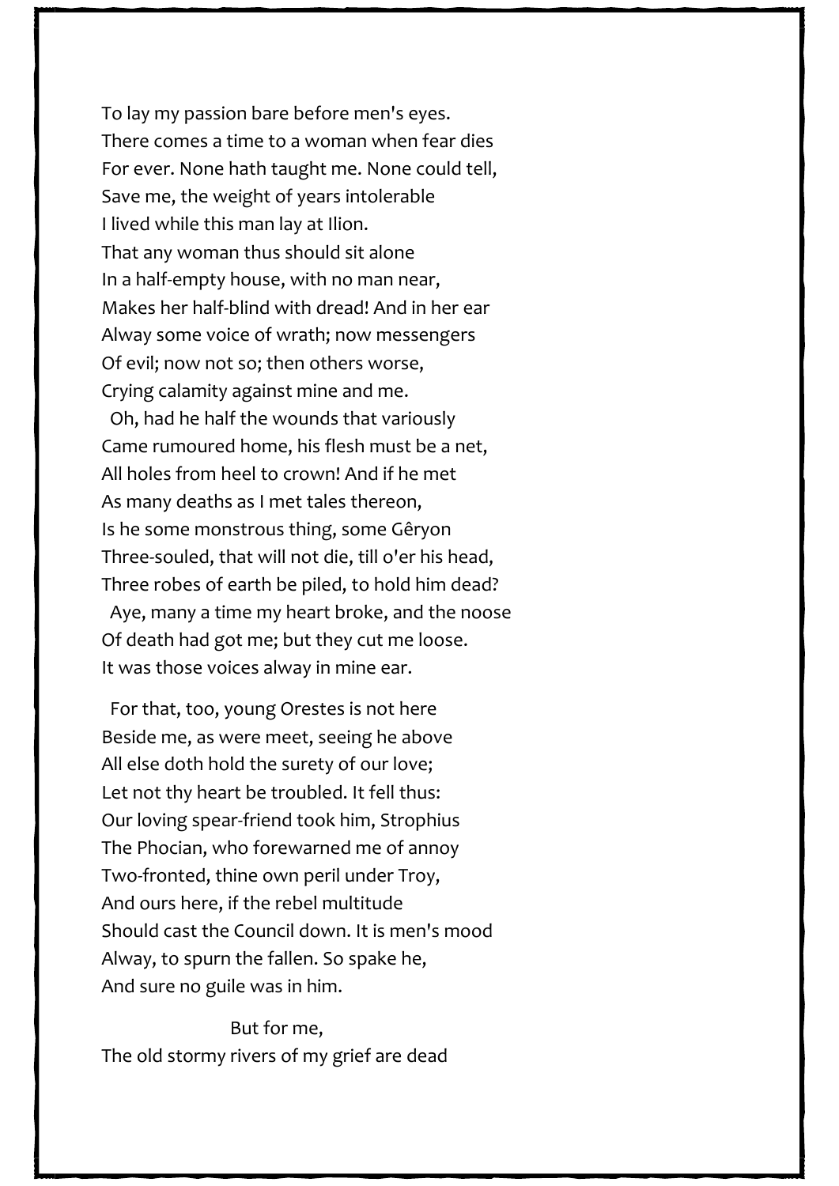To lay my passion bare before men's eyes.
There comes a time to a woman when fear dies
For ever. None hath taught me. None could tell,
Save me, the weight of years intolerable
I lived while this man lay at Ilion.
That any woman thus should sit alone
In a half-empty house, with no man near,
Makes her half-blind with dread! And in her ear
Alway some voice of wrath; now messengers
Of evil; now not so; then others worse,
Crying calamity against mine and me.
  Oh, had he half the wounds that variously
Came rumoured home, his flesh must be a net,
All holes from heel to crown! And if he met
As many deaths as I met tales thereon,
Is he some monstrous thing, some Gêryon
Three-souled, that will not die, till o'er his head,
Three robes of earth be piled, to hold him dead?
  Aye, many a time my heart broke, and the noose
Of death had got me; but they cut me loose.
It was those voices alway in mine ear.

  For that, too, young Orestes is not here
Beside me, as were meet, seeing he above
All else doth hold the surety of our love;
Let not thy heart be troubled. It fell thus:
Our loving spear-friend took him, Strophius
The Phocian, who forewarned me of annoy
Two-fronted, thine own peril under Troy,
And ours here, if the rebel multitude
Should cast the Council down. It is men's mood
Alway, to spurn the fallen. So spake he,
And sure no guile was in him.

                    But for me,
The old stormy rivers of my grief are dead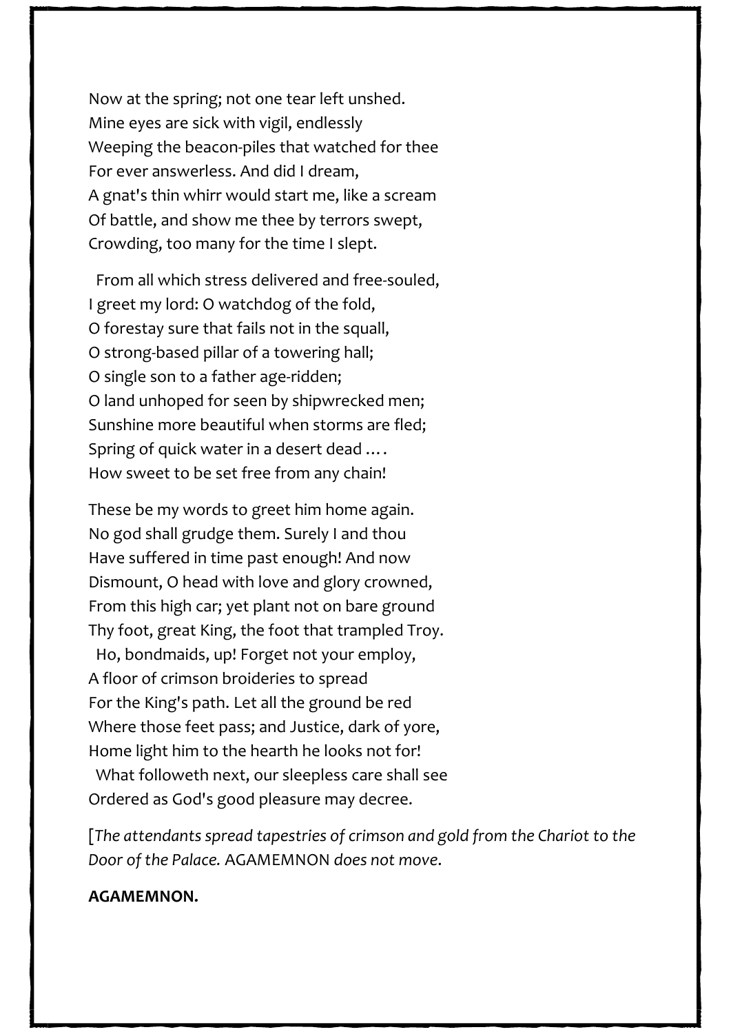Now at the spring; not one tear left unshed.
Mine eyes are sick with vigil, endlessly
Weeping the beacon-piles that watched for thee
For ever answerless. And did I dream,
A gnat's thin whirr would start me, like a scream
Of battle, and show me thee by terrors swept,
Crowding, too many for the time I slept.

From all which stress delivered and free-souled,
I greet my lord: O watchdog of the fold,
O forestay sure that fails not in the squall,
O strong-based pillar of a towering hall;
O single son to a father age-ridden;
O land unhoped for seen by shipwrecked men;
Sunshine more beautiful when storms are fled;
Spring of quick water in a desert dead ….
How sweet to be set free from any chain!

These be my words to greet him home again.
No god shall grudge them. Surely I and thou
Have suffered in time past enough! And now
Dismount, O head with love and glory crowned,
From this high car; yet plant not on bare ground
Thy foot, great King, the foot that trampled Troy.
Ho, bondmaids, up! Forget not your employ,
A floor of crimson broideries to spread
For the King's path. Let all the ground be red
Where those feet pass; and Justice, dark of yore,
Home light him to the hearth he looks not for!
What followeth next, our sleepless care shall see
Ordered as God's good pleasure may decree.

[*The attendants spread tapestries of crimson and gold from the Chariot to the Door of the Palace.* AGAMEMNON *does not move.*

**AGAMEMNON.**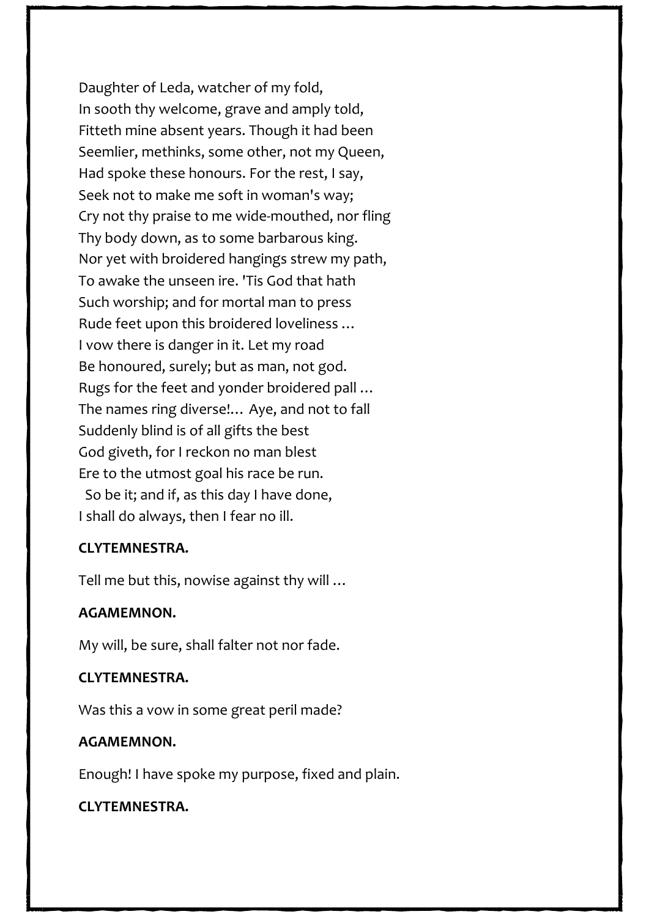Daughter of Leda, watcher of my fold,
In sooth thy welcome, grave and amply told,
Fitteth mine absent years. Though it had been
Seemlier, methinks, some other, not my Queen,
Had spoke these honours. For the rest, I say,
Seek not to make me soft in woman's way;
Cry not thy praise to me wide-mouthed, nor fling
Thy body down, as to some barbarous king.
Nor yet with broidered hangings strew my path,
To awake the unseen ire. 'Tis God that hath
Such worship; and for mortal man to press
Rude feet upon this broidered loveliness ...
I vow there is danger in it. Let my road
Be honoured, surely; but as man, not god.
Rugs for the feet and yonder broidered pall ...
The names ring diverse!... Aye, and not to fall
Suddenly blind is of all gifts the best
God giveth, for I reckon no man blest
Ere to the utmost goal his race be run.
  So be it; and if, as this day I have done,
I shall do always, then I fear no ill.

**CLYTEMNESTRA.**

Tell me but this, nowise against thy will ...

**AGAMEMNON.**

My will, be sure, shall falter not nor fade.

**CLYTEMNESTRA.**

Was this a vow in some great peril made?

**AGAMEMNON.**

Enough! I have spoke my purpose, fixed and plain.

**CLYTEMNESTRA.**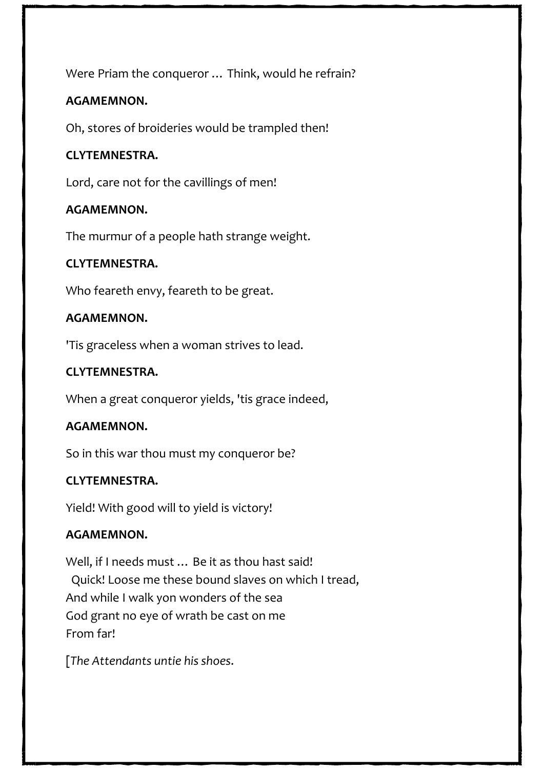Were Priam the conqueror … Think, would he refrain?

**AGAMEMNON.**

Oh, stores of broideries would be trampled then!

**CLYTEMNESTRA.**

Lord, care not for the cavillings of men!

**AGAMEMNON.**

The murmur of a people hath strange weight.

**CLYTEMNESTRA.**

Who feareth envy, feareth to be great.

**AGAMEMNON.**

'Tis graceless when a woman strives to lead.

**CLYTEMNESTRA.**

When a great conqueror yields, 'tis grace indeed,

**AGAMEMNON.**

So in this war thou must my conqueror be?

**CLYTEMNESTRA.**

Yield! With good will to yield is victory!

**AGAMEMNON.**

Well, if I needs must … Be it as thou hast said!  
  Quick! Loose me these bound slaves on which I tread,  
And while I walk yon wonders of the sea  
God grant no eye of wrath be cast on me  
From far!

[*The Attendants untie his shoes.*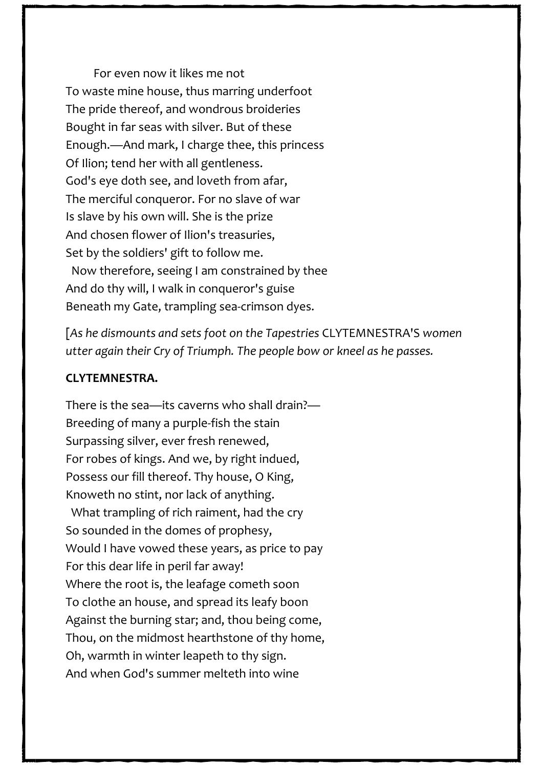For even now it likes me not  
To waste mine house, thus marring underfoot  
The pride thereof, and wondrous broideries  
Bought in far seas with silver. But of these  
Enough.—And mark, I charge thee, this princess  
Of Ilion; tend her with all gentleness.  
God's eye doth see, and loveth from afar,  
The merciful conqueror. For no slave of war  
Is slave by his own will. She is the prize  
And chosen flower of Ilion's treasuries,  
Set by the soldiers' gift to follow me.  
  Now therefore, seeing I am constrained by thee  
And do thy will, I walk in conqueror's guise  
Beneath my Gate, trampling sea-crimson dyes.

[*As he dismounts and sets foot on the Tapestries* CLYTEMNESTRA'S *women utter again their Cry of Triumph. The people bow or kneel as he passes.*

**CLYTEMNESTRA.**

There is the sea—its caverns who shall drain?—  
Breeding of many a purple-fish the stain  
Surpassing silver, ever fresh renewed,  
For robes of kings. And we, by right indued,  
Possess our fill thereof. Thy house, O King,  
Knoweth no stint, nor lack of anything.  
  What trampling of rich raiment, had the cry  
So sounded in the domes of prophesy,  
Would I have vowed these years, as price to pay  
For this dear life in peril far away!  
Where the root is, the leafage cometh soon  
To clothe an house, and spread its leafy boon  
Against the burning star; and, thou being come,  
Thou, on the midmost hearthstone of thy home,  
Oh, warmth in winter leapeth to thy sign.  
And when God's summer melteth into wine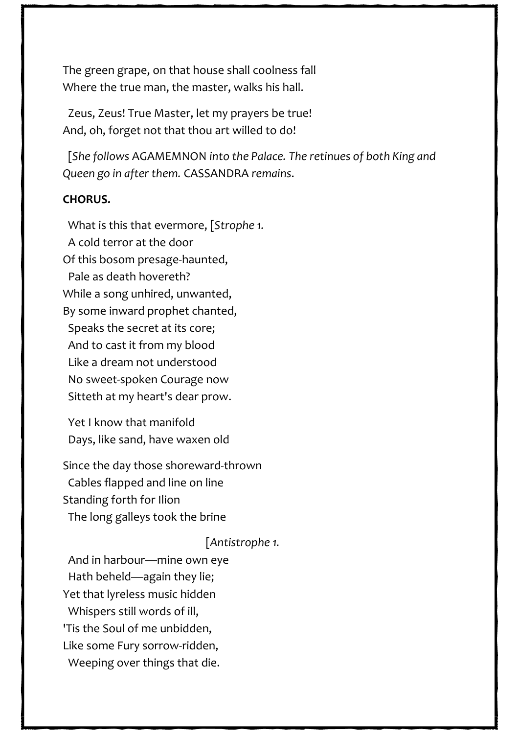The green grape, on that house shall coolness fall
Where the true man, the master, walks his hall.

Zeus, Zeus! True Master, let my prayers be true!
And, oh, forget not that thou art willed to do!

[*She follows* AGAMEMNON *into the Palace. The retinues of both King and Queen go in after them.* CASSANDRA *remains.*

**CHORUS.**

What is this that evermore, [*Strophe 1.*
A cold terror at the door
Of this bosom presage-haunted,
Pale as death hovereth?
While a song unhired, unwanted,
By some inward prophet chanted,
Speaks the secret at its core;
And to cast it from my blood
Like a dream not understood
No sweet-spoken Courage now
Sitteth at my heart's dear prow.

Yet I know that manifold
Days, like sand, have waxen old

Since the day those shoreward-thrown
Cables flapped and line on line
Standing forth for Ilion
The long galleys took the brine

[*Antistrophe 1.*

And in harbour—mine own eye
Hath beheld—again they lie;
Yet that lyreless music hidden
Whispers still words of ill,
'Tis the Soul of me unbidden,
Like some Fury sorrow-ridden,
Weeping over things that die.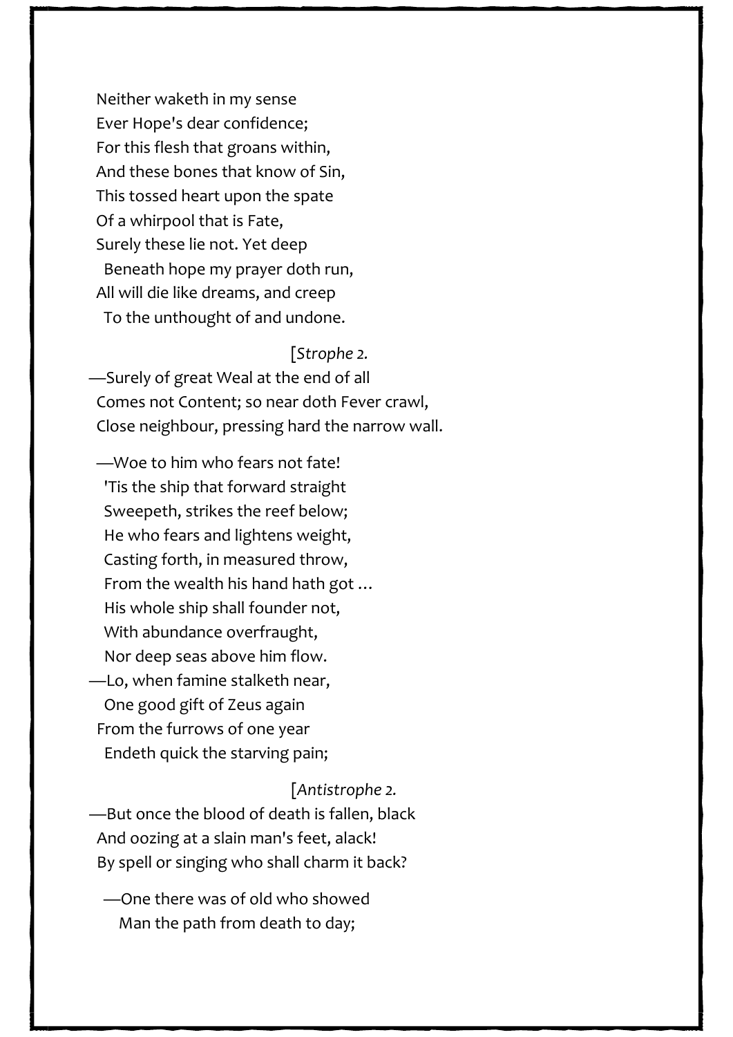Neither waketh in my sense  
Ever Hope's dear confidence;  
For this flesh that groans within,  
And these bones that know of Sin,  
This tossed heart upon the spate  
Of a whirpool that is Fate,  
Surely these lie not. Yet deep  
  Beneath hope my prayer doth run,  
All will die like dreams, and creep  
  To the unthought of and undone.

[*Strophe 2.*

—Surely of great Weal at the end of all  
Comes not Content; so near doth Fever crawl,  
Close neighbour, pressing hard the narrow wall.

—Woe to him who fears not fate!  
  'Tis the ship that forward straight  
  Sweepeth, strikes the reef below;  
  He who fears and lightens weight,  
  Casting forth, in measured throw,  
  From the wealth his hand hath got …  
  His whole ship shall founder not,  
  With abundance overfraught,  
  Nor deep seas above him flow.  
—Lo, when famine stalketh near,  
  One good gift of Zeus again  
From the furrows of one year  
  Endeth quick the starving pain;

[*Antistrophe 2.*

—But once the blood of death is fallen, black  
And oozing at a slain man's feet, alack!  
By spell or singing who shall charm it back?

—One there was of old who showed  
  Man the path from death to day;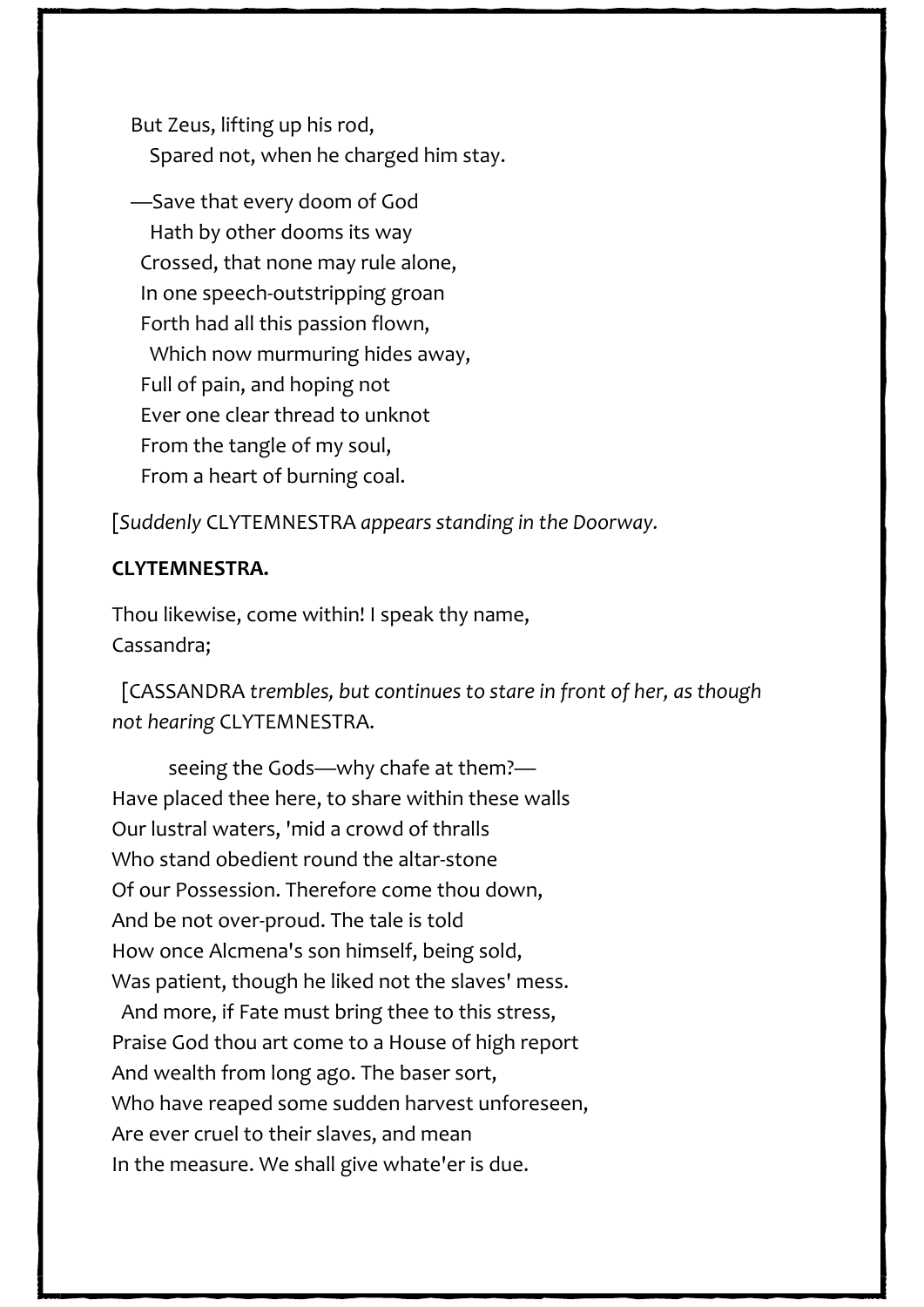But Zeus, lifting up his rod,
  Spared not, when he charged him stay.

—Save that every doom of God
  Hath by other dooms its way
 Crossed, that none may rule alone,
 In one speech-outstripping groan
 Forth had all this passion flown,
  Which now murmuring hides away,
 Full of pain, and hoping not
 Ever one clear thread to unknot
 From the tangle of my soul,
 From a heart of burning coal.

[*Suddenly* CLYTEMNESTRA *appears standing in the Doorway.*

**CLYTEMNESTRA.**

Thou likewise, come within! I speak thy name,
Cassandra;

[CASSANDRA *trembles, but continues to stare in front of her, as though not hearing* CLYTEMNESTRA.

seeing the Gods—why chafe at them?—
Have placed thee here, to share within these walls
Our lustral waters, 'mid a crowd of thralls
Who stand obedient round the altar-stone
Of our Possession. Therefore come thou down,
And be not over-proud. The tale is told
How once Alcmena's son himself, being sold,
Was patient, though he liked not the slaves' mess.
 And more, if Fate must bring thee to this stress,
Praise God thou art come to a House of high report
And wealth from long ago. The baser sort,
Who have reaped some sudden harvest unforeseen,
Are ever cruel to their slaves, and mean
In the measure. We shall give whate'er is due.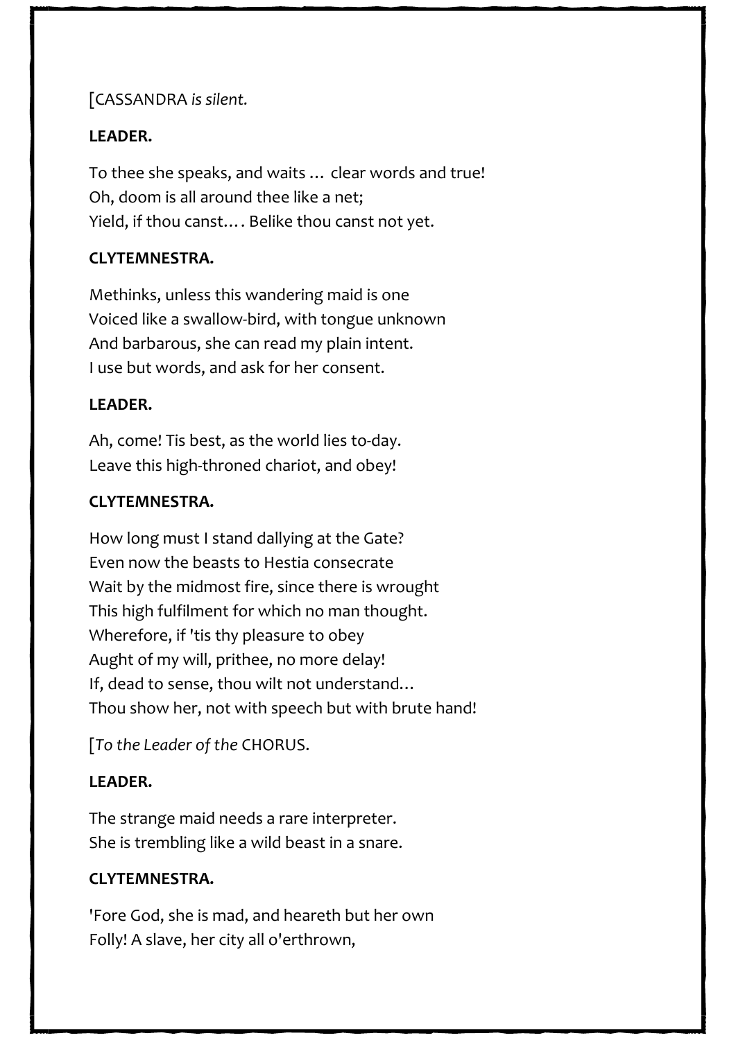[CASSANDRA *is silent.*

**LEADER.**

To thee she speaks, and waits … clear words and true!
Oh, doom is all around thee like a net;
Yield, if thou canst…. Belike thou canst not yet.

**CLYTEMNESTRA.**

Methinks, unless this wandering maid is one
Voiced like a swallow-bird, with tongue unknown
And barbarous, she can read my plain intent.
I use but words, and ask for her consent.

**LEADER.**

Ah, come! Tis best, as the world lies to-day.
Leave this high-throned chariot, and obey!

**CLYTEMNESTRA.**

How long must I stand dallying at the Gate?
Even now the beasts to Hestia consecrate
Wait by the midmost fire, since there is wrought
This high fulfilment for which no man thought.
Wherefore, if 'tis thy pleasure to obey
Aught of my will, prithee, no more delay!
If, dead to sense, thou wilt not understand…
Thou show her, not with speech but with brute hand!

[*To the Leader of the* CHORUS.

**LEADER.**

The strange maid needs a rare interpreter.
She is trembling like a wild beast in a snare.

**CLYTEMNESTRA.**

'Fore God, she is mad, and heareth but her own
Folly! A slave, her city all o'erthrown,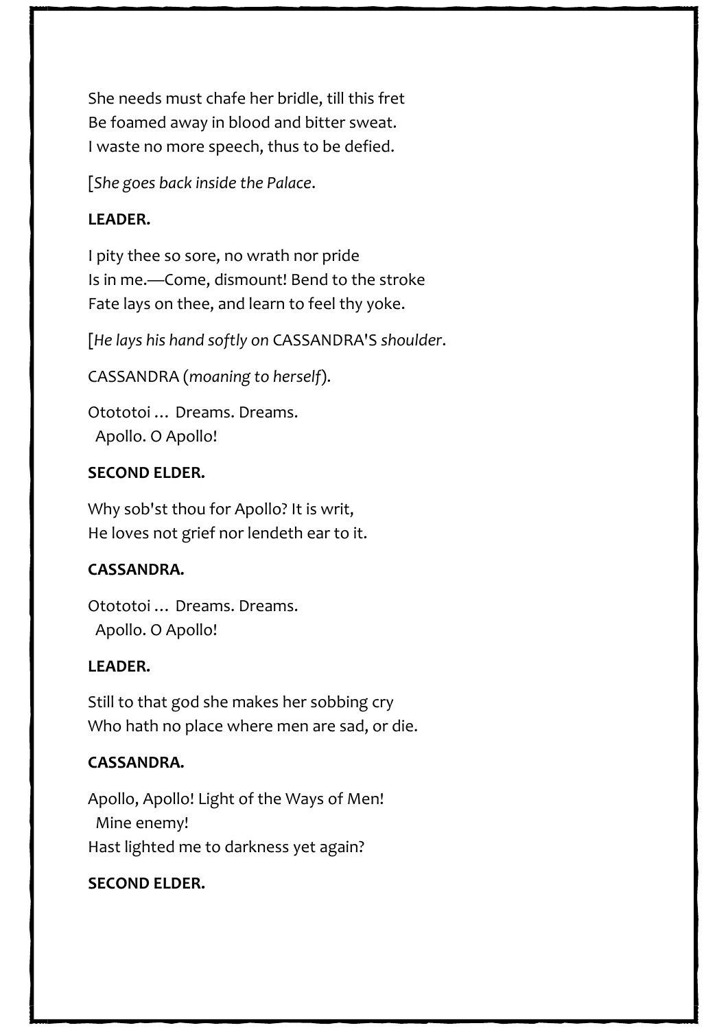She needs must chafe her bridle, till this fret
Be foamed away in blood and bitter sweat.
I waste no more speech, thus to be defied.

[*She goes back inside the Palace.*

**LEADER.**

I pity thee so sore, no wrath nor pride
Is in me.—Come, dismount! Bend to the stroke
Fate lays on thee, and learn to feel thy yoke.

[*He lays his hand softly on* CASSANDRA'S *shoulder.*

CASSANDRA (*moaning to herself*).

Otototoi … Dreams. Dreams.
 Apollo. O Apollo!

**SECOND ELDER.**

Why sob'st thou for Apollo? It is writ,
He loves not grief nor lendeth ear to it.

**CASSANDRA.**

Otototoi … Dreams. Dreams.
 Apollo. O Apollo!

**LEADER.**

Still to that god she makes her sobbing cry
Who hath no place where men are sad, or die.

**CASSANDRA.**

Apollo, Apollo! Light of the Ways of Men!
 Mine enemy!
Hast lighted me to darkness yet again?

**SECOND ELDER.**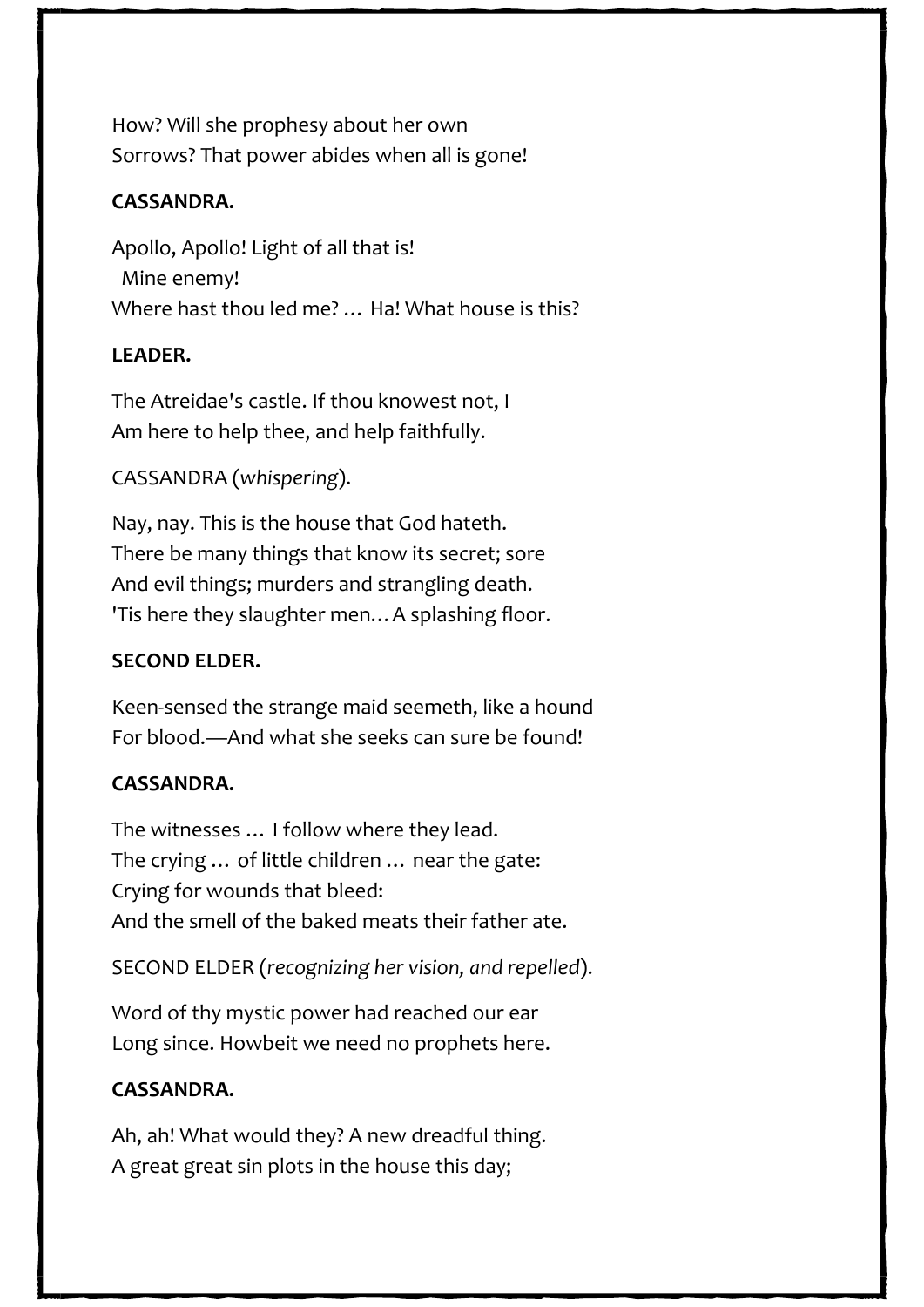How? Will she prophesy about her own
Sorrows? That power abides when all is gone!

**CASSANDRA.**

Apollo, Apollo! Light of all that is!
  Mine enemy!
Where hast thou led me? … Ha! What house is this?

**LEADER.**

The Atreidae's castle. If thou knowest not, I
Am here to help thee, and help faithfully.

CASSANDRA (*whispering*).

Nay, nay. This is the house that God hateth.
There be many things that know its secret; sore
And evil things; murders and strangling death.
'Tis here they slaughter men… A splashing floor.

**SECOND ELDER.**

Keen-sensed the strange maid seemeth, like a hound
For blood.—And what she seeks can sure be found!

**CASSANDRA.**

The witnesses … I follow where they lead.
The crying … of little children … near the gate:
Crying for wounds that bleed:
And the smell of the baked meats their father ate.

SECOND ELDER (*recognizing her vision, and repelled*).

Word of thy mystic power had reached our ear
Long since. Howbeit we need no prophets here.

**CASSANDRA.**

Ah, ah! What would they? A new dreadful thing.
A great great sin plots in the house this day;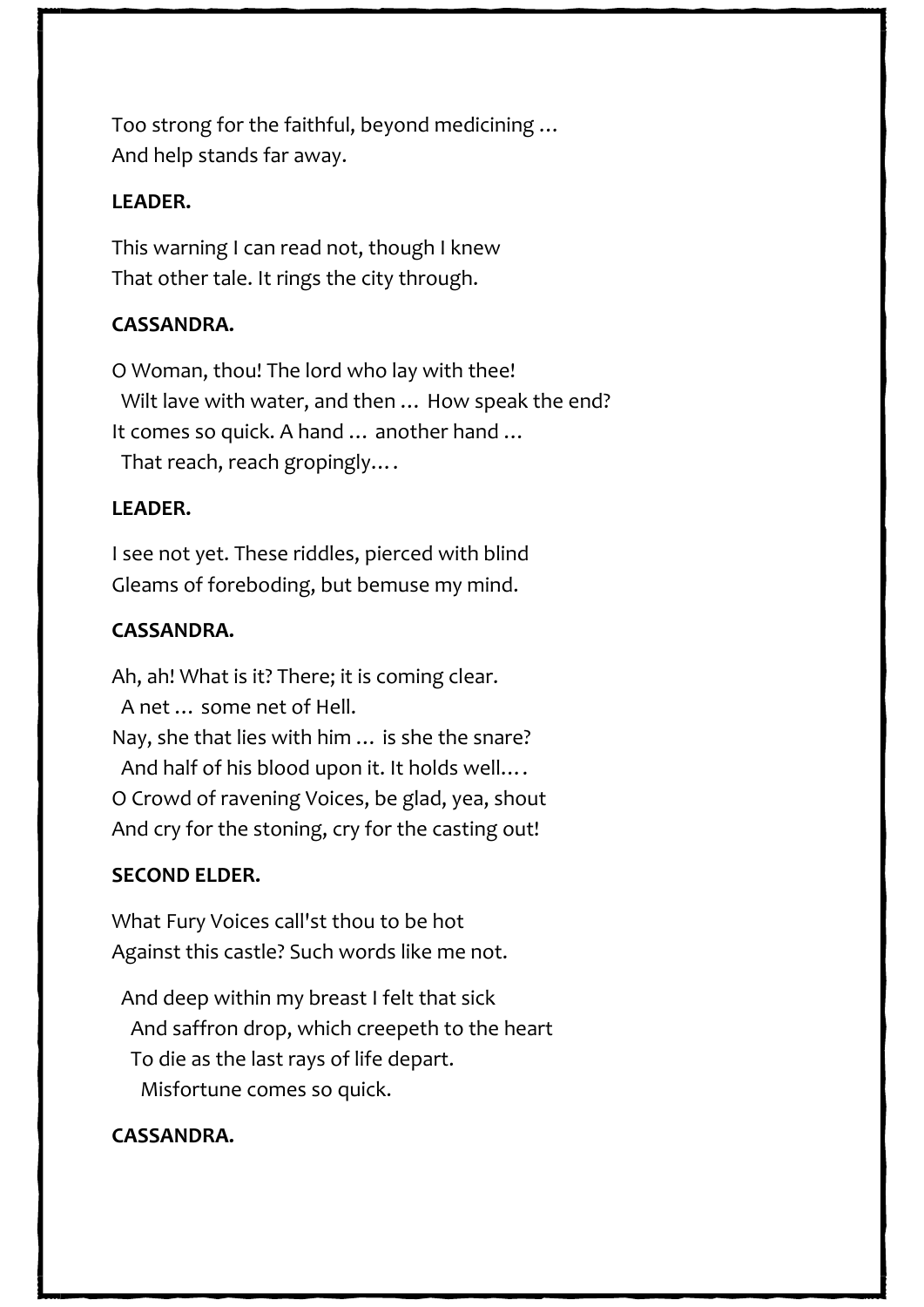Too strong for the faithful, beyond medicining …
And help stands far away.

**LEADER.**

This warning I can read not, though I knew
That other tale. It rings the city through.

**CASSANDRA.**

O Woman, thou! The lord who lay with thee!
  Wilt lave with water, and then … How speak the end?
It comes so quick. A hand … another hand …
  That reach, reach gropingly… .

**LEADER.**

I see not yet. These riddles, pierced with blind
Gleams of foreboding, but bemuse my mind.

**CASSANDRA.**

Ah, ah! What is it? There; it is coming clear.
  A net … some net of Hell.
Nay, she that lies with him … is she the snare?
  And half of his blood upon it. It holds well… .
O Crowd of ravening Voices, be glad, yea, shout
And cry for the stoning, cry for the casting out!

**SECOND ELDER.**

What Fury Voices call'st thou to be hot
Against this castle? Such words like me not.

  And deep within my breast I felt that sick
    And saffron drop, which creepeth to the heart
    To die as the last rays of life depart.
      Misfortune comes so quick.

**CASSANDRA.**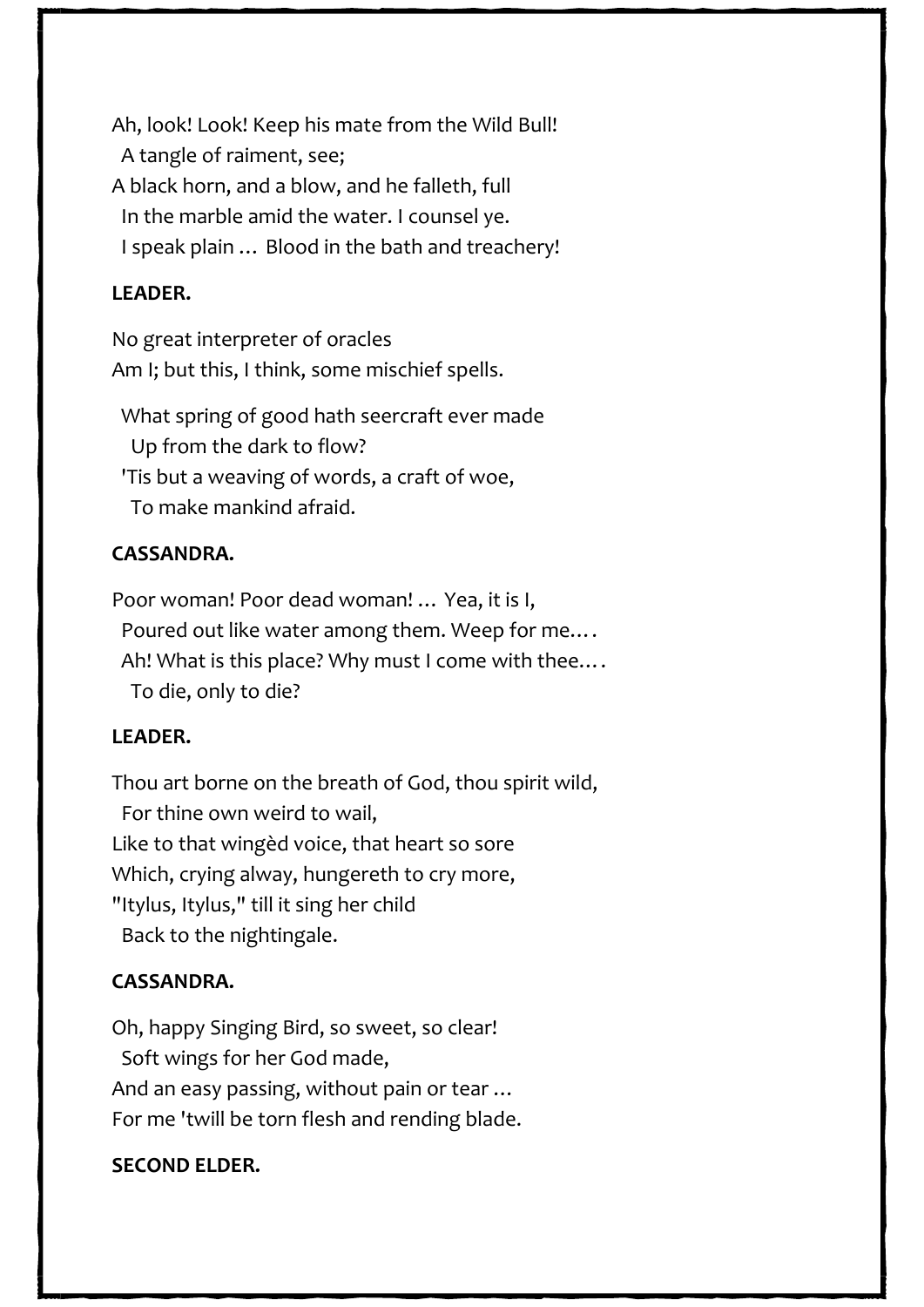Ah, look! Look! Keep his mate from the Wild Bull!
  A tangle of raiment, see;
A black horn, and a blow, and he falleth, full
  In the marble amid the water. I counsel ye.
  I speak plain … Blood in the bath and treachery!

**LEADER.**

No great interpreter of oracles
Am I; but this, I think, some mischief spells.

  What spring of good hath seercraft ever made
    Up from the dark to flow?
  'Tis but a weaving of words, a craft of woe,
    To make mankind afraid.

**CASSANDRA.**

Poor woman! Poor dead woman! … Yea, it is I,
  Poured out like water among them. Weep for me.…
  Ah! What is this place? Why must I come with thee.…
    To die, only to die?

**LEADER.**

Thou art borne on the breath of God, thou spirit wild,
  For thine own weird to wail,
Like to that wingèd voice, that heart so sore
Which, crying alway, hungereth to cry more,
"Itylus, Itylus," till it sing her child
  Back to the nightingale.

**CASSANDRA.**

Oh, happy Singing Bird, so sweet, so clear!
  Soft wings for her God made,
And an easy passing, without pain or tear …
For me 'twill be torn flesh and rending blade.

**SECOND ELDER.**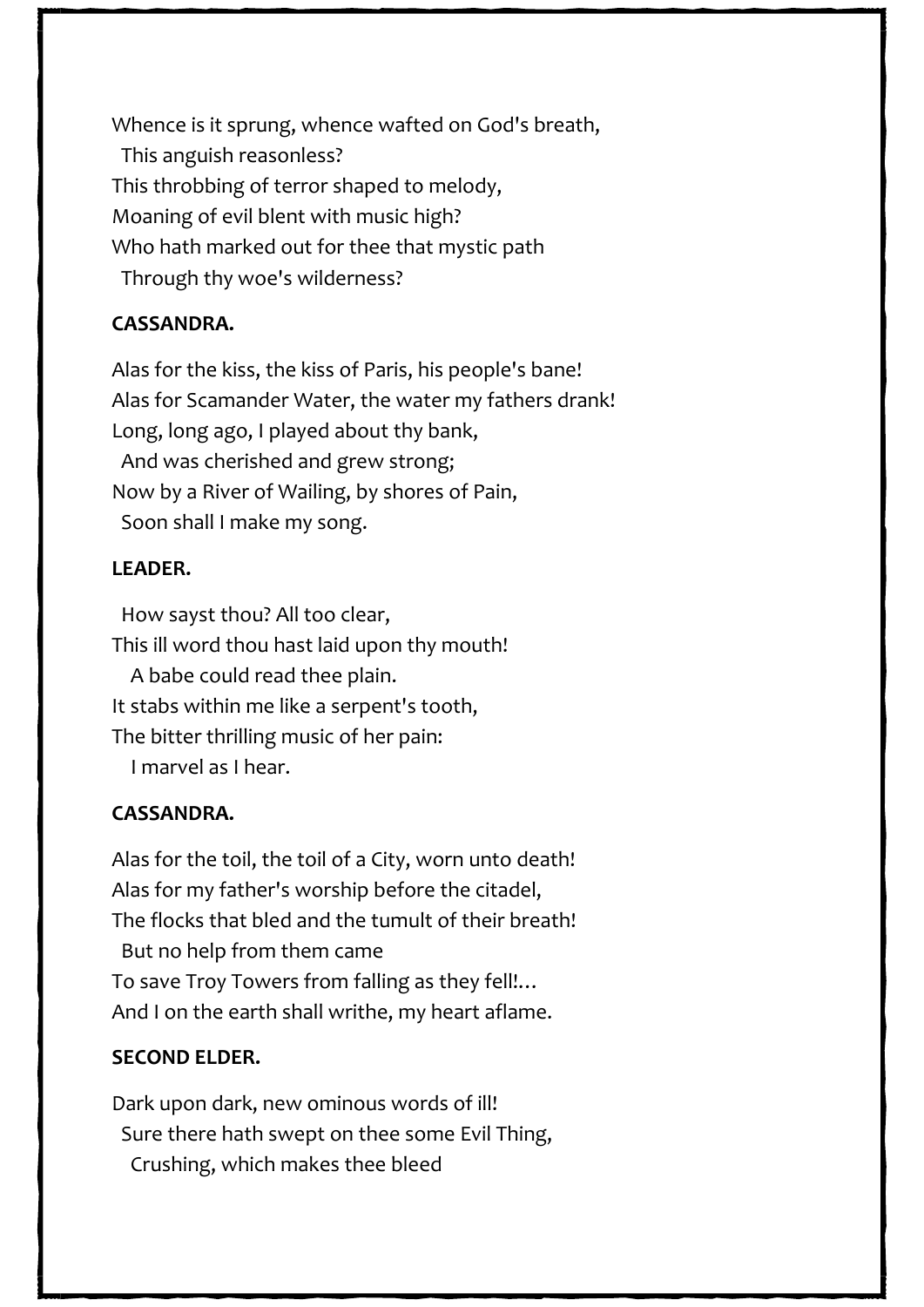Whence is it sprung, whence wafted on God's breath,
  This anguish reasonless?
This throbbing of terror shaped to melody,
Moaning of evil blent with music high?
Who hath marked out for thee that mystic path
  Through thy woe's wilderness?

**CASSANDRA.**

Alas for the kiss, the kiss of Paris, his people's bane!
Alas for Scamander Water, the water my fathers drank!
Long, long ago, I played about thy bank,
  And was cherished and grew strong;
Now by a River of Wailing, by shores of Pain,
  Soon shall I make my song.

**LEADER.**

  How sayst thou? All too clear,
This ill word thou hast laid upon thy mouth!
    A babe could read thee plain.
It stabs within me like a serpent's tooth,
The bitter thrilling music of her pain:
    I marvel as I hear.

**CASSANDRA.**

Alas for the toil, the toil of a City, worn unto death!
Alas for my father's worship before the citadel,
The flocks that bled and the tumult of their breath!
  But no help from them came
To save Troy Towers from falling as they fell!...
And I on the earth shall writhe, my heart aflame.

**SECOND ELDER.**

Dark upon dark, new ominous words of ill!
  Sure there hath swept on thee some Evil Thing,
    Crushing, which makes thee bleed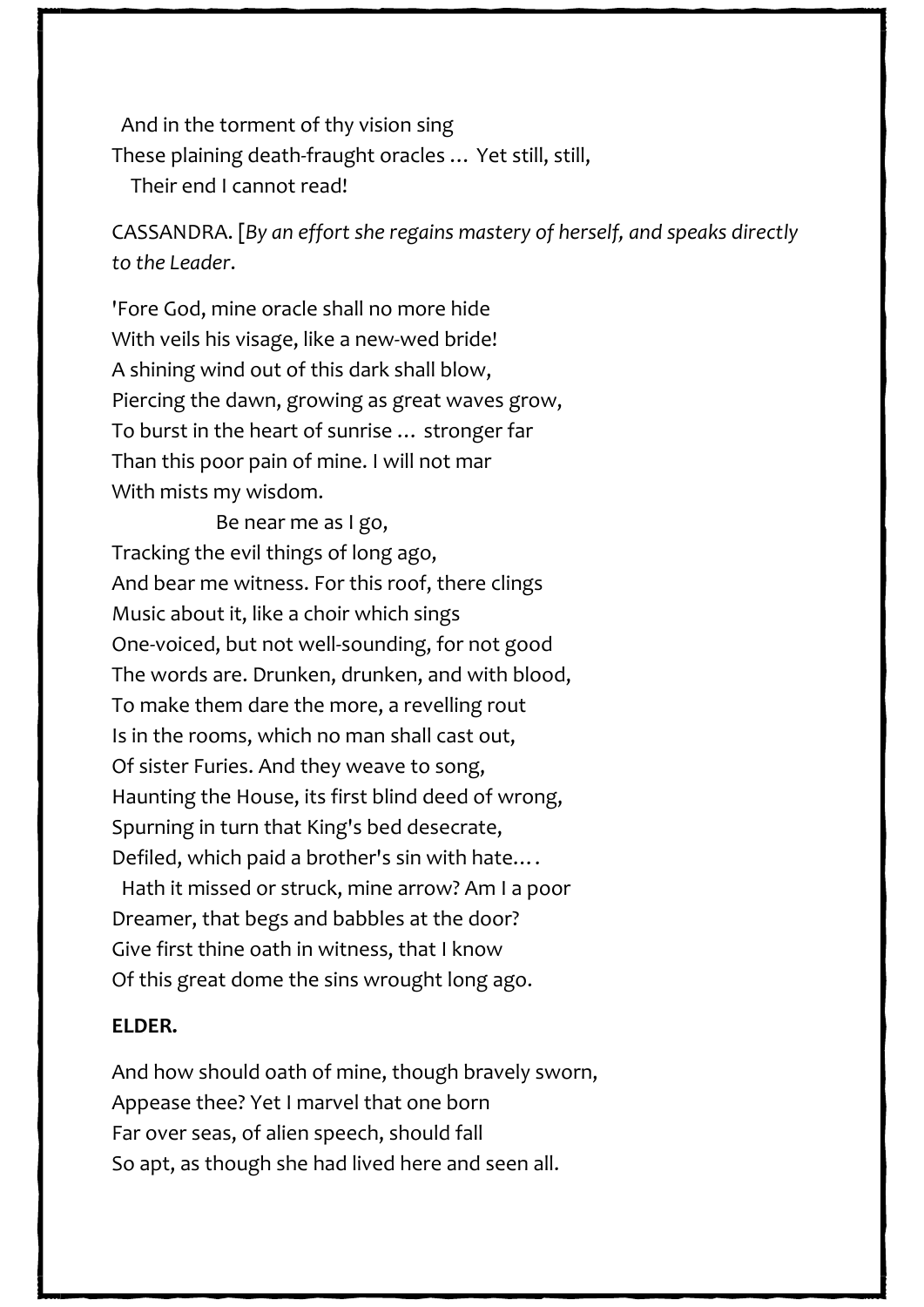And in the torment of thy vision sing
These plaining death-fraught oracles … Yet still, still,
Their end I cannot read!

CASSANDRA. [*By an effort she regains mastery of herself, and speaks directly to the Leader.*

'Fore God, mine oracle shall no more hide
With veils his visage, like a new-wed bride!
A shining wind out of this dark shall blow,
Piercing the dawn, growing as great waves grow,
To burst in the heart of sunrise … stronger far
Than this poor pain of mine. I will not mar
With mists my wisdom.
Be near me as I go,
Tracking the evil things of long ago,
And bear me witness. For this roof, there clings
Music about it, like a choir which sings
One-voiced, but not well-sounding, for not good
The words are. Drunken, drunken, and with blood,
To make them dare the more, a revelling rout
Is in the rooms, which no man shall cast out,
Of sister Furies. And they weave to song,
Haunting the House, its first blind deed of wrong,
Spurning in turn that King's bed desecrate,
Defiled, which paid a brother's sin with hate… .
Hath it missed or struck, mine arrow? Am I a poor
Dreamer, that begs and babbles at the door?
Give first thine oath in witness, that I know
Of this great dome the sins wrought long ago.

**ELDER.**

And how should oath of mine, though bravely sworn,
Appease thee? Yet I marvel that one born
Far over seas, of alien speech, should fall
So apt, as though she had lived here and seen all.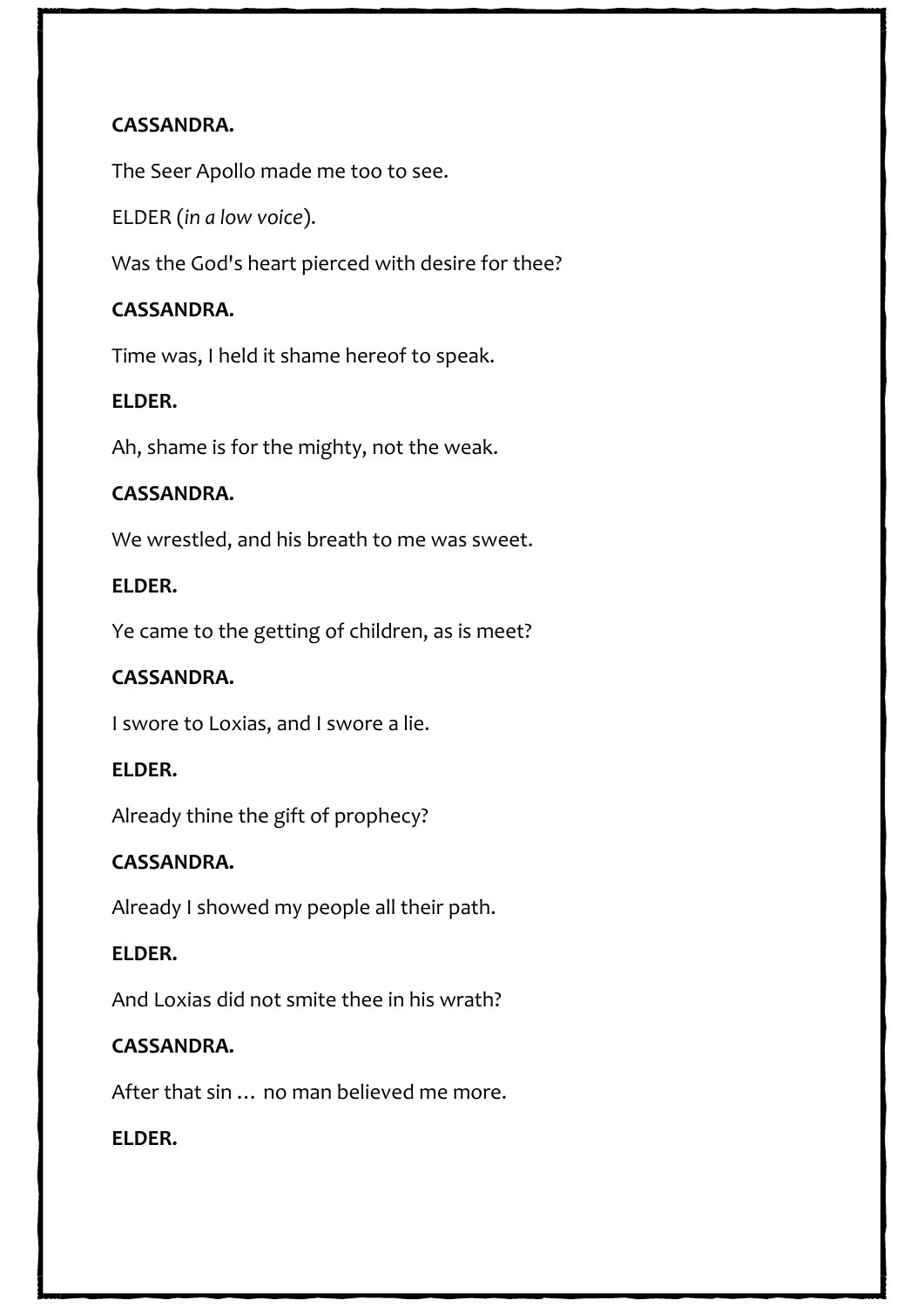**CASSANDRA.**

The Seer Apollo made me too to see.

ELDER (*in a low voice*).

Was the God's heart pierced with desire for thee?

**CASSANDRA.**

Time was, I held it shame hereof to speak.

**ELDER.**

Ah, shame is for the mighty, not the weak.

**CASSANDRA.**

We wrestled, and his breath to me was sweet.

**ELDER.**

Ye came to the getting of children, as is meet?

**CASSANDRA.**

I swore to Loxias, and I swore a lie.

**ELDER.**

Already thine the gift of prophecy?

**CASSANDRA.**

Already I showed my people all their path.

**ELDER.**

And Loxias did not smite thee in his wrath?

**CASSANDRA.**

After that sin … no man believed me more.

**ELDER.**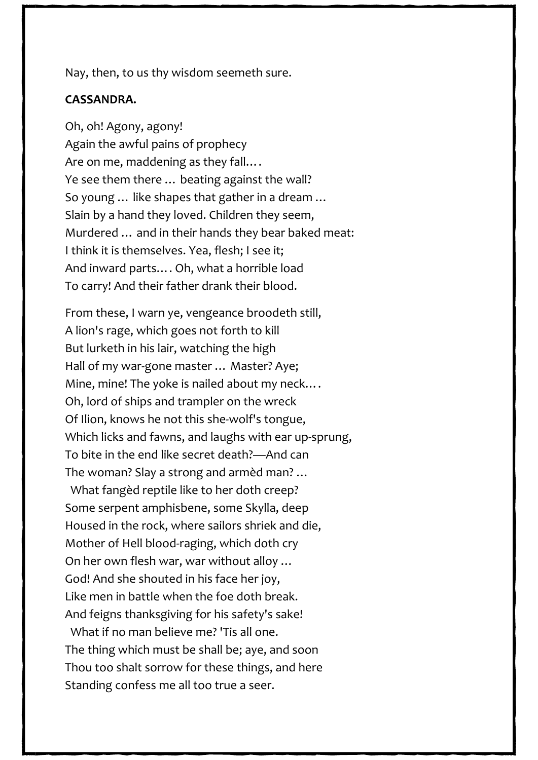Nay, then, to us thy wisdom seemeth sure.

**CASSANDRA.**

Oh, oh! Agony, agony!
Again the awful pains of prophecy
Are on me, maddening as they fall….
Ye see them there … beating against the wall?
So young … like shapes that gather in a dream …
Slain by a hand they loved. Children they seem,
Murdered … and in their hands they bear baked meat:
I think it is themselves. Yea, flesh; I see it;
And inward parts…. Oh, what a horrible load
To carry! And their father drank their blood.

From these, I warn ye, vengeance broodeth still,
A lion's rage, which goes not forth to kill
But lurketh in his lair, watching the high
Hall of my war-gone master … Master? Aye;
Mine, mine! The yoke is nailed about my neck….
Oh, lord of ships and trampler on the wreck
Of Ilion, knows he not this she-wolf's tongue,
Which licks and fawns, and laughs with ear up-sprung,
To bite in the end like secret death?—And can
The woman? Slay a strong and armèd man? …
  What fangèd reptile like to her doth creep?
Some serpent amphisbene, some Skylla, deep
Housed in the rock, where sailors shriek and die,
Mother of Hell blood-raging, which doth cry
On her own flesh war, war without alloy …
God! And she shouted in his face her joy,
Like men in battle when the foe doth break.
And feigns thanksgiving for his safety's sake!
  What if no man believe me? 'Tis all one.
The thing which must be shall be; aye, and soon
Thou too shalt sorrow for these things, and here
Standing confess me all too true a seer.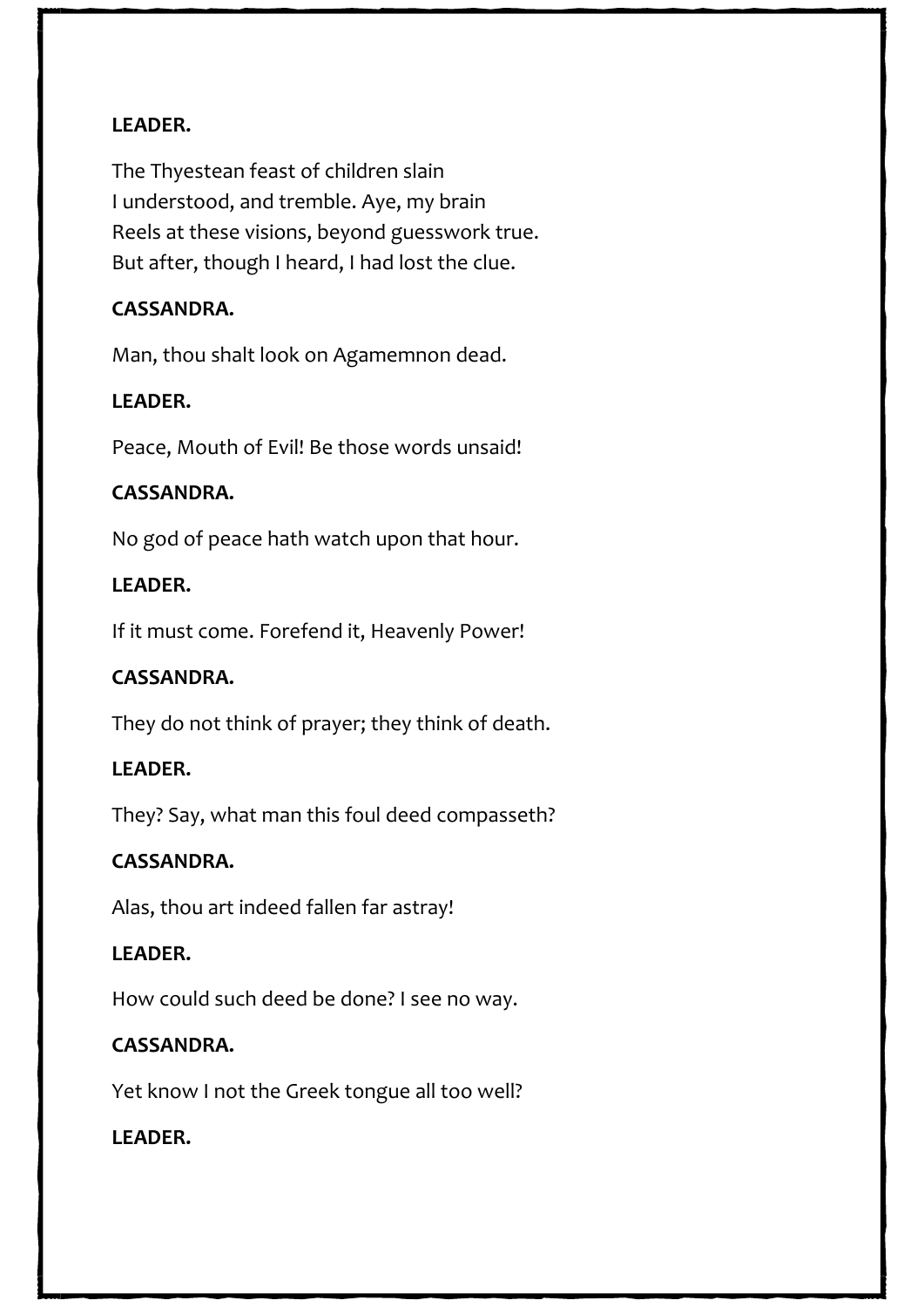**LEADER.**

The Thyestean feast of children slain  
I understood, and tremble. Aye, my brain  
Reels at these visions, beyond guesswork true.  
But after, though I heard, I had lost the clue.

**CASSANDRA.**

Man, thou shalt look on Agamemnon dead.

**LEADER.**

Peace, Mouth of Evil! Be those words unsaid!

**CASSANDRA.**

No god of peace hath watch upon that hour.

**LEADER.**

If it must come. Forefend it, Heavenly Power!

**CASSANDRA.**

They do not think of prayer; they think of death.

**LEADER.**

They? Say, what man this foul deed compasseth?

**CASSANDRA.**

Alas, thou art indeed fallen far astray!

**LEADER.**

How could such deed be done? I see no way.

**CASSANDRA.**

Yet know I not the Greek tongue all too well?

**LEADER.**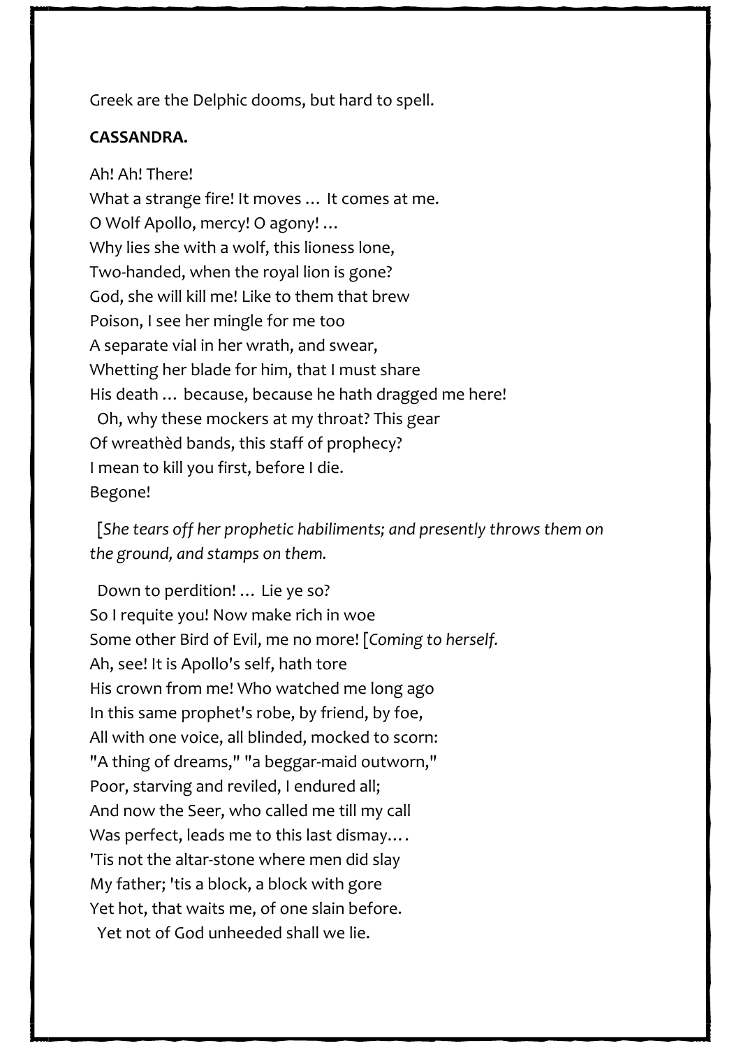Greek are the Delphic dooms, but hard to spell.

**CASSANDRA.**

Ah! Ah! There!  
What a strange fire! It moves … It comes at me.  
O Wolf Apollo, mercy! O agony! …  
Why lies she with a wolf, this lioness lone,  
Two-handed, when the royal lion is gone?  
God, she will kill me! Like to them that brew  
Poison, I see her mingle for me too  
A separate vial in her wrath, and swear,  
Whetting her blade for him, that I must share  
His death … because, because he hath dragged me here!  
  Oh, why these mockers at my throat? This gear  
Of wreathèd bands, this staff of prophecy?  
I mean to kill you first, before I die.  
Begone!

  [*She tears off her prophetic habiliments; and presently throws them on the ground, and stamps on them.*

  Down to perdition! … Lie ye so?  
So I requite you! Now make rich in woe  
Some other Bird of Evil, me no more! [*Coming to herself.*  
Ah, see! It is Apollo's self, hath tore  
His crown from me! Who watched me long ago  
In this same prophet's robe, by friend, by foe,  
All with one voice, all blinded, mocked to scorn:  
"A thing of dreams," "a beggar-maid outworn,"  
Poor, starving and reviled, I endured all;  
And now the Seer, who called me till my call  
Was perfect, leads me to this last dismay….  
'Tis not the altar-stone where men did slay  
My father; 'tis a block, a block with gore  
Yet hot, that waits me, of one slain before.  
  Yet not of God unheeded shall we lie.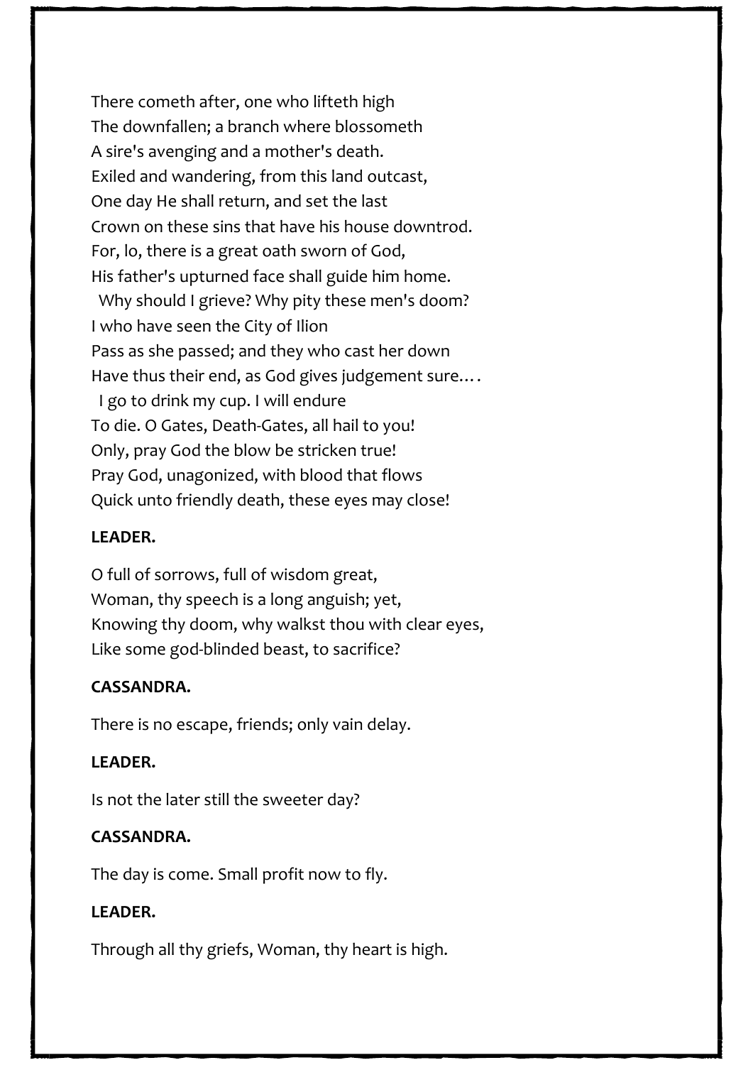There cometh after, one who lifteth high
The downfallen; a branch where blossometh
A sire's avenging and a mother's death.
Exiled and wandering, from this land outcast,
One day He shall return, and set the last
Crown on these sins that have his house downtrod.
For, lo, there is a great oath sworn of God,
His father's upturned face shall guide him home.
  Why should I grieve? Why pity these men's doom?
I who have seen the City of Ilion
Pass as she passed; and they who cast her down
Have thus their end, as God gives judgement sure.…
  I go to drink my cup. I will endure
To die. O Gates, Death-Gates, all hail to you!
Only, pray God the blow be stricken true!
Pray God, unagonized, with blood that flows
Quick unto friendly death, these eyes may close!

**LEADER.**

O full of sorrows, full of wisdom great,
Woman, thy speech is a long anguish; yet,
Knowing thy doom, why walkst thou with clear eyes,
Like some god-blinded beast, to sacrifice?

**CASSANDRA.**

There is no escape, friends; only vain delay.

**LEADER.**

Is not the later still the sweeter day?

**CASSANDRA.**

The day is come. Small profit now to fly.

**LEADER.**

Through all thy griefs, Woman, thy heart is high.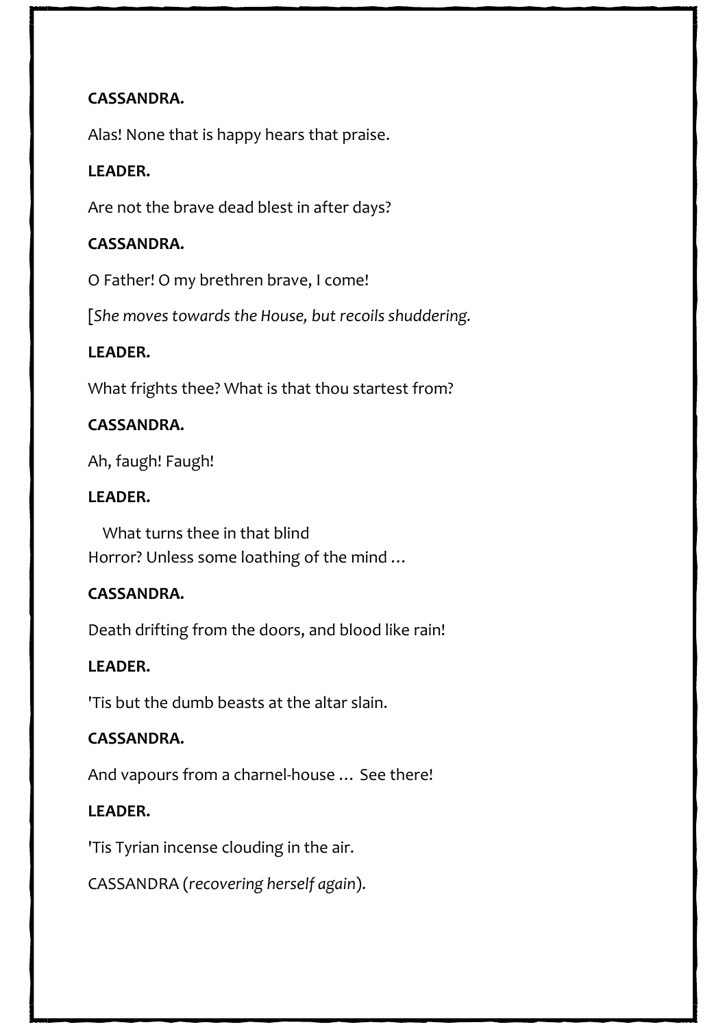**CASSANDRA.**

Alas! None that is happy hears that praise.

**LEADER.**

Are not the brave dead blest in after days?

**CASSANDRA.**

O Father! O my brethren brave, I come!

[*She moves towards the House, but recoils shuddering.*

**LEADER.**

What frights thee? What is that thou startest from?

**CASSANDRA.**

Ah, faugh! Faugh!

**LEADER.**

What turns thee in that blind
Horror? Unless some loathing of the mind …

**CASSANDRA.**

Death drifting from the doors, and blood like rain!

**LEADER.**

'Tis but the dumb beasts at the altar slain.

**CASSANDRA.**

And vapours from a charnel-house … See there!

**LEADER.**

'Tis Tyrian incense clouding in the air.

CASSANDRA (*recovering herself again*).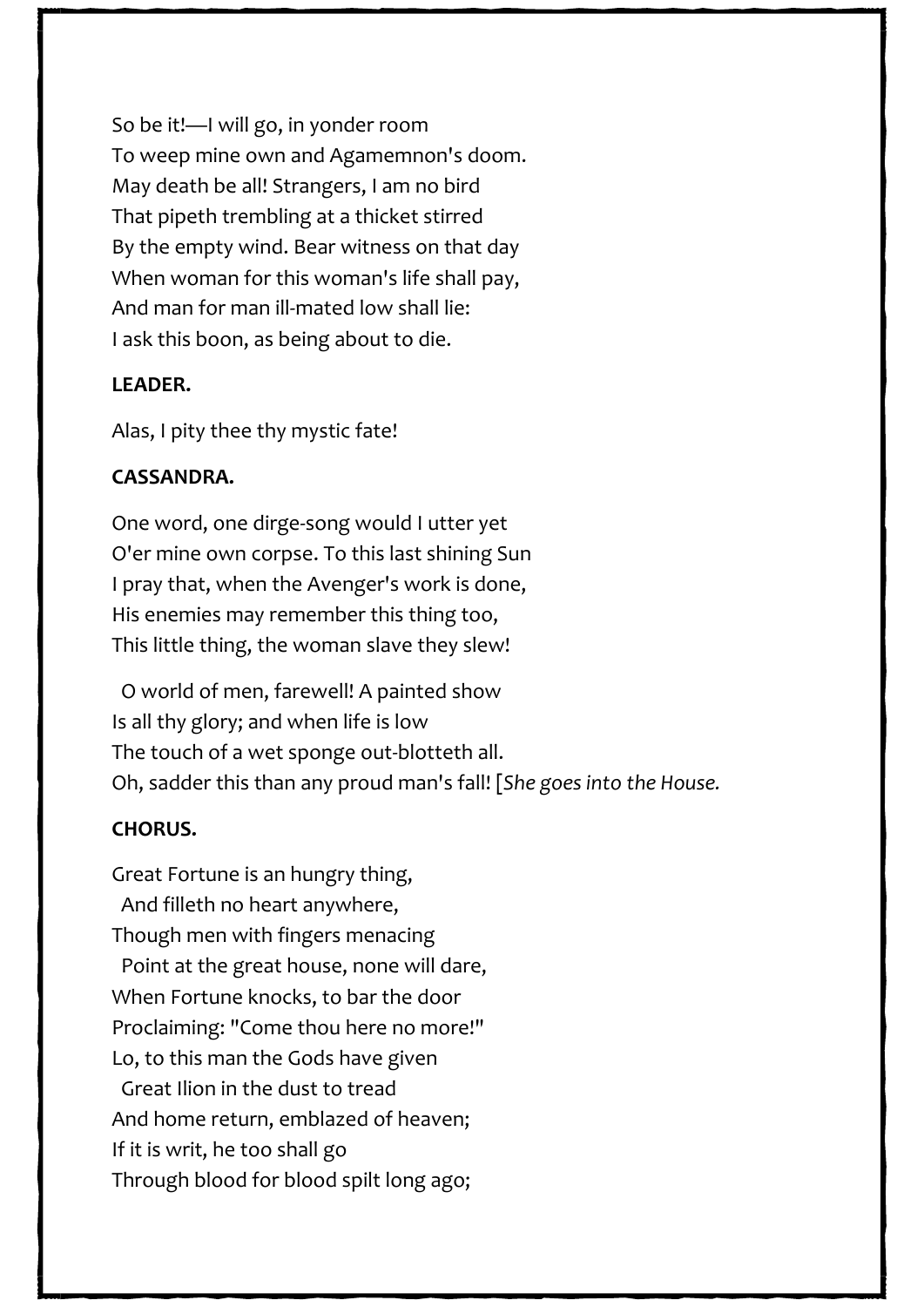So be it!—I will go, in yonder room
To weep mine own and Agamemnon's doom.
May death be all! Strangers, I am no bird
That pipeth trembling at a thicket stirred
By the empty wind. Bear witness on that day
When woman for this woman's life shall pay,
And man for man ill-mated low shall lie:
I ask this boon, as being about to die.

**LEADER.**

Alas, I pity thee thy mystic fate!

**CASSANDRA.**

One word, one dirge-song would I utter yet
O'er mine own corpse. To this last shining Sun
I pray that, when the Avenger's work is done,
His enemies may remember this thing too,
This little thing, the woman slave they slew!

O world of men, farewell! A painted show
Is all thy glory; and when life is low
The touch of a wet sponge out-blotteth all.
Oh, sadder this than any proud man's fall! [*She goes into the House.*

**CHORUS.**

Great Fortune is an hungry thing,
  And filleth no heart anywhere,
Though men with fingers menacing
  Point at the great house, none will dare,
When Fortune knocks, to bar the door
Proclaiming: "Come thou here no more!"
Lo, to this man the Gods have given
  Great Ilion in the dust to tread
And home return, emblazed of heaven;
If it is writ, he too shall go
Through blood for blood spilt long ago;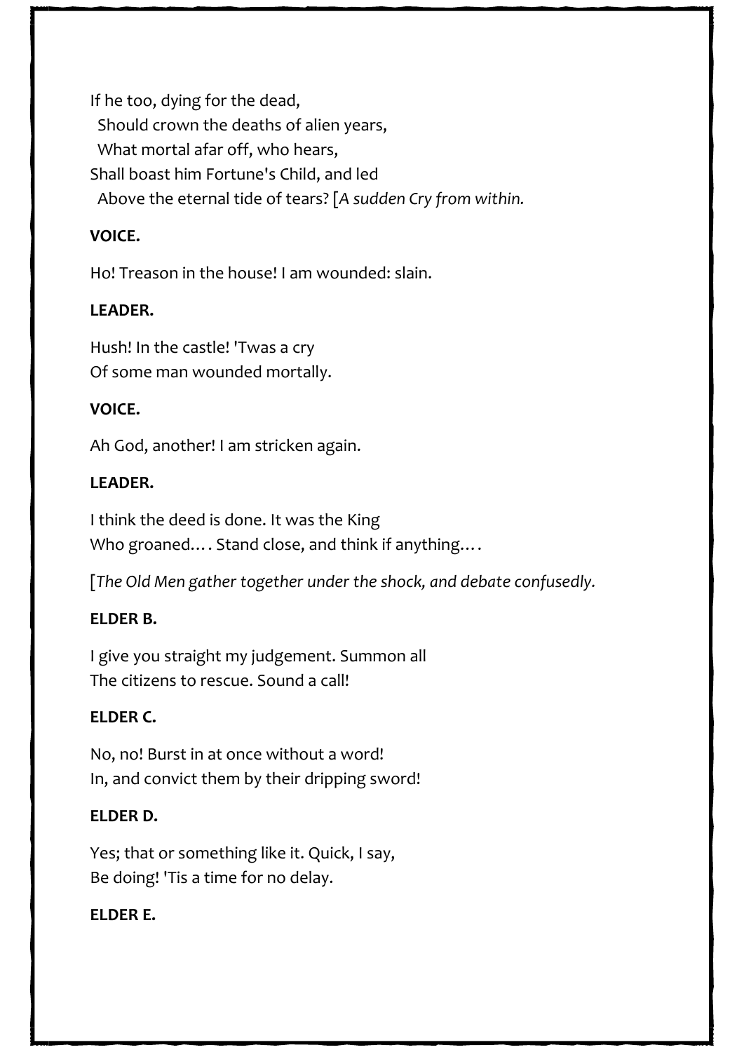If he too, dying for the dead,  
  Should crown the deaths of alien years,  
  What mortal afar off, who hears,  
Shall boast him Fortune's Child, and led  
  Above the eternal tide of tears? [*A sudden Cry from within.*

**VOICE.**

Ho! Treason in the house! I am wounded: slain.

**LEADER.**

Hush! In the castle! 'Twas a cry  
Of some man wounded mortally.

**VOICE.**

Ah God, another! I am stricken again.

**LEADER.**

I think the deed is done. It was the King  
Who groaned.... Stand close, and think if anything....

[*The Old Men gather together under the shock, and debate confusedly.*

**ELDER B.**

I give you straight my judgement. Summon all  
The citizens to rescue. Sound a call!

**ELDER C.**

No, no! Burst in at once without a word!  
In, and convict them by their dripping sword!

**ELDER D.**

Yes; that or something like it. Quick, I say,  
Be doing! 'Tis a time for no delay.

**ELDER E.**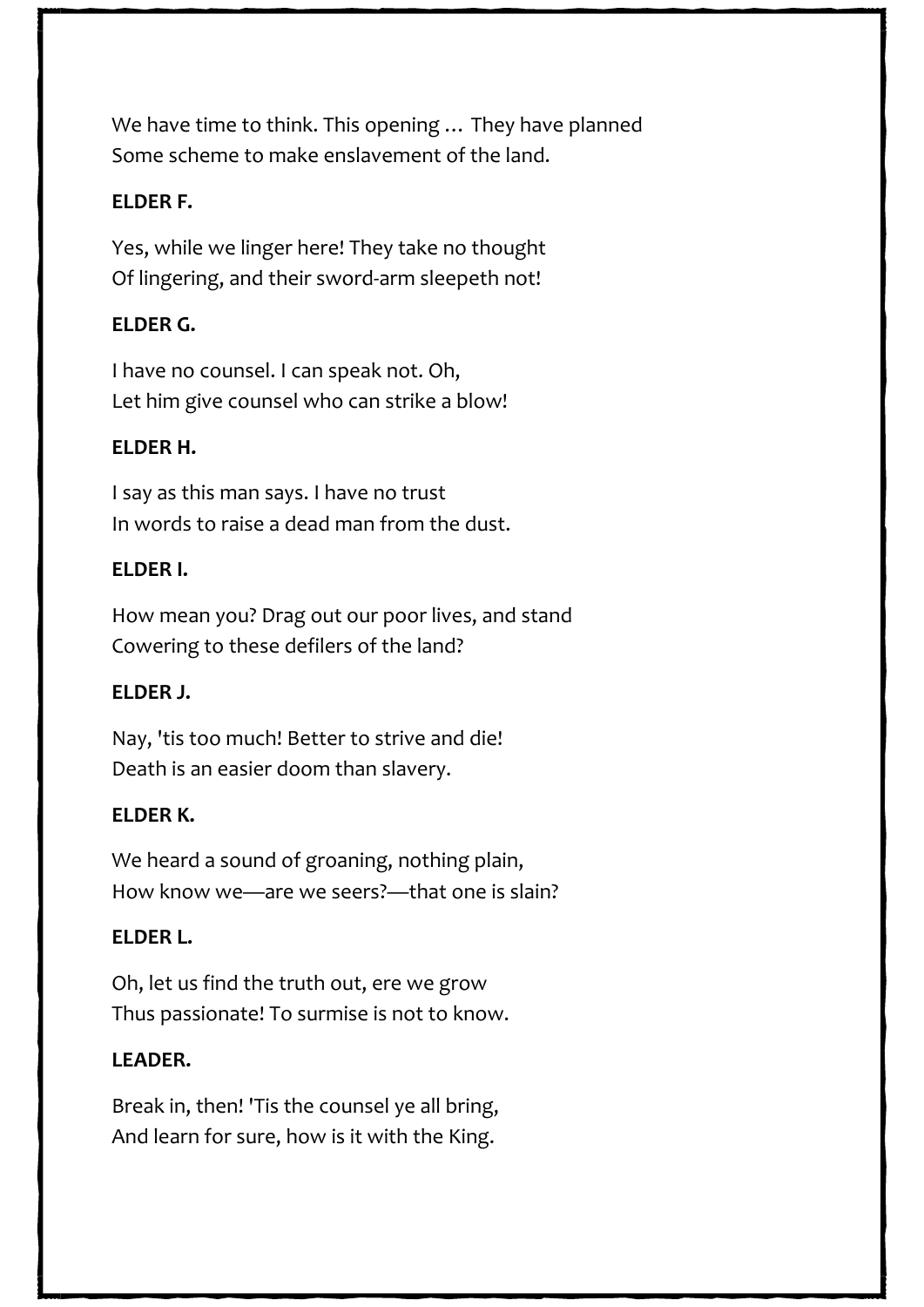We have time to think. This opening … They have planned
Some scheme to make enslavement of the land.

**ELDER F.**

Yes, while we linger here! They take no thought
Of lingering, and their sword-arm sleepeth not!

**ELDER G.**

I have no counsel. I can speak not. Oh,
Let him give counsel who can strike a blow!

**ELDER H.**

I say as this man says. I have no trust
In words to raise a dead man from the dust.

**ELDER I.**

How mean you? Drag out our poor lives, and stand
Cowering to these defilers of the land?

**ELDER J.**

Nay, 'tis too much! Better to strive and die!
Death is an easier doom than slavery.

**ELDER K.**

We heard a sound of groaning, nothing plain,
How know we—are we seers?—that one is slain?

**ELDER L.**

Oh, let us find the truth out, ere we grow
Thus passionate! To surmise is not to know.

**LEADER.**

Break in, then! 'Tis the counsel ye all bring,
And learn for sure, how is it with the King.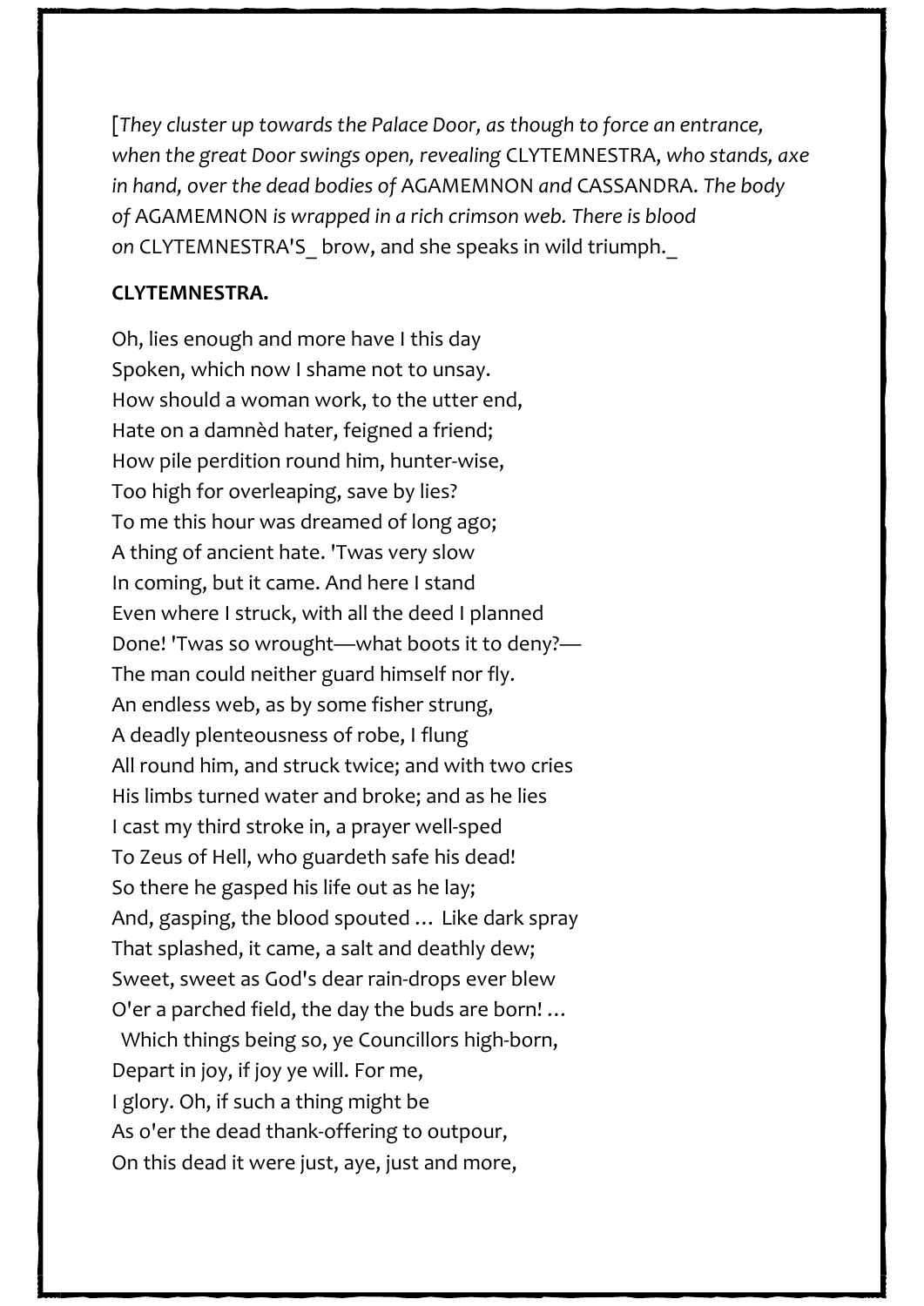[*They cluster up towards the Palace Door, as though to force an entrance, when the great Door swings open, revealing* CLYTEMNESTRA, *who stands, axe in hand, over the dead bodies of* AGAMEMNON *and* CASSANDRA. *The body of* AGAMEMNON *is wrapped in a rich crimson web. There is blood on* CLYTEMNESTRA'S_ brow, and she speaks in wild triumph._

**CLYTEMNESTRA.**

Oh, lies enough and more have I this day  
Spoken, which now I shame not to unsay.  
How should a woman work, to the utter end,  
Hate on a damnèd hater, feigned a friend;  
How pile perdition round him, hunter-wise,  
Too high for overleaping, save by lies?  
To me this hour was dreamed of long ago;  
A thing of ancient hate. 'Twas very slow  
In coming, but it came. And here I stand  
Even where I struck, with all the deed I planned  
Done! 'Twas so wrought—what boots it to deny?—  
The man could neither guard himself nor fly.  
An endless web, as by some fisher strung,  
A deadly plenteousness of robe, I flung  
All round him, and struck twice; and with two cries  
His limbs turned water and broke; and as he lies  
I cast my third stroke in, a prayer well-sped  
To Zeus of Hell, who guardeth safe his dead!  
So there he gasped his life out as he lay;  
And, gasping, the blood spouted … Like dark spray  
That splashed, it came, a salt and deathly dew;  
Sweet, sweet as God's dear rain-drops ever blew  
O'er a parched field, the day the buds are born! …  
  Which things being so, ye Councillors high-born,  
Depart in joy, if joy ye will. For me,  
I glory. Oh, if such a thing might be  
As o'er the dead thank-offering to outpour,  
On this dead it were just, aye, just and more,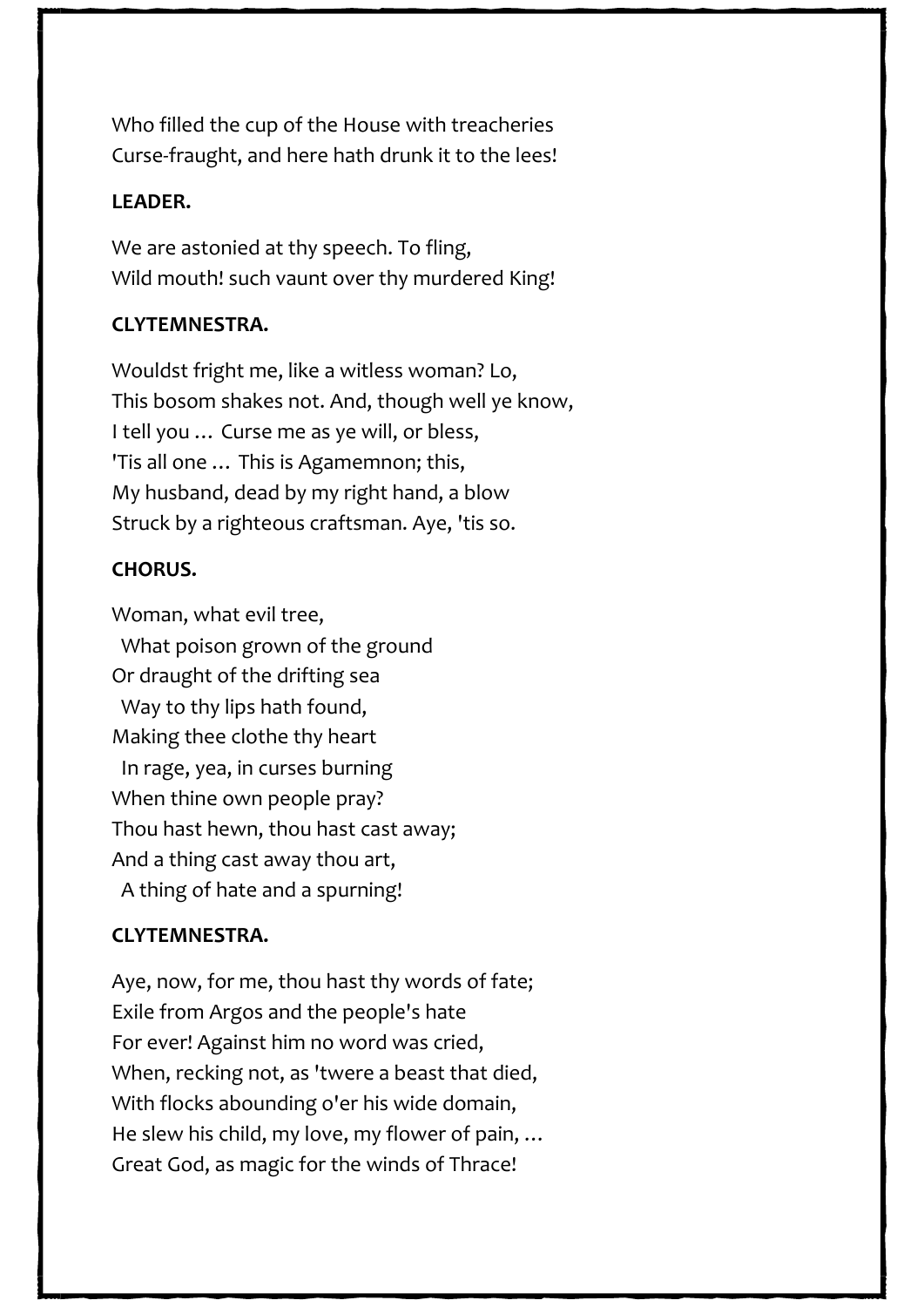Who filled the cup of the House with treacheries
Curse-fraught, and here hath drunk it to the lees!

**LEADER.**

We are astonied at thy speech. To fling,
Wild mouth! such vaunt over thy murdered King!

**CLYTEMNESTRA.**

Wouldst fright me, like a witless woman? Lo,
This bosom shakes not. And, though well ye know,
I tell you … Curse me as ye will, or bless,
'Tis all one … This is Agamemnon; this,
My husband, dead by my right hand, a blow
Struck by a righteous craftsman. Aye, 'tis so.

**CHORUS.**

Woman, what evil tree,
  What poison grown of the ground
Or draught of the drifting sea
  Way to thy lips hath found,
Making thee clothe thy heart
  In rage, yea, in curses burning
When thine own people pray?
Thou hast hewn, thou hast cast away;
And a thing cast away thou art,
  A thing of hate and a spurning!

**CLYTEMNESTRA.**

Aye, now, for me, thou hast thy words of fate;
Exile from Argos and the people's hate
For ever! Against him no word was cried,
When, recking not, as 'twere a beast that died,
With flocks abounding o'er his wide domain,
He slew his child, my love, my flower of pain, …
Great God, as magic for the winds of Thrace!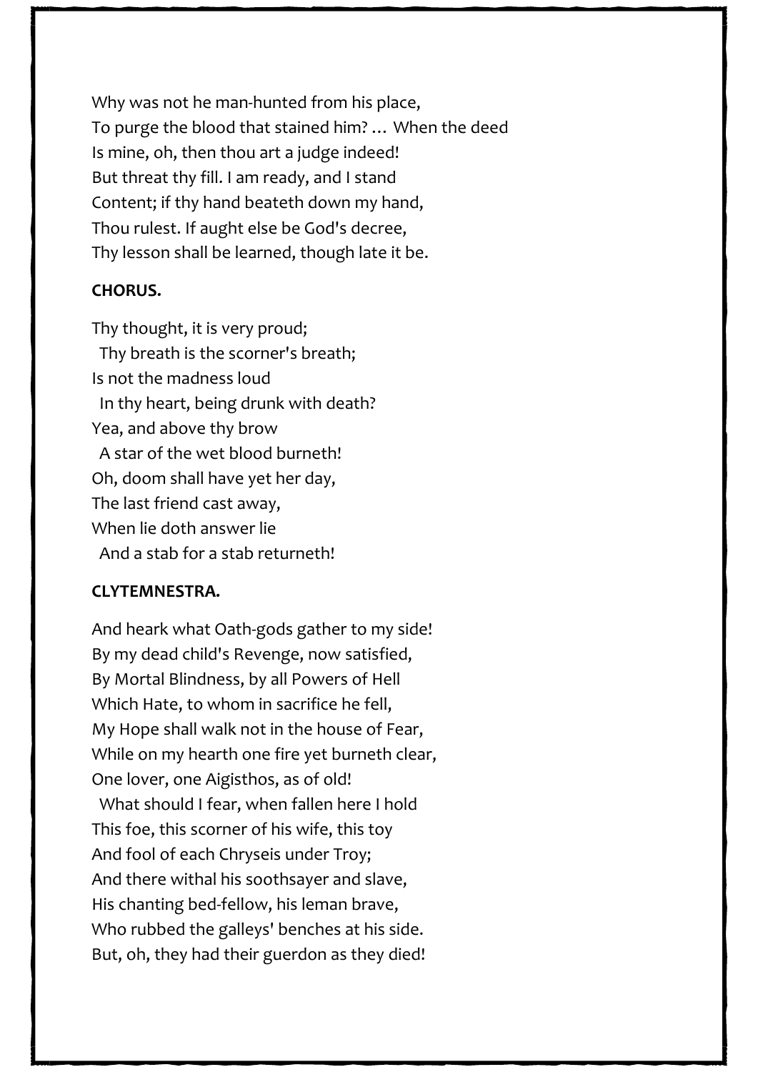Why was not he man-hunted from his place,  
To purge the blood that stained him? ... When the deed  
Is mine, oh, then thou art a judge indeed!  
But threat thy fill. I am ready, and I stand  
Content; if thy hand beateth down my hand,  
Thou rulest. If aught else be God's decree,  
Thy lesson shall be learned, though late it be.

**CHORUS.**

Thy thought, it is very proud;  
  Thy breath is the scorner's breath;  
Is not the madness loud  
  In thy heart, being drunk with death?  
Yea, and above thy brow  
  A star of the wet blood burneth!  
Oh, doom shall have yet her day,  
The last friend cast away,  
When lie doth answer lie  
  And a stab for a stab returneth!

**CLYTEMNESTRA.**

And heark what Oath-gods gather to my side!  
By my dead child's Revenge, now satisfied,  
By Mortal Blindness, by all Powers of Hell  
Which Hate, to whom in sacrifice he fell,  
My Hope shall walk not in the house of Fear,  
While on my hearth one fire yet burneth clear,  
One lover, one Aigisthos, as of old!  
  What should I fear, when fallen here I hold  
This foe, this scorner of his wife, this toy  
And fool of each Chryseis under Troy;  
And there withal his soothsayer and slave,  
His chanting bed-fellow, his leman brave,  
Who rubbed the galleys' benches at his side.  
But, oh, they had their guerdon as they died!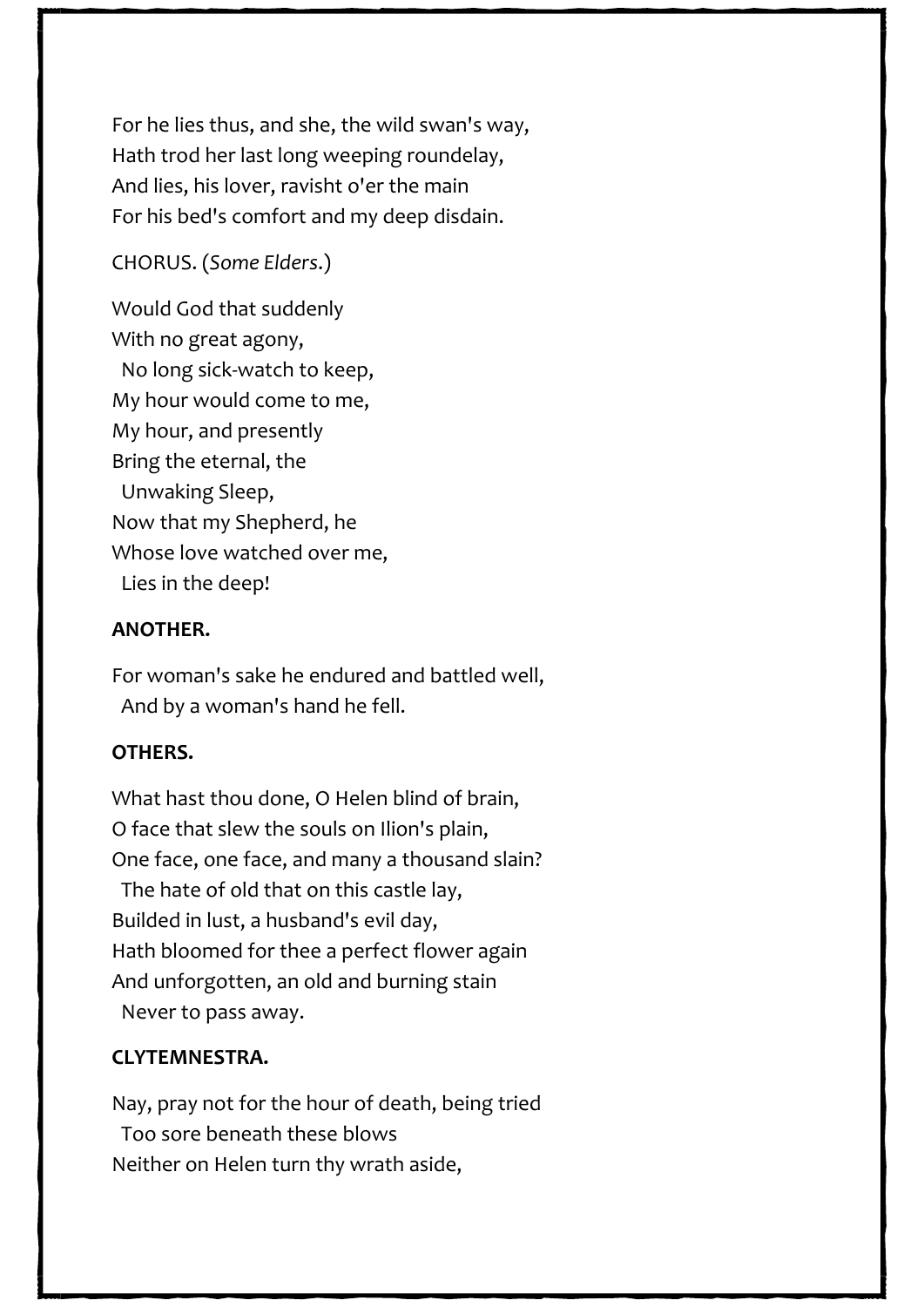For he lies thus, and she, the wild swan's way,
Hath trod her last long weeping roundelay,
And lies, his lover, ravisht o'er the main
For his bed's comfort and my deep disdain.

CHORUS. (*Some Elders.*)

Would God that suddenly
With no great agony,
  No long sick-watch to keep,
My hour would come to me,
My hour, and presently
Bring the eternal, the
  Unwaking Sleep,
Now that my Shepherd, he
Whose love watched over me,
  Lies in the deep!

**ANOTHER.**

For woman's sake he endured and battled well,
  And by a woman's hand he fell.

**OTHERS.**

What hast thou done, O Helen blind of brain,
O face that slew the souls on Ilion's plain,
One face, one face, and many a thousand slain?
  The hate of old that on this castle lay,
Builded in lust, a husband's evil day,
Hath bloomed for thee a perfect flower again
And unforgotten, an old and burning stain
  Never to pass away.

**CLYTEMNESTRA.**

Nay, pray not for the hour of death, being tried
  Too sore beneath these blows
Neither on Helen turn thy wrath aside,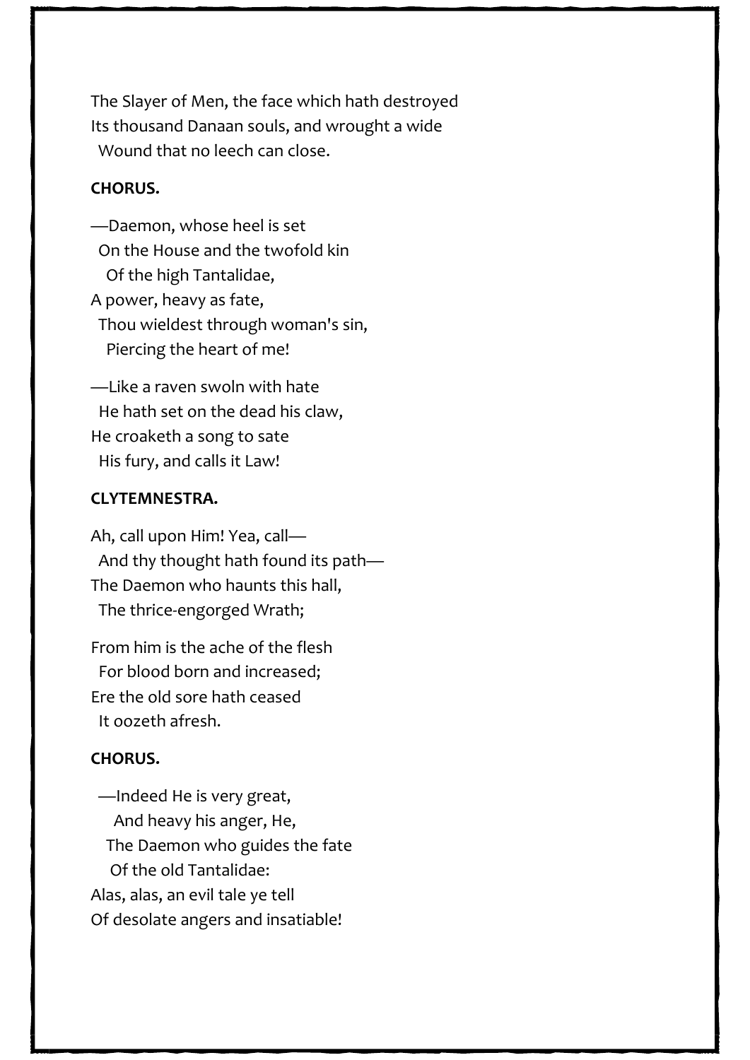The Slayer of Men, the face which hath destroyed
Its thousand Danaan souls, and wrought a wide
  Wound that no leech can close.

**CHORUS.**

—Daemon, whose heel is set
  On the House and the twofold kin
    Of the high Tantalidae,
A power, heavy as fate,
  Thou wieldest through woman's sin,
    Piercing the heart of me!

—Like a raven swoln with hate
  He hath set on the dead his claw,
He croaketh a song to sate
  His fury, and calls it Law!

**CLYTEMNESTRA.**

Ah, call upon Him! Yea, call—
  And thy thought hath found its path—
The Daemon who haunts this hall,
  The thrice-engorged Wrath;

From him is the ache of the flesh
  For blood born and increased;
Ere the old sore hath ceased
  It oozeth afresh.

**CHORUS.**

  —Indeed He is very great,
    And heavy his anger, He,
   The Daemon who guides the fate
    Of the old Tantalidae:
Alas, alas, an evil tale ye tell
Of desolate angers and insatiable!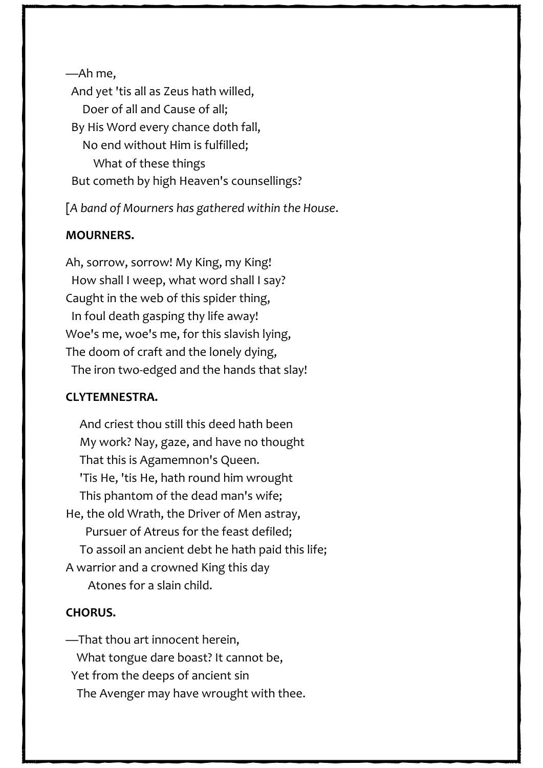—Ah me,
And yet 'tis all as Zeus hath willed,
Doer of all and Cause of all;
By His Word every chance doth fall,
No end without Him is fulfilled;
What of these things
But cometh by high Heaven's counsellings?

[*A band of Mourners has gathered within the House*.

**MOURNERS.**

Ah, sorrow, sorrow! My King, my King!
How shall I weep, what word shall I say?
Caught in the web of this spider thing,
In foul death gasping thy life away!
Woe's me, woe's me, for this slavish lying,
The doom of craft and the lonely dying,
The iron two-edged and the hands that slay!

**CLYTEMNESTRA.**

And criest thou still this deed hath been
My work? Nay, gaze, and have no thought
That this is Agamemnon's Queen.
'Tis He, 'tis He, hath round him wrought
This phantom of the dead man's wife;
He, the old Wrath, the Driver of Men astray,
Pursuer of Atreus for the feast defiled;
To assoil an ancient debt he hath paid this life;
A warrior and a crowned King this day
Atones for a slain child.

**CHORUS.**

—That thou art innocent herein,
What tongue dare boast? It cannot be,
Yet from the deeps of ancient sin
The Avenger may have wrought with thee.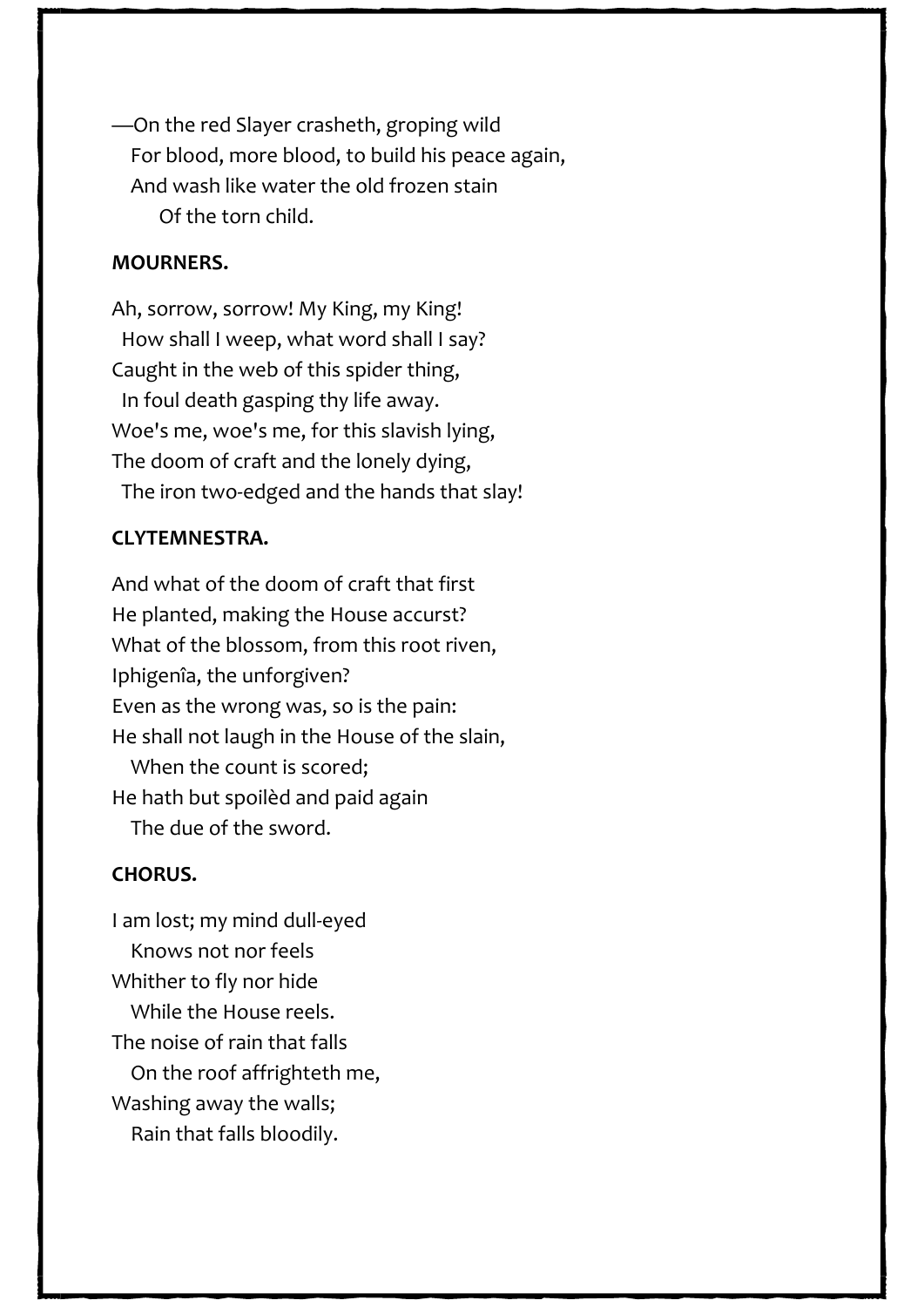—On the red Slayer crasheth, groping wild
   For blood, more blood, to build his peace again,
   And wash like water the old frozen stain
      Of the torn child.

**MOURNERS.**

Ah, sorrow, sorrow! My King, my King!
  How shall I weep, what word shall I say?
Caught in the web of this spider thing,
  In foul death gasping thy life away.
Woe's me, woe's me, for this slavish lying,
The doom of craft and the lonely dying,
  The iron two-edged and the hands that slay!

**CLYTEMNESTRA.**

And what of the doom of craft that first
He planted, making the House accurst?
What of the blossom, from this root riven,
Iphigenîa, the unforgiven?
Even as the wrong was, so is the pain:
He shall not laugh in the House of the slain,
   When the count is scored;
He hath but spoilèd and paid again
   The due of the sword.

**CHORUS.**

I am lost; my mind dull-eyed
   Knows not nor feels
Whither to fly nor hide
   While the House reels.
The noise of rain that falls
   On the roof affrighteth me,
Washing away the walls;
   Rain that falls bloodily.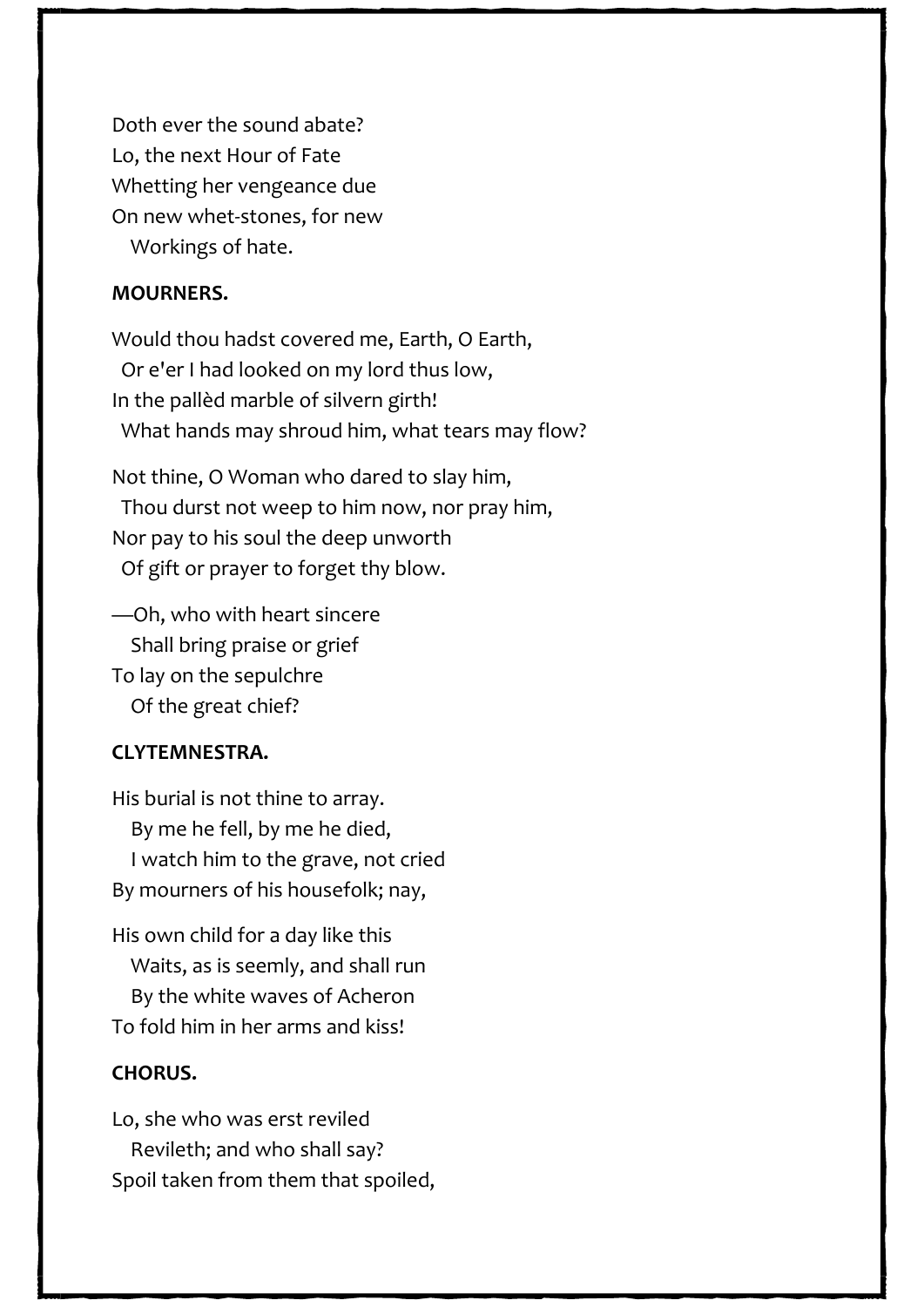Doth ever the sound abate?
Lo, the next Hour of Fate
Whetting her vengeance due
On new whet-stones, for new
  Workings of hate.

**MOURNERS.**

Would thou hadst covered me, Earth, O Earth,
 Or e'er I had looked on my lord thus low,
In the pallèd marble of silvern girth!
 What hands may shroud him, what tears may flow?

Not thine, O Woman who dared to slay him,
 Thou durst not weep to him now, nor pray him,
Nor pay to his soul the deep unworth
 Of gift or prayer to forget thy blow.

—Oh, who with heart sincere
  Shall bring praise or grief
To lay on the sepulchre
  Of the great chief?

**CLYTEMNESTRA.**

His burial is not thine to array.
  By me he fell, by me he died,
  I watch him to the grave, not cried
By mourners of his housefolk; nay,

His own child for a day like this
  Waits, as is seemly, and shall run
  By the white waves of Acheron
To fold him in her arms and kiss!

**CHORUS.**

Lo, she who was erst reviled
  Revileth; and who shall say?
Spoil taken from them that spoiled,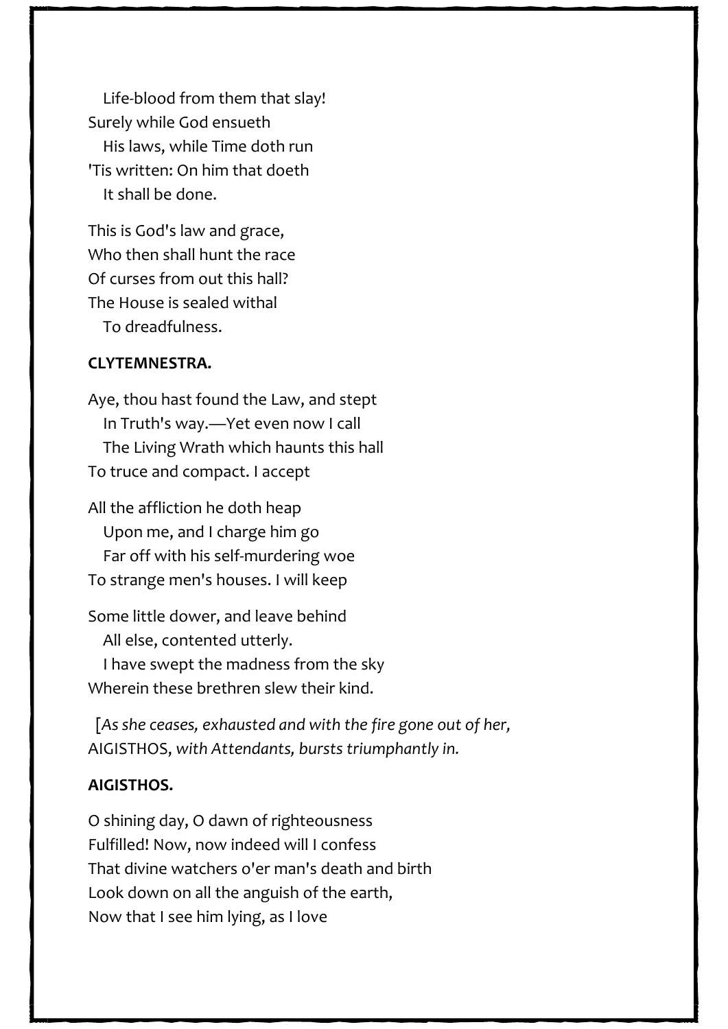Life-blood from them that slay!
Surely while God ensueth
   His laws, while Time doth run
'Tis written: On him that doeth
   It shall be done.

This is God's law and grace,
Who then shall hunt the race
Of curses from out this hall?
The House is sealed withal
   To dreadfulness.

**CLYTEMNESTRA.**

Aye, thou hast found the Law, and stept
   In Truth's way.—Yet even now I call
   The Living Wrath which haunts this hall
To truce and compact. I accept

All the affliction he doth heap
   Upon me, and I charge him go
   Far off with his self-murdering woe
To strange men's houses. I will keep

Some little dower, and leave behind
   All else, contented utterly.
   I have swept the madness from the sky
Wherein these brethren slew their kind.

[*As she ceases, exhausted and with the fire gone out of her,* AIGISTHOS, *with Attendants, bursts triumphantly in.*

**AIGISTHOS.**

O shining day, O dawn of righteousness
Fulfilled! Now, now indeed will I confess
That divine watchers o'er man's death and birth
Look down on all the anguish of the earth,
Now that I see him lying, as I love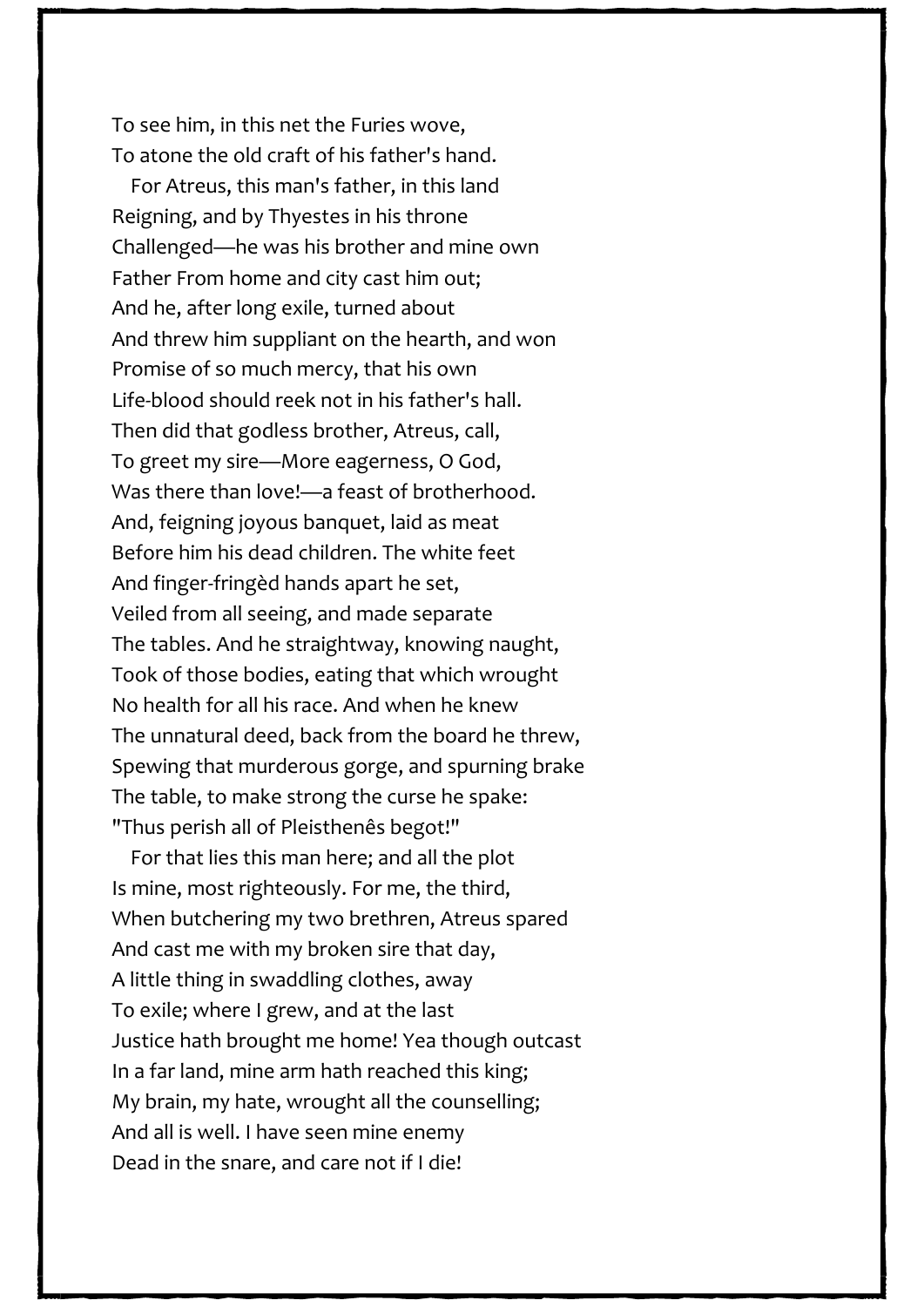To see him, in this net the Furies wove,  
To atone the old craft of his father's hand.  
   For Atreus, this man's father, in this land  
Reigning, and by Thyestes in his throne  
Challenged—he was his brother and mine own  
Father From home and city cast him out;  
And he, after long exile, turned about  
And threw him suppliant on the hearth, and won  
Promise of so much mercy, that his own  
Life-blood should reek not in his father's hall.  
Then did that godless brother, Atreus, call,  
To greet my sire—More eagerness, O God,  
Was there than love!—a feast of brotherhood.  
And, feigning joyous banquet, laid as meat  
Before him his dead children. The white feet  
And finger-fringèd hands apart he set,  
Veiled from all seeing, and made separate  
The tables. And he straightway, knowing naught,  
Took of those bodies, eating that which wrought  
No health for all his race. And when he knew  
The unnatural deed, back from the board he threw,  
Spewing that murderous gorge, and spurning brake  
The table, to make strong the curse he spake:  
"Thus perish all of Pleisthenês begot!"  
   For that lies this man here; and all the plot  
Is mine, most righteously. For me, the third,  
When butchering my two brethren, Atreus spared  
And cast me with my broken sire that day,  
A little thing in swaddling clothes, away  
To exile; where I grew, and at the last  
Justice hath brought me home! Yea though outcast  
In a far land, mine arm hath reached this king;  
My brain, my hate, wrought all the counselling;  
And all is well. I have seen mine enemy  
Dead in the snare, and care not if I die!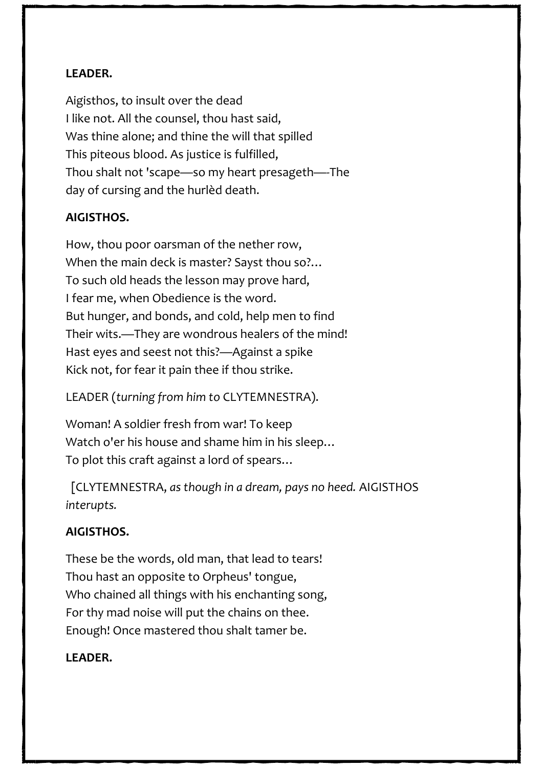**LEADER.**

Aigisthos, to insult over the dead
I like not. All the counsel, thou hast said,
Was thine alone; and thine the will that spilled
This piteous blood. As justice is fulfilled,
Thou shalt not 'scape—so my heart presageth—-The
day of cursing and the hurlèd death.

**AIGISTHOS.**

How, thou poor oarsman of the nether row,
When the main deck is master? Sayst thou so?…
To such old heads the lesson may prove hard,
I fear me, when Obedience is the word.
But hunger, and bonds, and cold, help men to find
Their wits.—They are wondrous healers of the mind!
Hast eyes and seest not this?—Against a spike
Kick not, for fear it pain thee if thou strike.

LEADER (*turning from him to* CLYTEMNESTRA).

Woman! A soldier fresh from war! To keep
Watch o'er his house and shame him in his sleep…
To plot this craft against a lord of spears…

[CLYTEMNESTRA, *as though in a dream, pays no heed.* AIGISTHOS *interupts.*

**AIGISTHOS.**

These be the words, old man, that lead to tears!
Thou hast an opposite to Orpheus' tongue,
Who chained all things with his enchanting song,
For thy mad noise will put the chains on thee.
Enough! Once mastered thou shalt tamer be.

**LEADER.**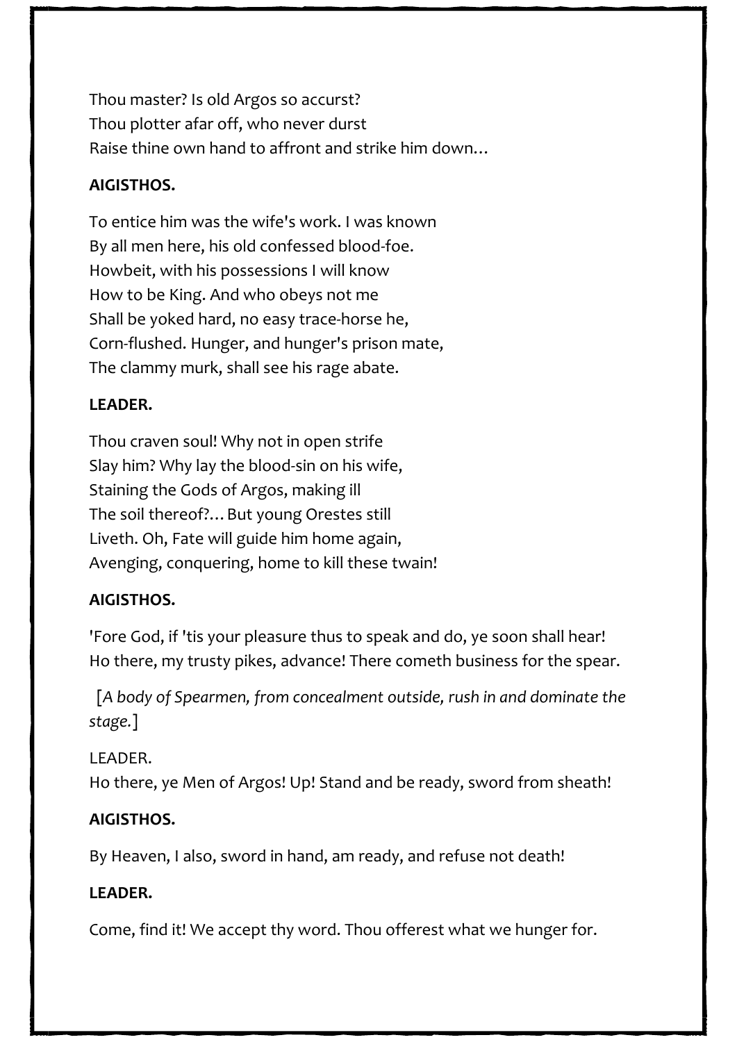Thou master? Is old Argos so accurst?
Thou plotter afar off, who never durst
Raise thine own hand to affront and strike him down…

**AIGISTHOS.**

To entice him was the wife's work. I was known
By all men here, his old confessed blood-foe.
Howbeit, with his possessions I will know
How to be King. And who obeys not me
Shall be yoked hard, no easy trace-horse he,
Corn-flushed. Hunger, and hunger's prison mate,
The clammy murk, shall see his rage abate.

**LEADER.**

Thou craven soul! Why not in open strife
Slay him? Why lay the blood-sin on his wife,
Staining the Gods of Argos, making ill
The soil thereof?… But young Orestes still
Liveth. Oh, Fate will guide him home again,
Avenging, conquering, home to kill these twain!

**AIGISTHOS.**

'Fore God, if 'tis your pleasure thus to speak and do, ye soon shall hear!
Ho there, my trusty pikes, advance! There cometh business for the spear.

[*A body of Spearmen, from concealment outside, rush in and dominate the stage.*]

LEADER.
Ho there, ye Men of Argos! Up! Stand and be ready, sword from sheath!

**AIGISTHOS.**

By Heaven, I also, sword in hand, am ready, and refuse not death!

**LEADER.**

Come, find it! We accept thy word. Thou offerest what we hunger for.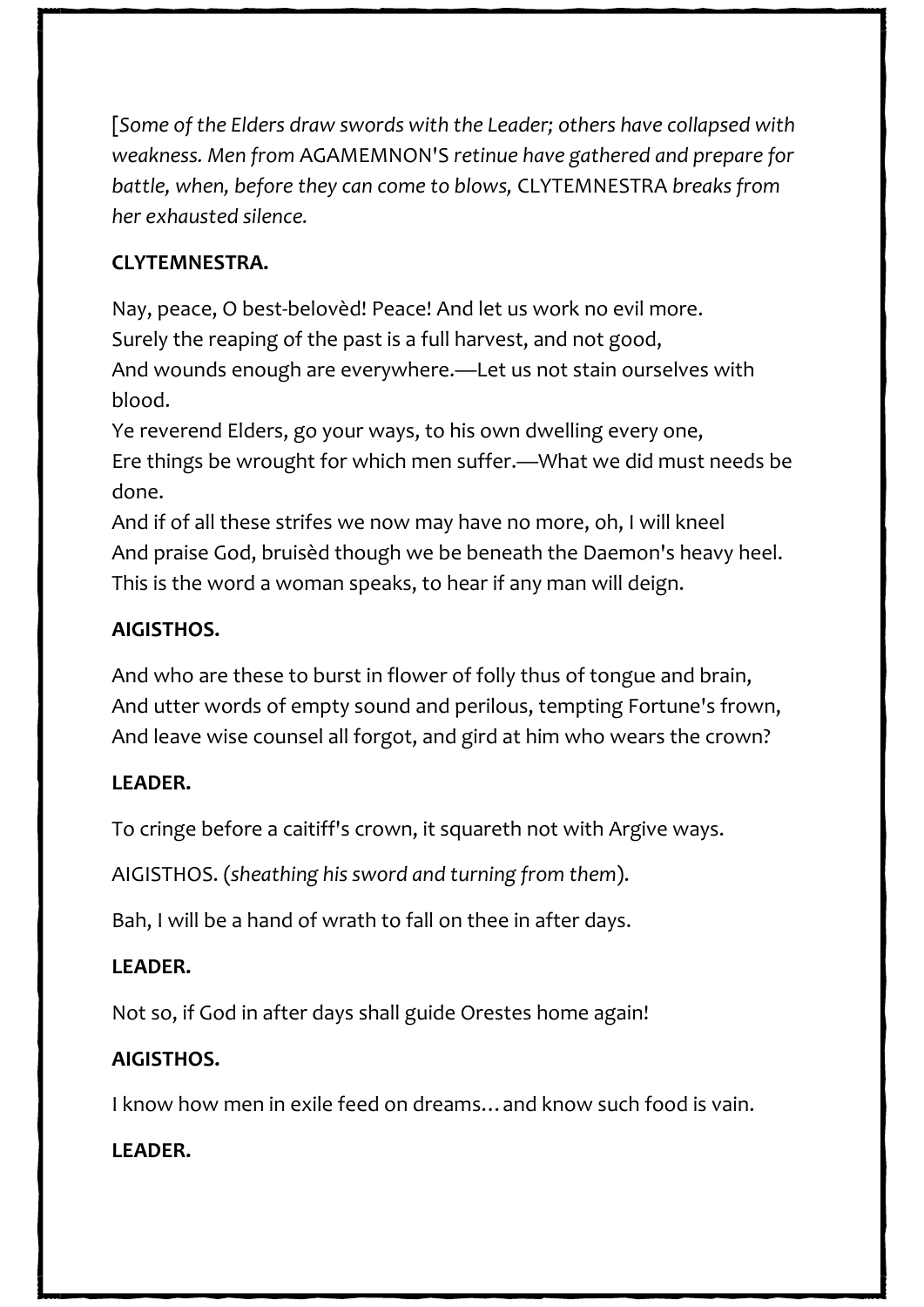[*Some of the Elders draw swords with the Leader; others have collapsed with weakness. Men from* AGAMEMNON'S *retinue have gathered and prepare for battle, when, before they can come to blows,* CLYTEMNESTRA *breaks from her exhausted silence.*

**CLYTEMNESTRA.**

Nay, peace, O best-belovèd! Peace! And let us work no evil more.
Surely the reaping of the past is a full harvest, and not good,
And wounds enough are everywhere.—Let us not stain ourselves with blood.
Ye reverend Elders, go your ways, to his own dwelling every one,
Ere things be wrought for which men suffer.—What we did must needs be done.
And if of all these strifes we now may have no more, oh, I will kneel
And praise God, bruisèd though we be beneath the Daemon's heavy heel.
This is the word a woman speaks, to hear if any man will deign.

**AIGISTHOS.**

And who are these to burst in flower of folly thus of tongue and brain,
And utter words of empty sound and perilous, tempting Fortune's frown,
And leave wise counsel all forgot, and gird at him who wears the crown?

**LEADER.**

To cringe before a caitiff's crown, it squareth not with Argive ways.

AIGISTHOS. (*sheathing his sword and turning from them*).

Bah, I will be a hand of wrath to fall on thee in after days.

**LEADER.**

Not so, if God in after days shall guide Orestes home again!

**AIGISTHOS.**

I know how men in exile feed on dreams… and know such food is vain.

**LEADER.**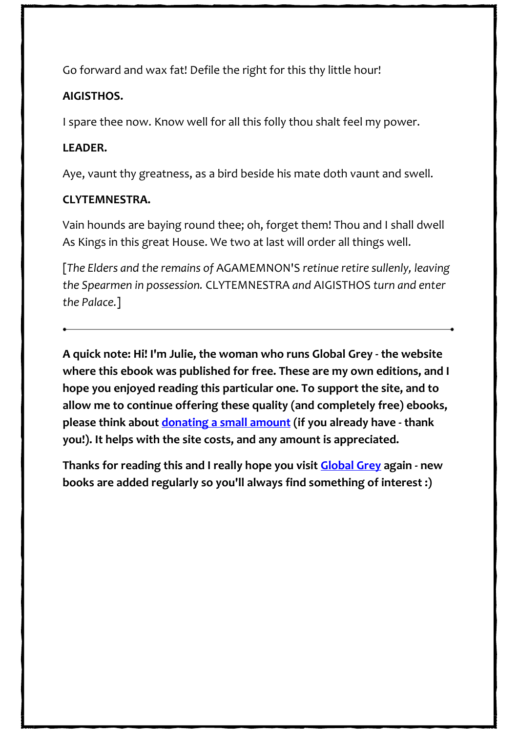Go forward and wax fat! Defile the right for this thy little hour!

**AIGISTHOS.**

I spare thee now. Know well for all this folly thou shalt feel my power.

**LEADER.**

Aye, vaunt thy greatness, as a bird beside his mate doth vaunt and swell.

**CLYTEMNESTRA.**

Vain hounds are baying round thee; oh, forget them! Thou and I shall dwell As Kings in this great House. We two at last will order all things well.

[*The Elders and the remains of* AGAMEMNON'S *retinue retire sullenly, leaving the Spearmen in possession.* CLYTEMNESTRA *and* AIGISTHOS *turn and enter the Palace.*]

---

**A quick note: Hi! I'm Julie, the woman who runs Global Grey - the website where this ebook was published for free. These are my own editions, and I hope you enjoyed reading this particular one. To support the site, and to allow me to continue offering these quality (and completely free) ebooks, please think about donating a small amount (if you already have - thank you!). It helps with the site costs, and any amount is appreciated.**

**Thanks for reading this and I really hope you visit Global Grey again - new books are added regularly so you'll always find something of interest :)**